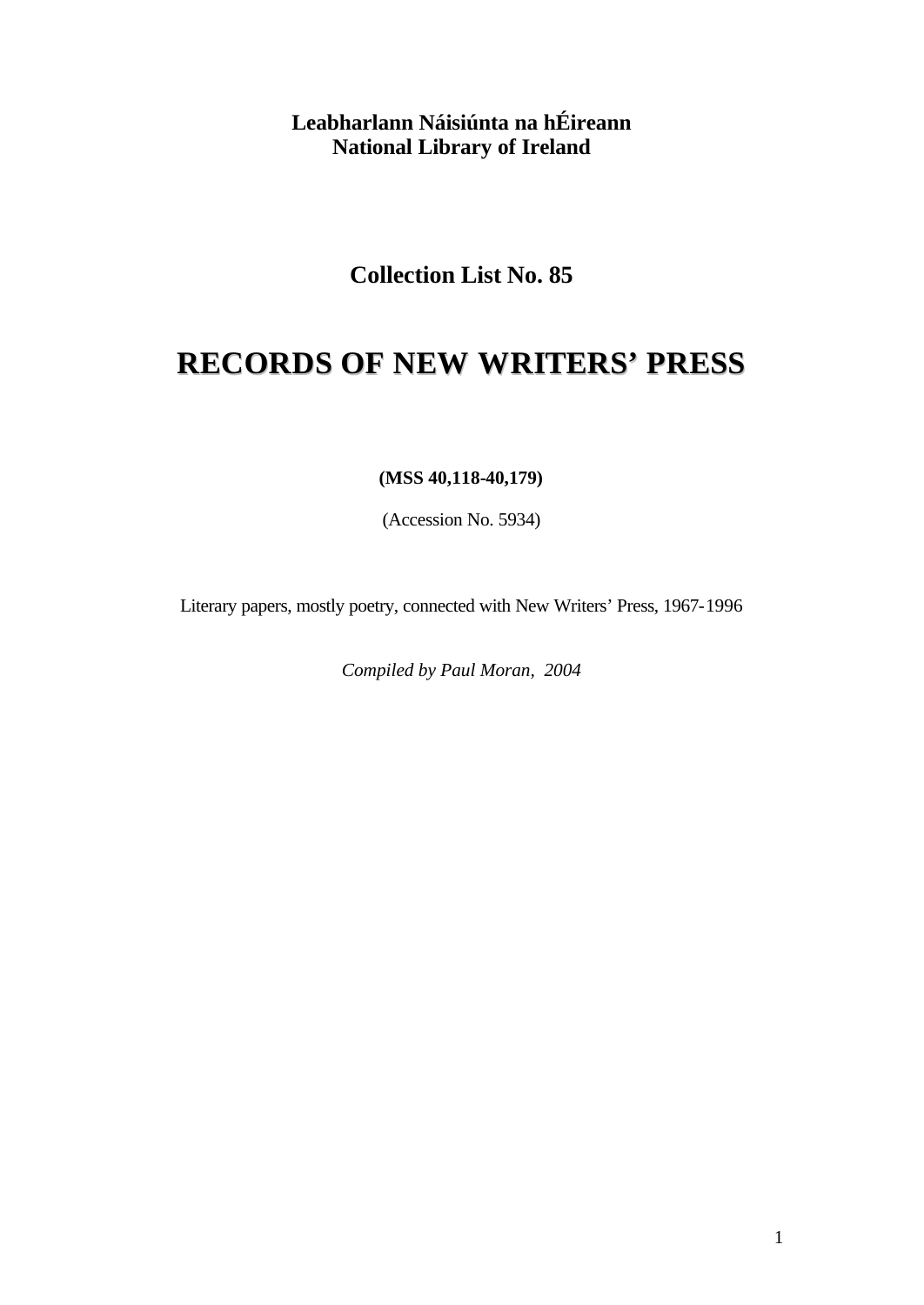**Leabharlann Náisiúnta na hÉireann**
**National Library of Ireland**

## Collection List No. 85

# RECORDS OF NEW WRITERS' PRESS

**(MSS 40,118-40,179)**

(Accession No. 5934)

Literary papers, mostly poetry, connected with New Writers' Press, 1967-1996

*Compiled by Paul Moran, 2004*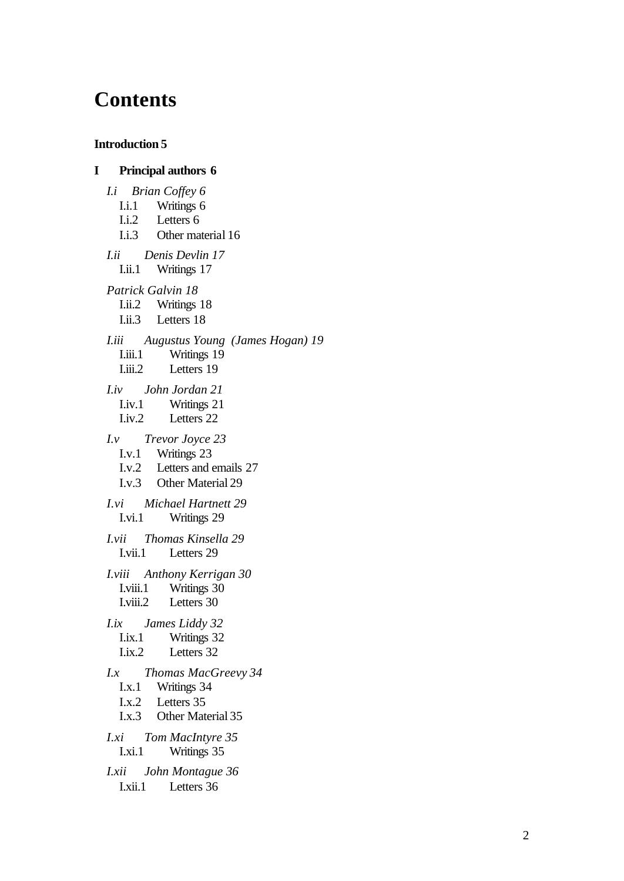# Contents

**Introduction 5**

**I Principal authors 6**

*I.i Brian Coffey 6*

- I.i.1 Writings 6
- I.i.2 Letters 6
- I.i.3 Other material 16

*I.ii Denis Devlin 17*

- I.ii.1 Writings 17

*Patrick Galvin 18*

- I.ii.2 Writings 18
- I.ii.3 Letters 18

*I.iii Augustus Young (James Hogan) 19*

- I.iii.1 Writings 19
- I.iii.2 Letters 19

*I.iv John Jordan 21*

- I.iv.1 Writings 21
- I.iv.2 Letters 22

*I.v Trevor Joyce 23*

- I.v.1 Writings 23
- I.v.2 Letters and emails 27
- I.v.3 Other Material 29

*I.vi Michael Hartnett 29*

- I.vi.1 Writings 29

*I.vii Thomas Kinsella 29*

- I.vii.1 Letters 29

*I.viii Anthony Kerrigan 30*

- I.viii.1 Writings 30
- I.viii.2 Letters 30

*I.ix James Liddy 32*

- I.ix.1 Writings 32
- I.ix.2 Letters 32

*I.x Thomas MacGreevy 34*

- I.x.1 Writings 34
- I.x.2 Letters 35
- I.x.3 Other Material 35

*I.xi Tom MacIntyre 35*

- I.xi.1 Writings 35

*I.xii John Montague 36*

- I.xii.1 Letters 36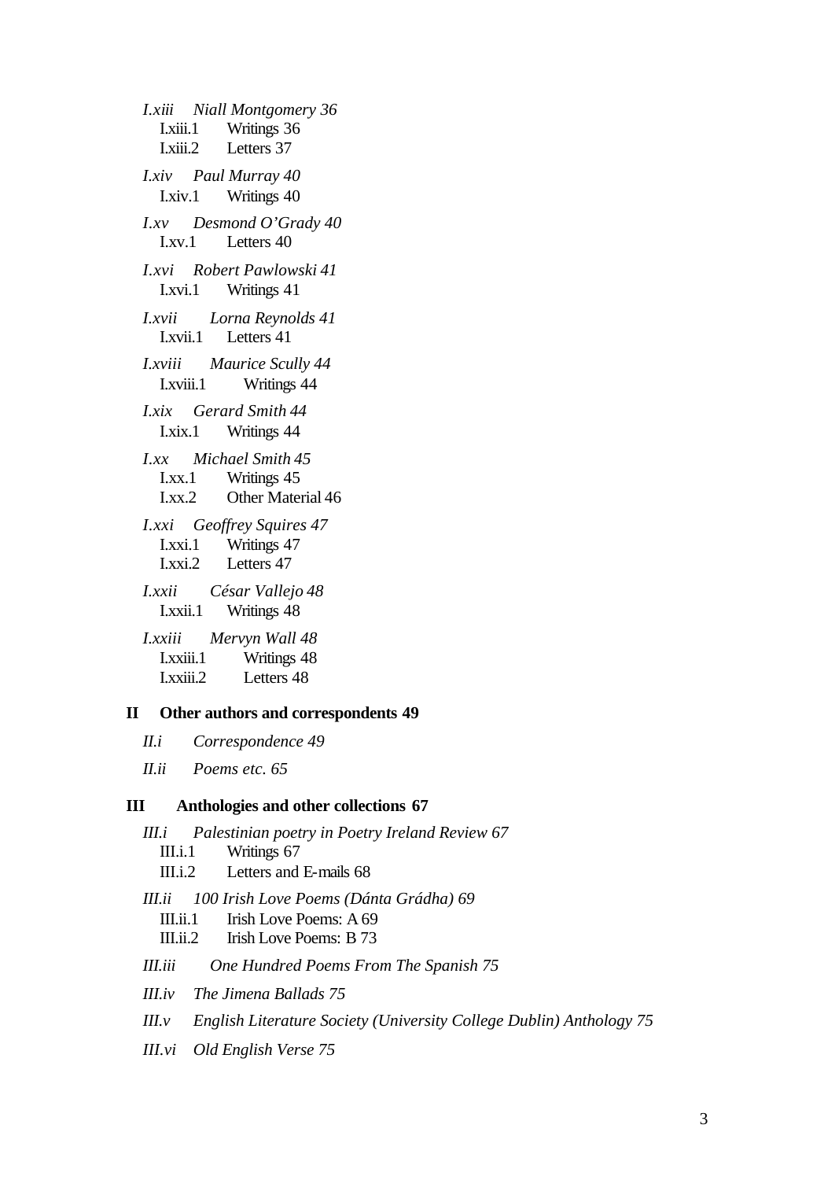*I.xiii Niall Montgomery 36*

I.xiii.1 Writings 36

I.xiii.2 Letters 37

*I.xiv Paul Murray 40*

I.xiv.1 Writings 40

*I.xv Desmond O'Grady 40*

I.xv.1 Letters 40

*I.xvi Robert Pawlowski 41*

I.xvi.1 Writings 41

*I.xvii Lorna Reynolds 41*

I.xvii.1 Letters 41

*I.xviii Maurice Scully 44*

I.xviii.1 Writings 44

*I.xix Gerard Smith 44*

I.xix.1 Writings 44

*I.xx Michael Smith 45*

I.xx.1 Writings 45

I.xx.2 Other Material 46

*I.xxi Geoffrey Squires 47*

I.xxi.1 Writings 47

I.xxi.2 Letters 47

*I.xxii César Vallejo 48*

I.xxii.1 Writings 48

*I.xxiii Mervyn Wall 48*

I.xxiii.1 Writings 48

I.xxiii.2 Letters 48

**II Other authors and correspondents 49**

*II.i Correspondence 49*

*II.ii Poems etc. 65*

**III Anthologies and other collections 67**

*III.i Palestinian poetry in Poetry Ireland Review 67*

III.i.1 Writings 67

III.i.2 Letters and E-mails 68

*III.ii 100 Irish Love Poems (Dánta Grádha) 69*

III.ii.1 Irish Love Poems: A 69

III.ii.2 Irish Love Poems: B 73

*III.iii One Hundred Poems From The Spanish 75*

*III.iv The Jimena Ballads 75*

*III.v English Literature Society (University College Dublin) Anthology 75*

*III.vi Old English Verse 75*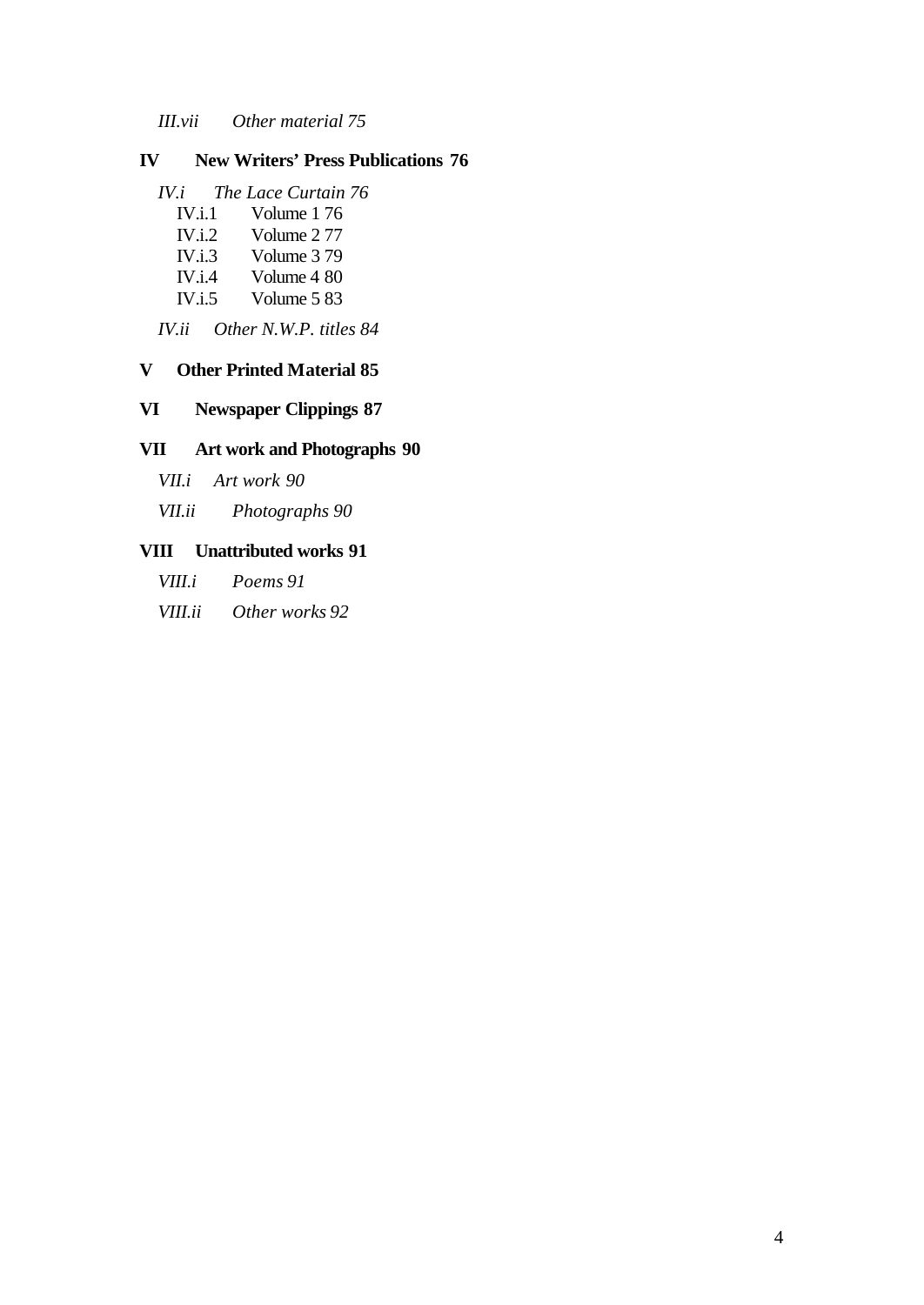*III.vii Other material 75*

**IV New Writers' Press Publications 76**

*IV.i The Lace Curtain 76*

IV.i.1 Volume 1 76

IV.i.2 Volume 2 77

IV.i.3 Volume 3 79

IV.i.4 Volume 4 80

IV.i.5 Volume 5 83

*IV.ii Other N.W.P. titles 84*

**V Other Printed Material 85**

**VI Newspaper Clippings 87**

**VII Art work and Photographs 90**

*VII.i Art work 90*

*VII.ii Photographs 90*

**VIII Unattributed works 91**

*VIII.i Poems 91*

*VIII.ii Other works 92*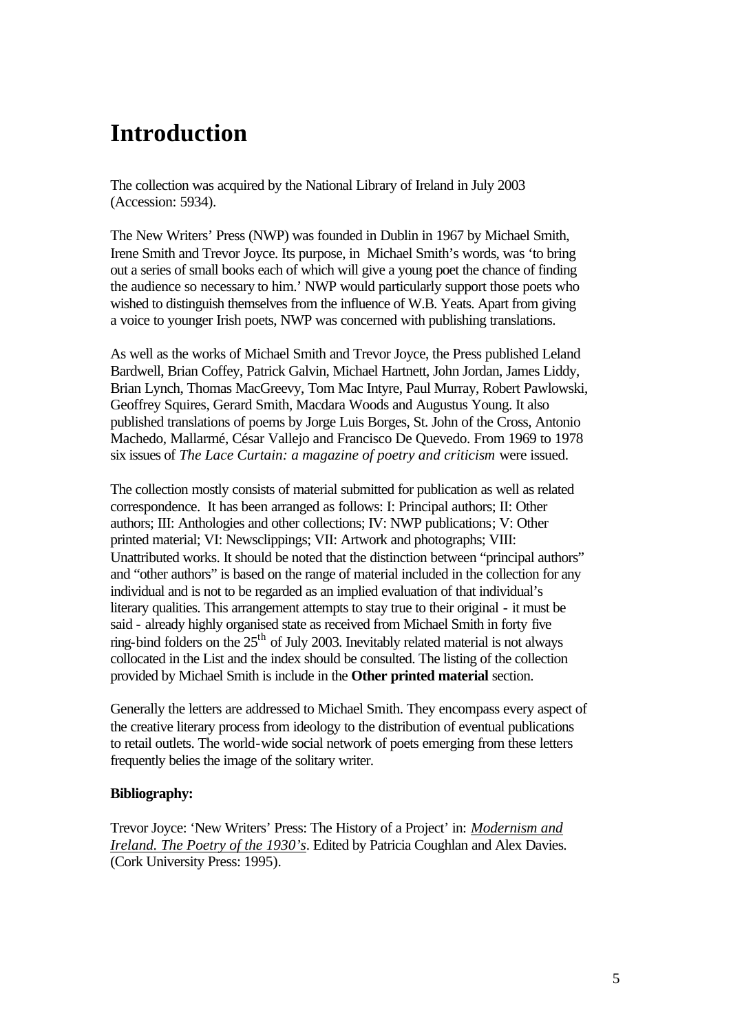# Introduction

The collection was acquired by the National Library of Ireland in July 2003 (Accession: 5934).

The New Writers' Press (NWP) was founded in Dublin in 1967 by Michael Smith, Irene Smith and Trevor Joyce. Its purpose, in Michael Smith's words, was 'to bring out a series of small books each of which will give a young poet the chance of finding the audience so necessary to him.' NWP would particularly support those poets who wished to distinguish themselves from the influence of W.B. Yeats. Apart from giving a voice to younger Irish poets, NWP was concerned with publishing translations.

As well as the works of Michael Smith and Trevor Joyce, the Press published Leland Bardwell, Brian Coffey, Patrick Galvin, Michael Hartnett, John Jordan, James Liddy, Brian Lynch, Thomas MacGreevy, Tom Mac Intyre, Paul Murray, Robert Pawlowski, Geoffrey Squires, Gerard Smith, Macdara Woods and Augustus Young. It also published translations of poems by Jorge Luis Borges, St. John of the Cross, Antonio Machedo, Mallarmé, César Vallejo and Francisco De Quevedo. From 1969 to 1978 six issues of *The Lace Curtain: a magazine of poetry and criticism* were issued.

The collection mostly consists of material submitted for publication as well as related correspondence. It has been arranged as follows: I: Principal authors; II: Other authors; III: Anthologies and other collections; IV: NWP publications; V: Other printed material; VI: Newsclippings; VII: Artwork and photographs; VIII: Unattributed works. It should be noted that the distinction between "principal authors" and "other authors" is based on the range of material included in the collection for any individual and is not to be regarded as an implied evaluation of that individual's literary qualities. This arrangement attempts to stay true to their original - it must be said - already highly organised state as received from Michael Smith in forty five ring-bind folders on the 25th of July 2003. Inevitably related material is not always collocated in the List and the index should be consulted. The listing of the collection provided by Michael Smith is include in the **Other printed material** section.

Generally the letters are addressed to Michael Smith. They encompass every aspect of the creative literary process from ideology to the distribution of eventual publications to retail outlets. The world-wide social network of poets emerging from these letters frequently belies the image of the solitary writer.

**Bibliography:**

Trevor Joyce: 'New Writers' Press: The History of a Project' in: *Modernism and Ireland. The Poetry of the 1930's*. Edited by Patricia Coughlan and Alex Davies. (Cork University Press: 1995).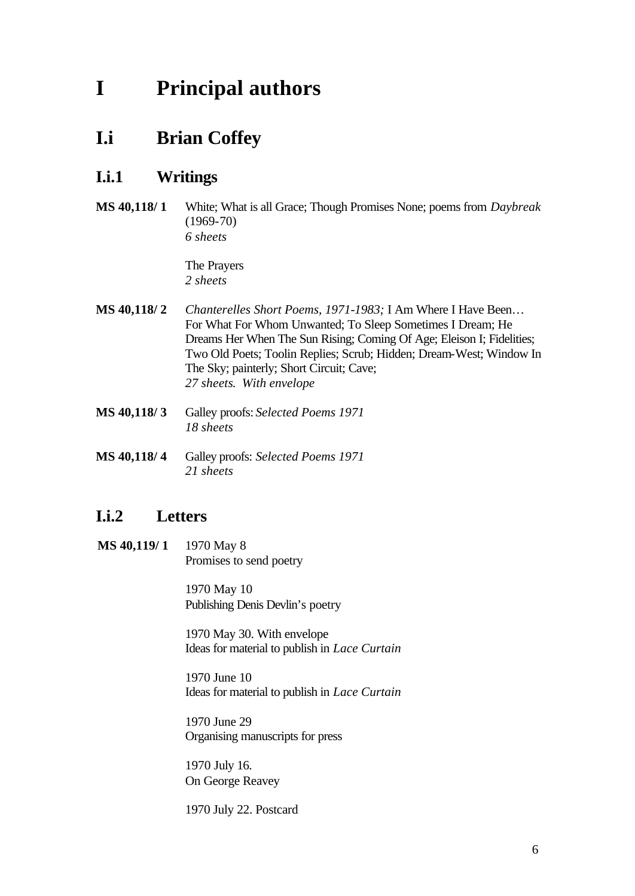# I Principal authors

## I.i Brian Coffey

### I.i.1 Writings

**MS 40,118/ 1** White; What is all Grace; Though Promises None; poems from *Daybreak* (1969-70)
*6 sheets*

The Prayers
*2 sheets*

**MS 40,118/ 2** *Chanterelles Short Poems, 1971-1983;* I Am Where I Have Been… For What For Whom Unwanted; To Sleep Sometimes I Dream; He Dreams Her When The Sun Rising; Coming Of Age; Eleison I; Fidelities; Two Old Poets; Toolin Replies; Scrub; Hidden; Dream-West; Window In The Sky; painterly; Short Circuit; Cave;
*27 sheets. With envelope*

**MS 40,118/ 3** Galley proofs: *Selected Poems 1971*
*18 sheets*

**MS 40,118/ 4** Galley proofs: *Selected Poems 1971*
*21 sheets*

### I.i.2 Letters

**MS 40,119/ 1** 1970 May 8
Promises to send poetry

1970 May 10
Publishing Denis Devlin's poetry

1970 May 30. With envelope
Ideas for material to publish in *Lace Curtain*

1970 June 10
Ideas for material to publish in *Lace Curtain*

1970 June 29
Organising manuscripts for press

1970 July 16.
On George Reavey

1970 July 22. Postcard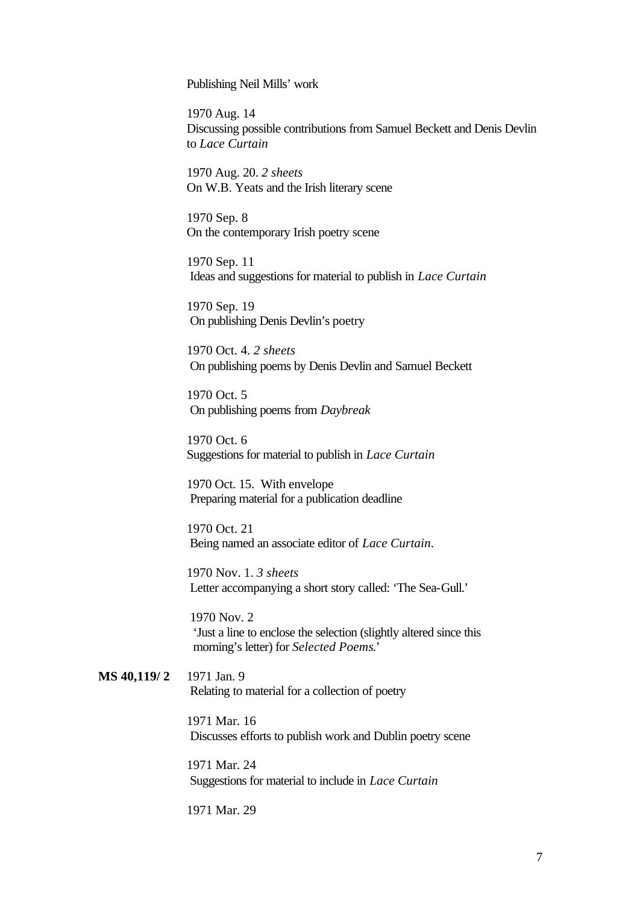Publishing Neil Mills' work

1970 Aug. 14
Discussing possible contributions from Samuel Beckett and Denis Devlin to *Lace Curtain*

1970 Aug. 20. *2 sheets*
On W.B. Yeats and the Irish literary scene

1970 Sep. 8
On the contemporary Irish poetry scene

1970 Sep. 11
Ideas and suggestions for material to publish in *Lace Curtain*

1970 Sep. 19
On publishing Denis Devlin's poetry

1970 Oct. 4. *2 sheets*
On publishing poems by Denis Devlin and Samuel Beckett

1970 Oct. 5
On publishing poems from *Daybreak*

1970 Oct. 6
Suggestions for material to publish in *Lace Curtain*

1970 Oct. 15. With envelope
Preparing material for a publication deadline

1970 Oct. 21
Being named an associate editor of *Lace Curtain*.

1970 Nov. 1. *3 sheets*
Letter accompanying a short story called: 'The Sea-Gull.'

1970 Nov. 2
'Just a line to enclose the selection (slightly altered since this morning's letter) for *Selected Poems*.'

**MS 40,119/ 2** 1971 Jan. 9
Relating to material for a collection of poetry

1971 Mar. 16
Discusses efforts to publish work and Dublin poetry scene

1971 Mar. 24
Suggestions for material to include in *Lace Curtain*

1971 Mar. 29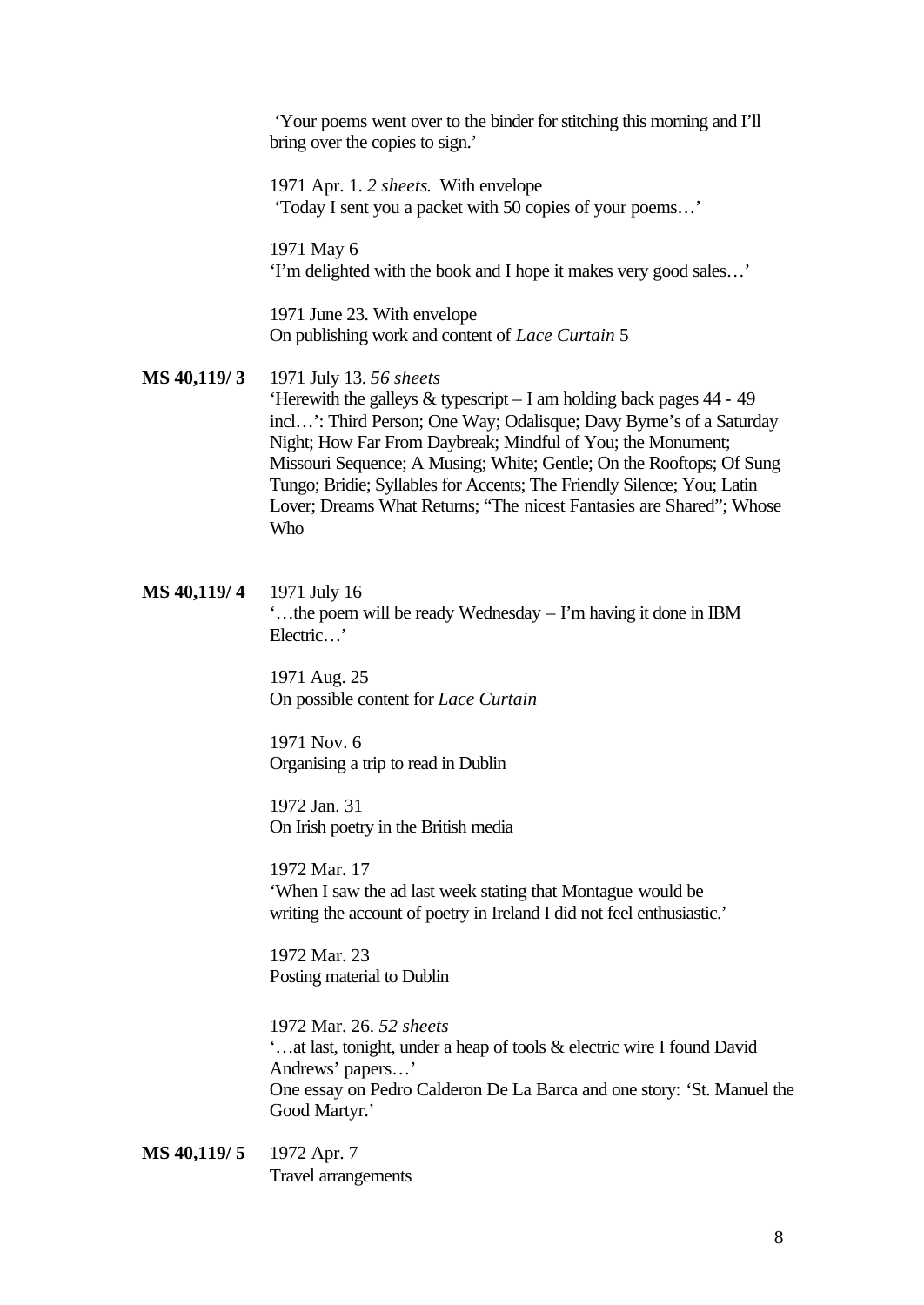'Your poems went over to the binder for stitching this morning and I'll bring over the copies to sign.'

1971 Apr. 1. *2 sheets.* With envelope
'Today I sent you a packet with 50 copies of your poems…'

1971 May 6
'I'm delighted with the book and I hope it makes very good sales…'

1971 June 23. With envelope
On publishing work and content of *Lace Curtain* 5

**MS 40,119/ 3** 1971 July 13. *56 sheets*
'Herewith the galleys & typescript – I am holding back pages 44 - 49 incl…': Third Person; One Way; Odalisque; Davy Byrne's of a Saturday Night; How Far From Daybreak; Mindful of You; the Monument; Missouri Sequence; A Musing; White; Gentle; On the Rooftops; Of Sung Tungo; Bridie; Syllables for Accents; The Friendly Silence; You; Latin Lover; Dreams What Returns; "The nicest Fantasies are Shared"; Whose Who

**MS 40,119/ 4** 1971 July 16
'…the poem will be ready Wednesday – I'm having it done in IBM Electric…'

1971 Aug. 25
On possible content for *Lace Curtain*

1971 Nov. 6
Organising a trip to read in Dublin

1972 Jan. 31
On Irish poetry in the British media

1972 Mar. 17
'When I saw the ad last week stating that Montague would be writing the account of poetry in Ireland I did not feel enthusiastic.'

1972 Mar. 23
Posting material to Dublin

1972 Mar. 26. *52 sheets*
'…at last, tonight, under a heap of tools & electric wire I found David Andrews' papers…'
One essay on Pedro Calderon De La Barca and one story: 'St. Manuel the Good Martyr.'

**MS 40,119/ 5** 1972 Apr. 7
Travel arrangements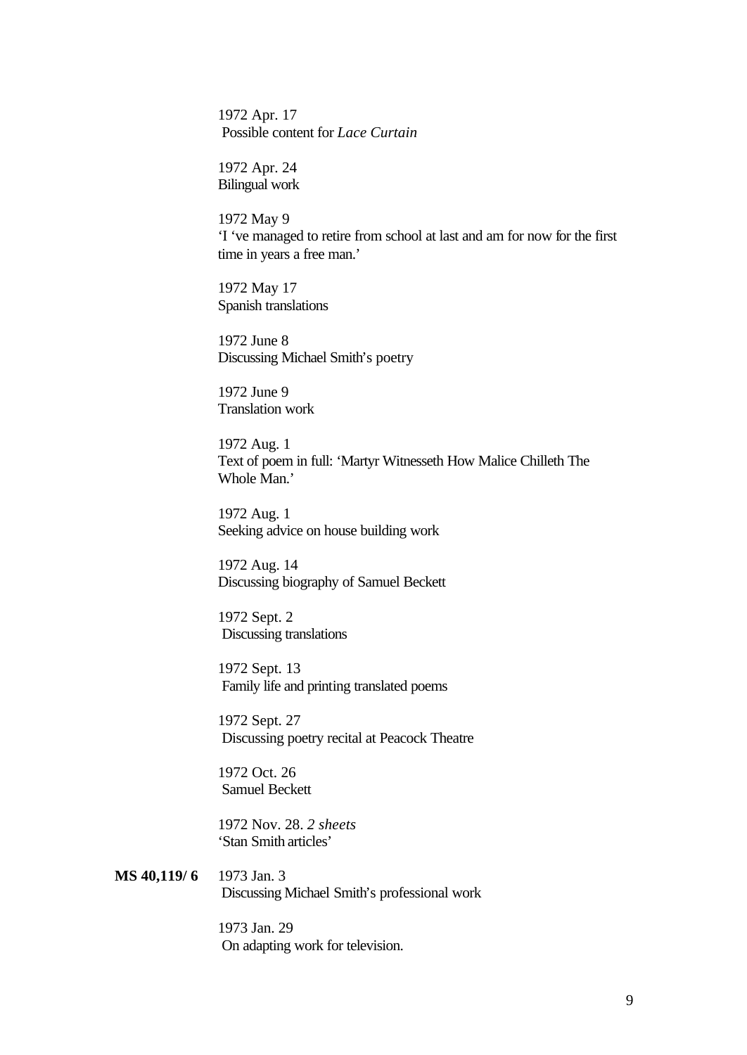1972 Apr. 17
Possible content for *Lace Curtain*

1972 Apr. 24
Bilingual work

1972 May 9
'I 've managed to retire from school at last and am for now for the first time in years a free man.'

1972 May 17
Spanish translations

1972 June 8
Discussing Michael Smith's poetry

1972 June 9
Translation work

1972 Aug. 1
Text of poem in full: 'Martyr Witnesseth How Malice Chilleth The Whole Man.'

1972 Aug. 1
Seeking advice on house building work

1972 Aug. 14
Discussing biography of Samuel Beckett

1972 Sept. 2
Discussing translations

1972 Sept. 13
Family life and printing translated poems

1972 Sept. 27
Discussing poetry recital at Peacock Theatre

1972 Oct. 26
Samuel Beckett

1972 Nov. 28. *2 sheets*
'Stan Smith articles'

**MS 40,119/ 6** 1973 Jan. 3
Discussing Michael Smith's professional work

1973 Jan. 29
On adapting work for television.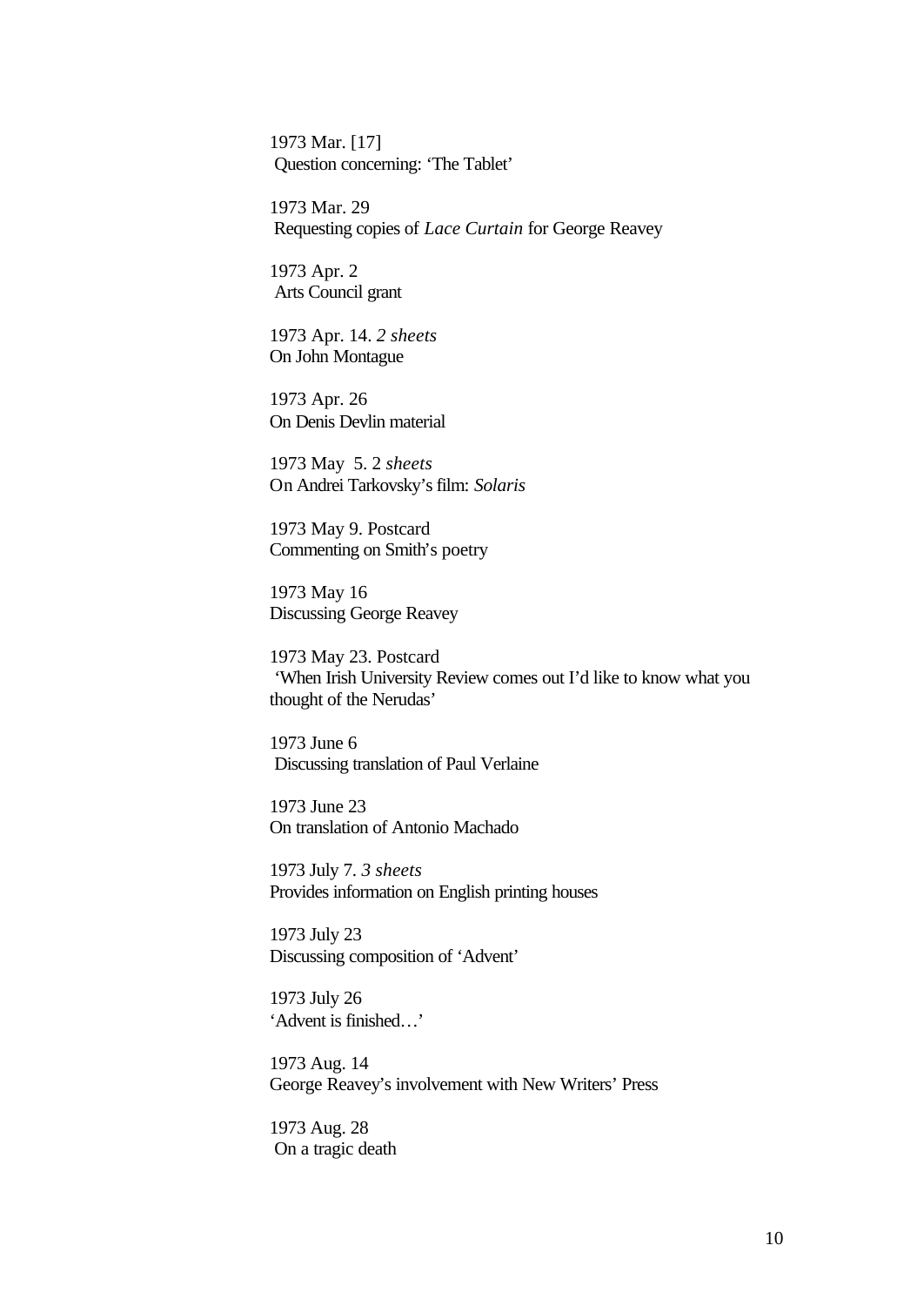1973 Mar. [17]
Question concerning: 'The Tablet'

1973 Mar. 29
Requesting copies of *Lace Curtain* for George Reavey

1973 Apr. 2
Arts Council grant

1973 Apr. 14. *2 sheets*
On John Montague

1973 Apr. 26
On Denis Devlin material

1973 May 5. 2 *sheets*
On Andrei Tarkovsky's film: *Solaris*

1973 May 9. Postcard
Commenting on Smith's poetry

1973 May 16
Discussing George Reavey

1973 May 23. Postcard
'When Irish University Review comes out I'd like to know what you thought of the Nerudas'

1973 June 6
Discussing translation of Paul Verlaine

1973 June 23
On translation of Antonio Machado

1973 July 7. *3 sheets*
Provides information on English printing houses

1973 July 23
Discussing composition of 'Advent'

1973 July 26
'Advent is finished…'

1973 Aug. 14
George Reavey's involvement with New Writers' Press

1973 Aug. 28
On a tragic death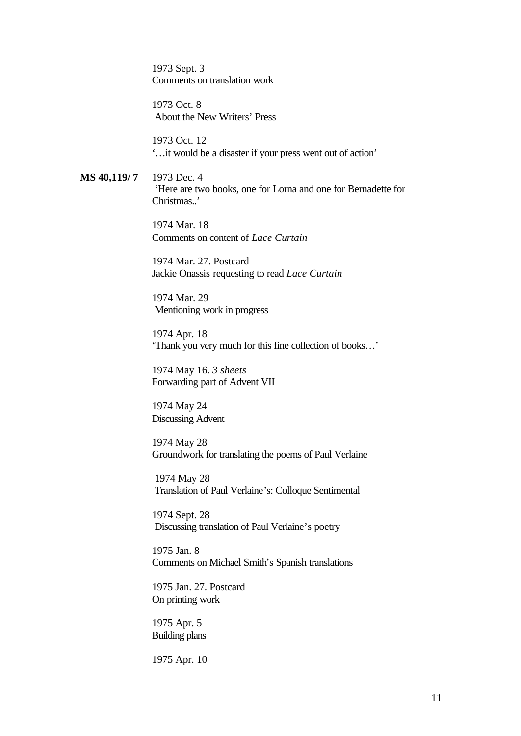1973 Sept. 3
Comments on translation work

1973 Oct. 8
About the New Writers' Press

1973 Oct. 12
'…it would be a disaster if your press went out of action'

**MS 40,119/ 7** 1973 Dec. 4
'Here are two books, one for Lorna and one for Bernadette for Christmas..'

1974 Mar. 18
Comments on content of *Lace Curtain*

1974 Mar. 27. Postcard
Jackie Onassis requesting to read *Lace Curtain*

1974 Mar. 29
Mentioning work in progress

1974 Apr. 18
'Thank you very much for this fine collection of books…'

1974 May 16. *3 sheets*
Forwarding part of Advent VII

1974 May 24
Discussing Advent

1974 May 28
Groundwork for translating the poems of Paul Verlaine

1974 May 28
Translation of Paul Verlaine's: Colloque Sentimental

1974 Sept. 28
Discussing translation of Paul Verlaine's poetry

1975 Jan. 8
Comments on Michael Smith's Spanish translations

1975 Jan. 27. Postcard
On printing work

1975 Apr. 5
Building plans

1975 Apr. 10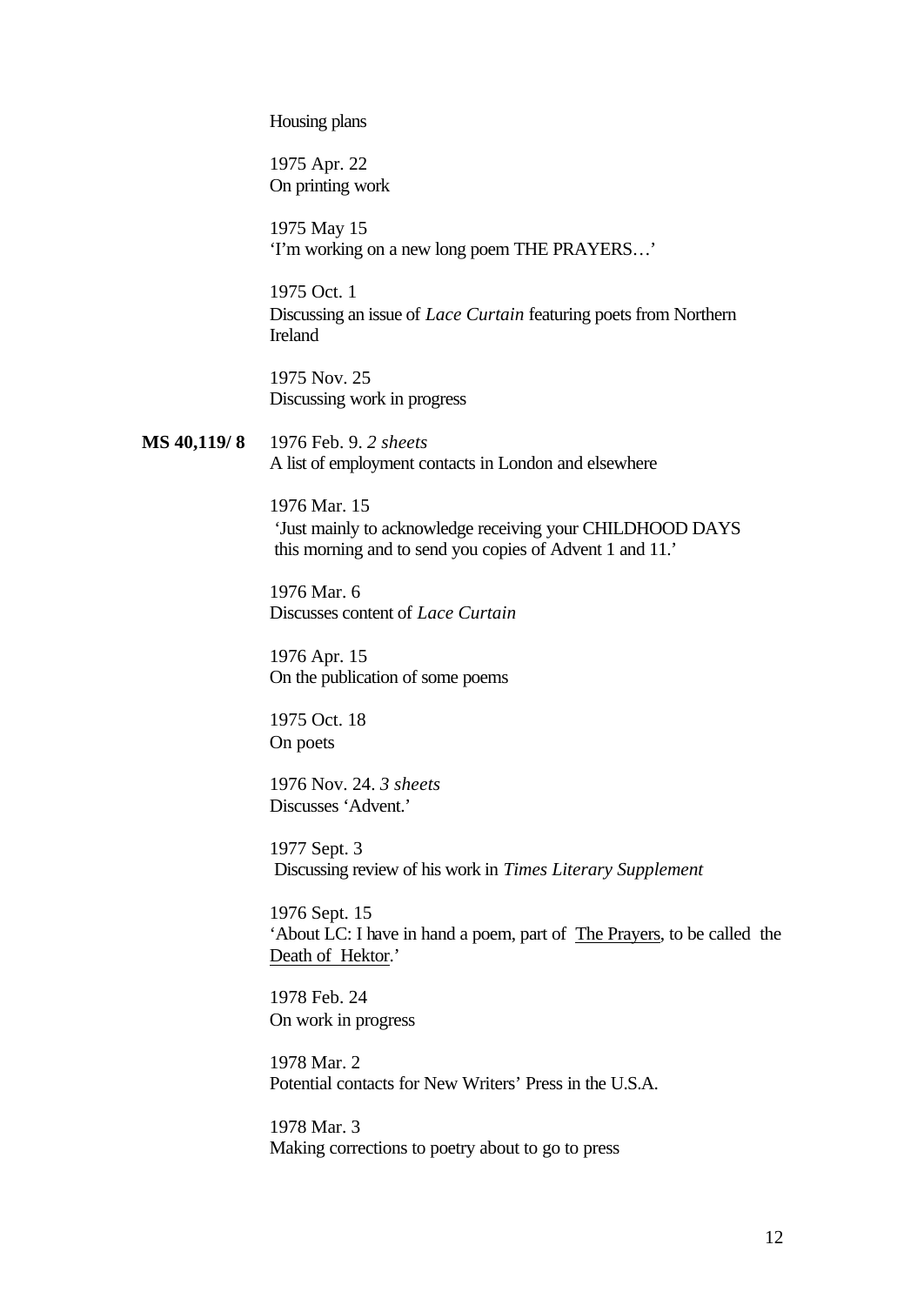Housing plans

1975 Apr. 22
On printing work

1975 May 15
'I'm working on a new long poem THE PRAYERS…'

1975 Oct. 1
Discussing an issue of *Lace Curtain* featuring poets from Northern Ireland

1975 Nov. 25
Discussing work in progress

**MS 40,119/ 8** 1976 Feb. 9. *2 sheets*
A list of employment contacts in London and elsewhere

1976 Mar. 15
'Just mainly to acknowledge receiving your CHILDHOOD DAYS this morning and to send you copies of Advent 1 and 11.'

1976 Mar. 6
Discusses content of *Lace Curtain*

1976 Apr. 15
On the publication of some poems

1975 Oct. 18
On poets

1976 Nov. 24. *3 sheets*
Discusses 'Advent.'

1977 Sept. 3
Discussing review of his work in *Times Literary Supplement*

1976 Sept. 15
'About LC: I have in hand a poem, part of The Prayers, to be called the Death of Hektor.'

1978 Feb. 24
On work in progress

1978 Mar. 2
Potential contacts for New Writers' Press in the U.S.A.

1978 Mar. 3
Making corrections to poetry about to go to press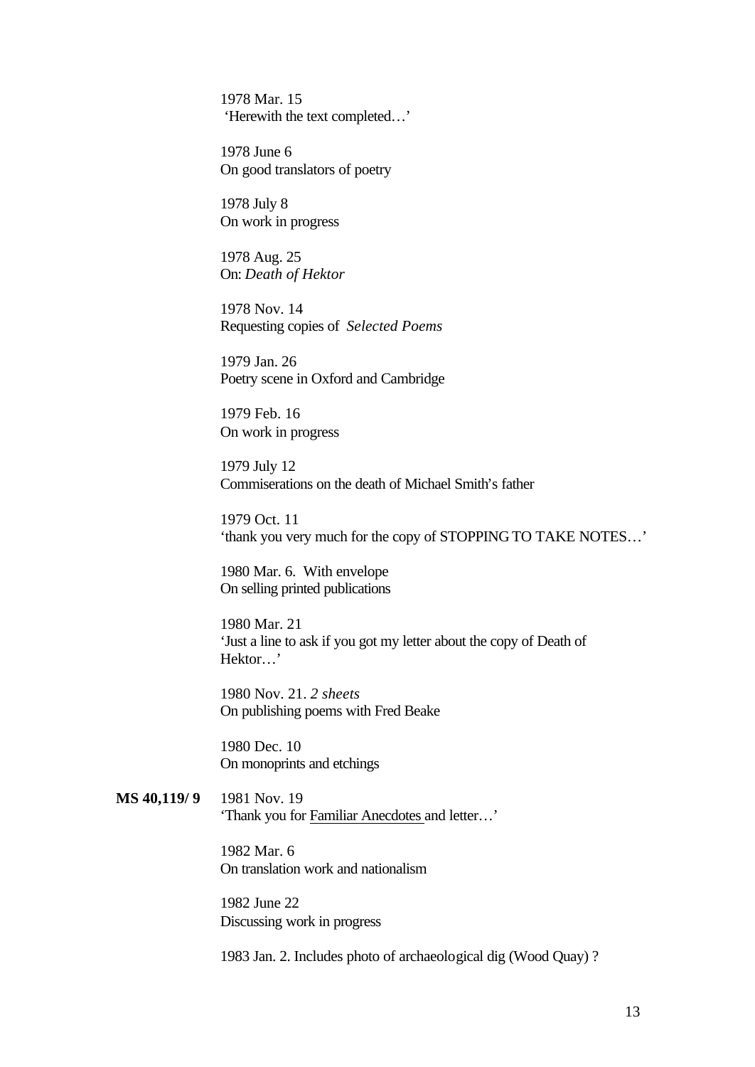1978 Mar. 15
'Herewith the text completed…'

1978 June 6
On good translators of poetry

1978 July 8
On work in progress

1978 Aug. 25
On: *Death of Hektor*

1978 Nov. 14
Requesting copies of *Selected Poems*

1979 Jan. 26
Poetry scene in Oxford and Cambridge

1979 Feb. 16
On work in progress

1979 July 12
Commiserations on the death of Michael Smith's father

1979 Oct. 11
'thank you very much for the copy of STOPPING TO TAKE NOTES…'

1980 Mar. 6. With envelope
On selling printed publications

1980 Mar. 21
'Just a line to ask if you got my letter about the copy of Death of Hektor…'

1980 Nov. 21. *2 sheets*
On publishing poems with Fred Beake

1980 Dec. 10
On monoprints and etchings

**MS 40,119/ 9** 1981 Nov. 19
'Thank you for <u>Familiar Anecdotes</u> and letter…'

1982 Mar. 6
On translation work and nationalism

1982 June 22
Discussing work in progress

1983 Jan. 2. Includes photo of archaeological dig (Wood Quay) ?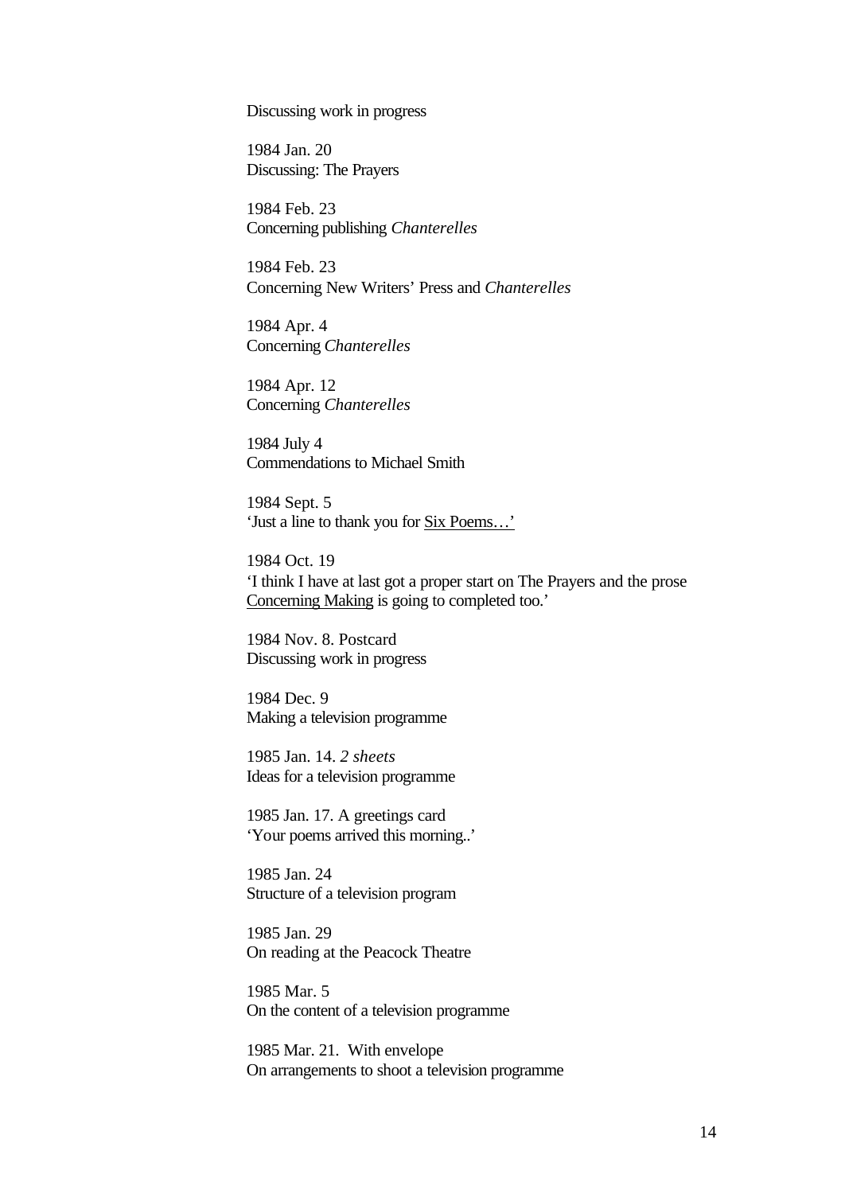Discussing work in progress

1984 Jan. 20
Discussing: The Prayers

1984 Feb. 23
Concerning publishing *Chanterelles*

1984 Feb. 23
Concerning New Writers' Press and *Chanterelles*

1984 Apr. 4
Concerning *Chanterelles*

1984 Apr. 12
Concerning *Chanterelles*

1984 July 4
Commendations to Michael Smith

1984 Sept. 5
'Just a line to thank you for <u>Six Poems…'</u>

1984 Oct. 19
'I think I have at last got a proper start on The Prayers and the prose <u>Concerning Making</u> is going to completed too.'

1984 Nov. 8. Postcard
Discussing work in progress

1984 Dec. 9
Making a television programme

1985 Jan. 14. *2 sheets*
Ideas for a television programme

1985 Jan. 17. A greetings card
'Your poems arrived this morning..'

1985 Jan. 24
Structure of a television program

1985 Jan. 29
On reading at the Peacock Theatre

1985 Mar. 5
On the content of a television programme

1985 Mar. 21. With envelope
On arrangements to shoot a television programme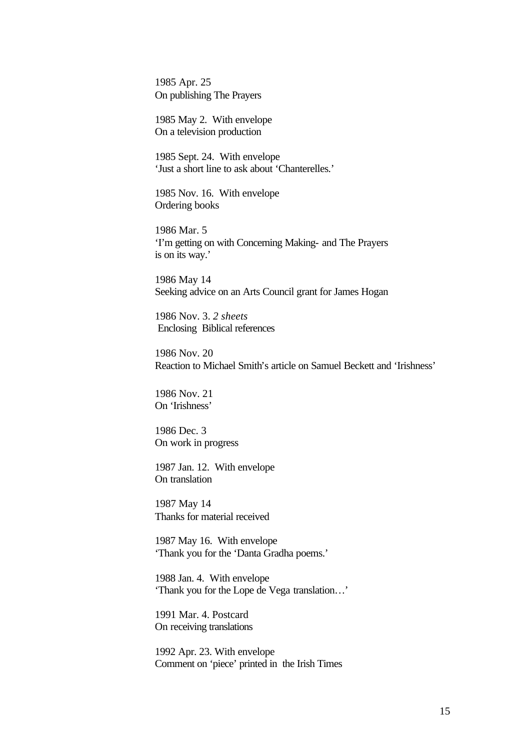1985 Apr. 25
On publishing The Prayers

1985 May 2.  With envelope
On a television production

1985 Sept. 24.  With envelope
'Just a short line to ask about 'Chanterelles.'

1985 Nov. 16.  With envelope
Ordering books

1986 Mar. 5
'I'm getting on with Concerning Making- and The Prayers is on its way.'

1986 May 14
Seeking advice on an Arts Council grant for James Hogan

1986 Nov. 3. *2 sheets*
Enclosing  Biblical references

1986 Nov. 20
Reaction to Michael Smith's article on Samuel Beckett and 'Irishness'

1986 Nov. 21
On 'Irishness'

1986 Dec. 3
On work in progress

1987 Jan. 12.  With envelope
On translation

1987 May 14
Thanks for material received

1987 May 16.  With envelope
'Thank you for the 'Danta Gradha poems.'

1988 Jan. 4.  With envelope
'Thank you for the Lope de Vega translation…'

1991 Mar. 4. Postcard
On receiving translations

1992 Apr. 23. With envelope
Comment on 'piece' printed in  the Irish Times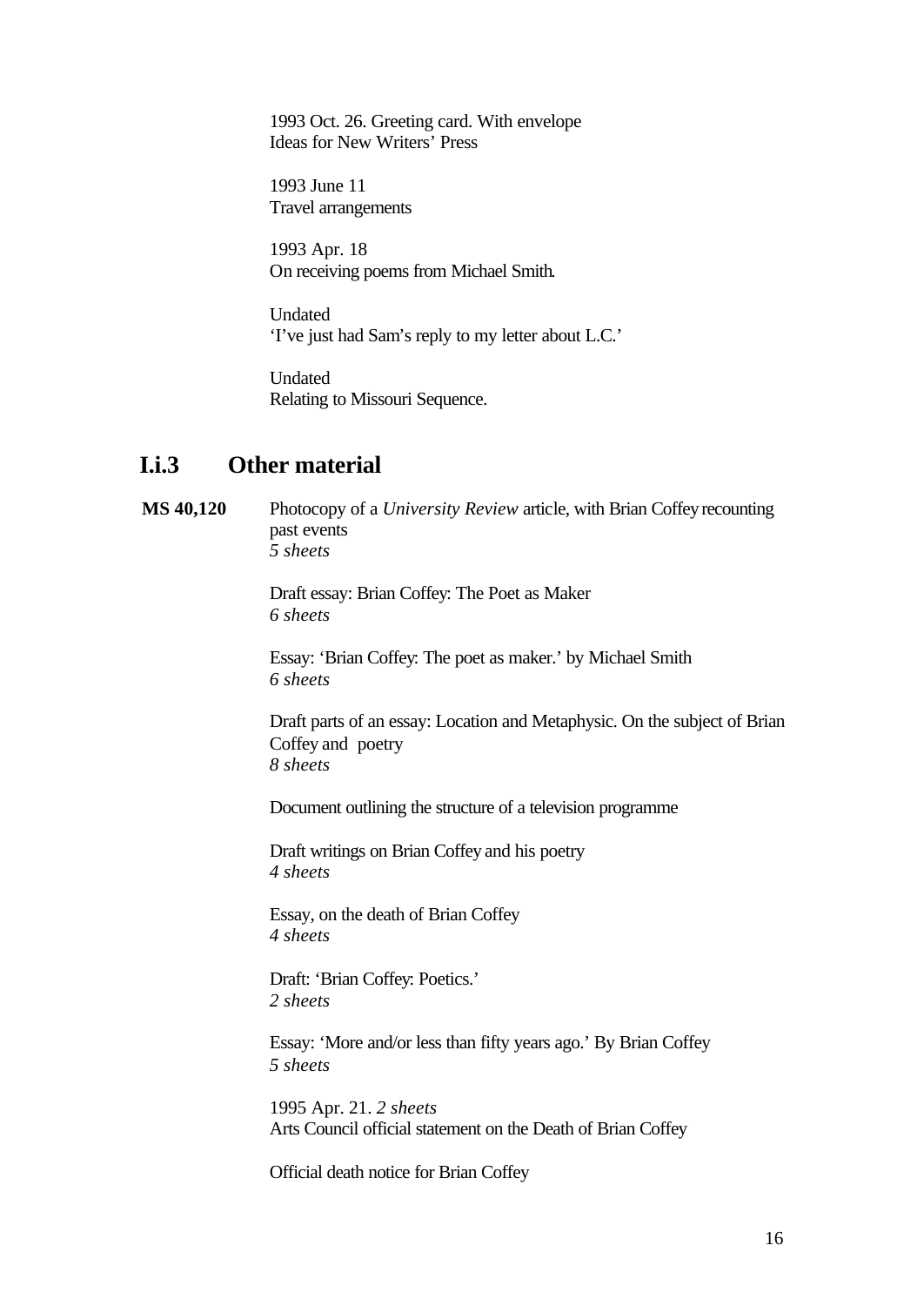1993 Oct. 26. Greeting card. With envelope
Ideas for New Writers' Press

1993 June 11
Travel arrangements

1993 Apr. 18
On receiving poems from Michael Smith.

Undated
'I've just had Sam's reply to my letter about L.C.'

Undated
Relating to Missouri Sequence.

## I.i.3 Other material

**MS 40,120** Photocopy of a *University Review* article, with Brian Coffey recounting past events
*5 sheets*

Draft essay: Brian Coffey: The Poet as Maker
*6 sheets*

Essay: 'Brian Coffey: The poet as maker.' by Michael Smith
*6 sheets*

Draft parts of an essay: Location and Metaphysic. On the subject of Brian Coffey and poetry
*8 sheets*

Document outlining the structure of a television programme

Draft writings on Brian Coffey and his poetry
*4 sheets*

Essay, on the death of Brian Coffey
*4 sheets*

Draft: 'Brian Coffey: Poetics.'
*2 sheets*

Essay: 'More and/or less than fifty years ago.' By Brian Coffey
*5 sheets*

1995 Apr. 21. *2 sheets*
Arts Council official statement on the Death of Brian Coffey

Official death notice for Brian Coffey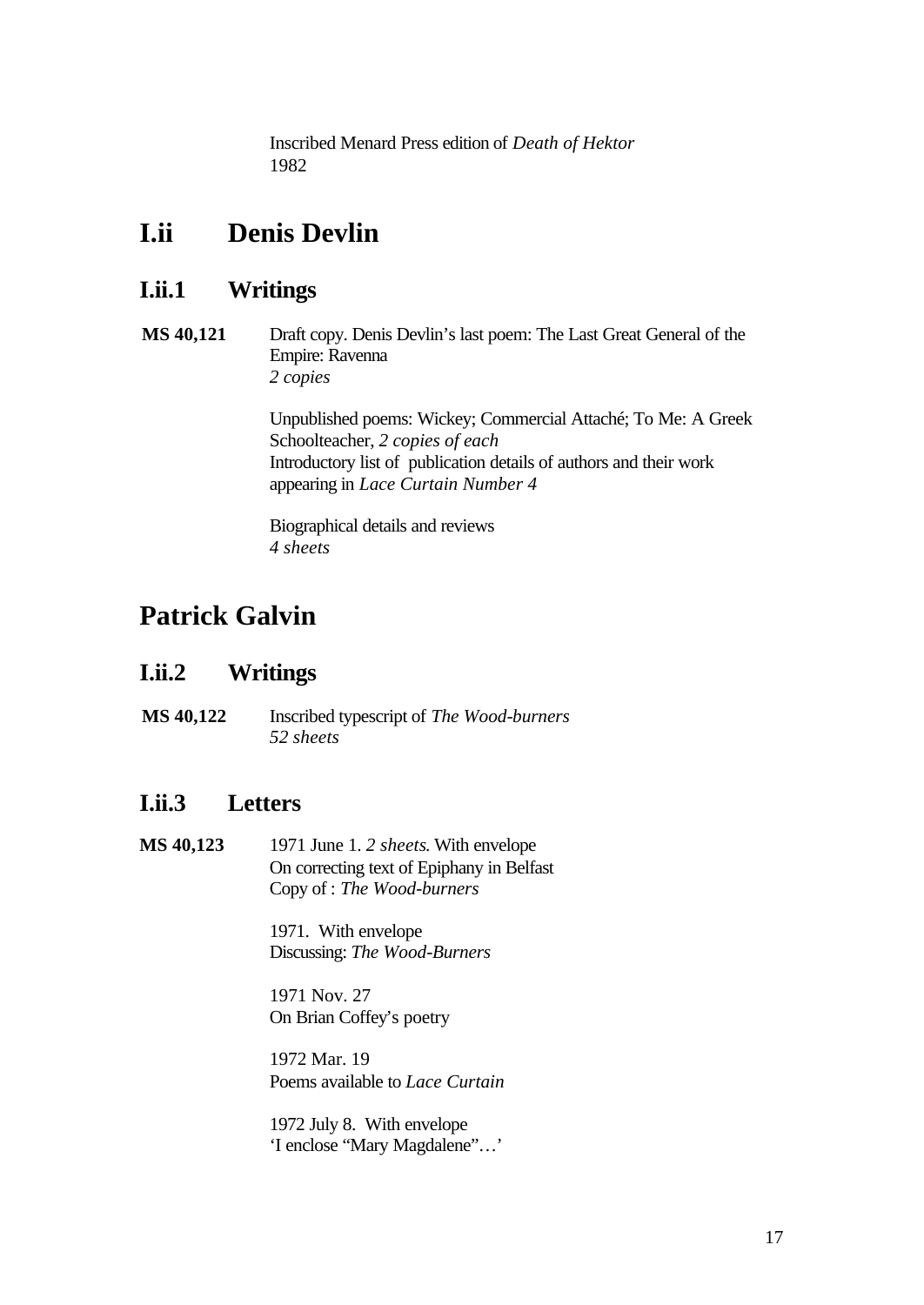Inscribed Menard Press edition of *Death of Hektor*
1982

# I.ii Denis Devlin

## I.ii.1 Writings

**MS 40,121** Draft copy. Denis Devlin's last poem: The Last Great General of the Empire: Ravenna
*2 copies*

Unpublished poems: Wickey; Commercial Attaché; To Me: A Greek Schoolteacher, *2 copies of each*
Introductory list of publication details of authors and their work appearing in *Lace Curtain Number 4*

Biographical details and reviews
*4 sheets*

# Patrick Galvin

## I.ii.2 Writings

**MS 40,122** Inscribed typescript of *The Wood-burners*
*52 sheets*

## I.ii.3 Letters

**MS 40,123** 1971 June 1. *2 sheets.* With envelope
On correcting text of Epiphany in Belfast
Copy of : *The Wood-burners*

1971. With envelope
Discussing: *The Wood-Burners*

1971 Nov. 27
On Brian Coffey's poetry

1972 Mar. 19
Poems available to *Lace Curtain*

1972 July 8. With envelope
'I enclose "Mary Magdalene"…'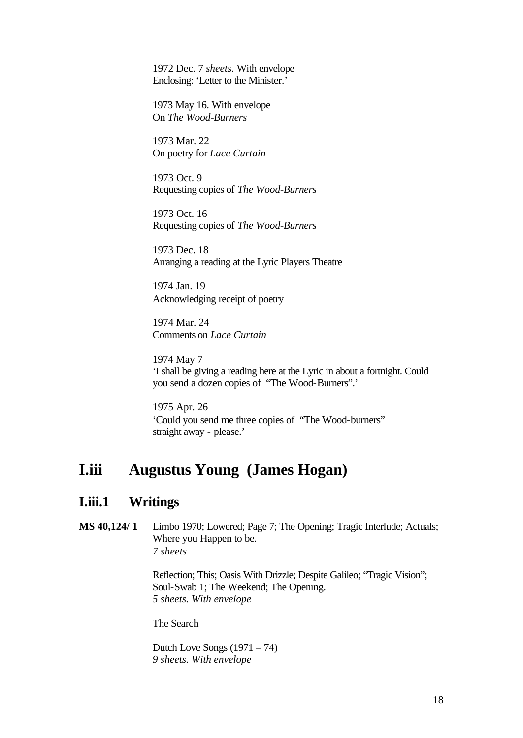1972 Dec. 7 *sheets.* With envelope
Enclosing: 'Letter to the Minister.'

1973 May 16. With envelope
On *The Wood-Burners*

1973 Mar. 22
On poetry for *Lace Curtain*

1973 Oct. 9
Requesting copies of *The Wood-Burners*

1973 Oct. 16
Requesting copies of *The Wood-Burners*

1973 Dec. 18
Arranging a reading at the Lyric Players Theatre

1974 Jan. 19
Acknowledging receipt of poetry

1974 Mar. 24
Comments on *Lace Curtain*

1974 May 7
'I shall be giving a reading here at the Lyric in about a fortnight. Could you send a dozen copies of "The Wood-Burners".'

1975 Apr. 26
'Could you send me three copies of "The Wood-burners" straight away - please.'

# I.iii Augustus Young (James Hogan)

## I.iii.1 Writings

**MS 40,124/ 1** Limbo 1970; Lowered; Page 7; The Opening; Tragic Interlude; Actuals; Where you Happen to be.
*7 sheets*

Reflection; This; Oasis With Drizzle; Despite Galileo; "Tragic Vision"; Soul-Swab 1; The Weekend; The Opening.
*5 sheets. With envelope*

The Search

Dutch Love Songs (1971 – 74)
*9 sheets. With envelope*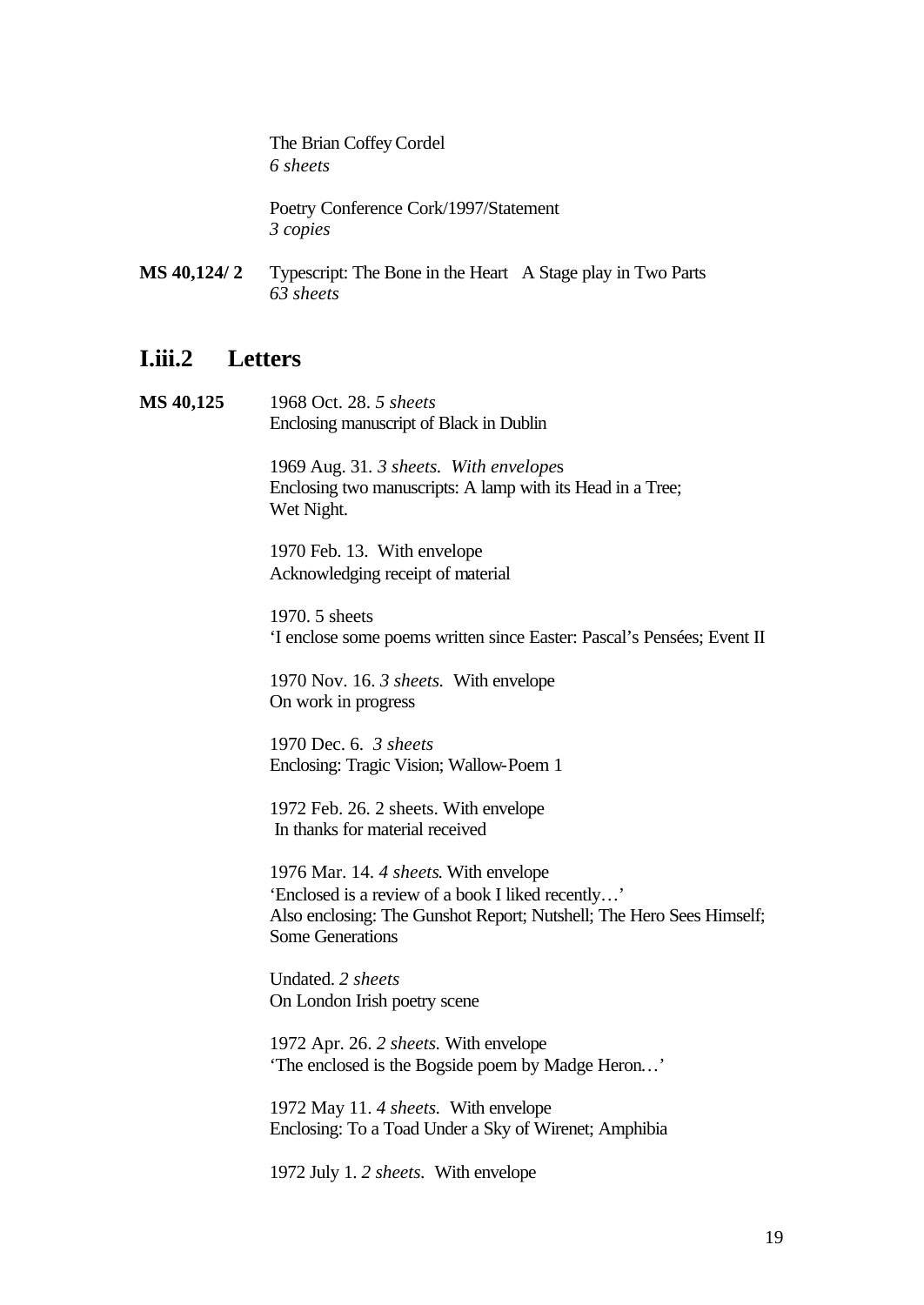The Brian Coffey Cordel
*6 sheets*

Poetry Conference Cork/1997/Statement
*3 copies*

**MS 40,124/ 2** Typescript: The Bone in the Heart A Stage play in Two Parts
*63 sheets*

## I.iii.2 Letters

**MS 40,125** 1968 Oct. 28. *5 sheets*
Enclosing manuscript of Black in Dublin

1969 Aug. 31. *3 sheets. With envelope*s
Enclosing two manuscripts: A lamp with its Head in a Tree; Wet Night.

1970 Feb. 13. With envelope
Acknowledging receipt of material

1970. 5 sheets
'I enclose some poems written since Easter: Pascal's Pensées; Event II

1970 Nov. 16. *3 sheets.* With envelope
On work in progress

1970 Dec. 6. *3 sheets*
Enclosing: Tragic Vision; Wallow-Poem 1

1972 Feb. 26. 2 sheets. With envelope
In thanks for material received

1976 Mar. 14. *4 sheets.* With envelope
'Enclosed is a review of a book I liked recently…'
Also enclosing: The Gunshot Report; Nutshell; The Hero Sees Himself; Some Generations

Undated. *2 sheets*
On London Irish poetry scene

1972 Apr. 26. *2 sheets.* With envelope
'The enclosed is the Bogside poem by Madge Heron…'

1972 May 11. *4 sheets.* With envelope
Enclosing: To a Toad Under a Sky of Wirenet; Amphibia

1972 July 1. *2 sheets.* With envelope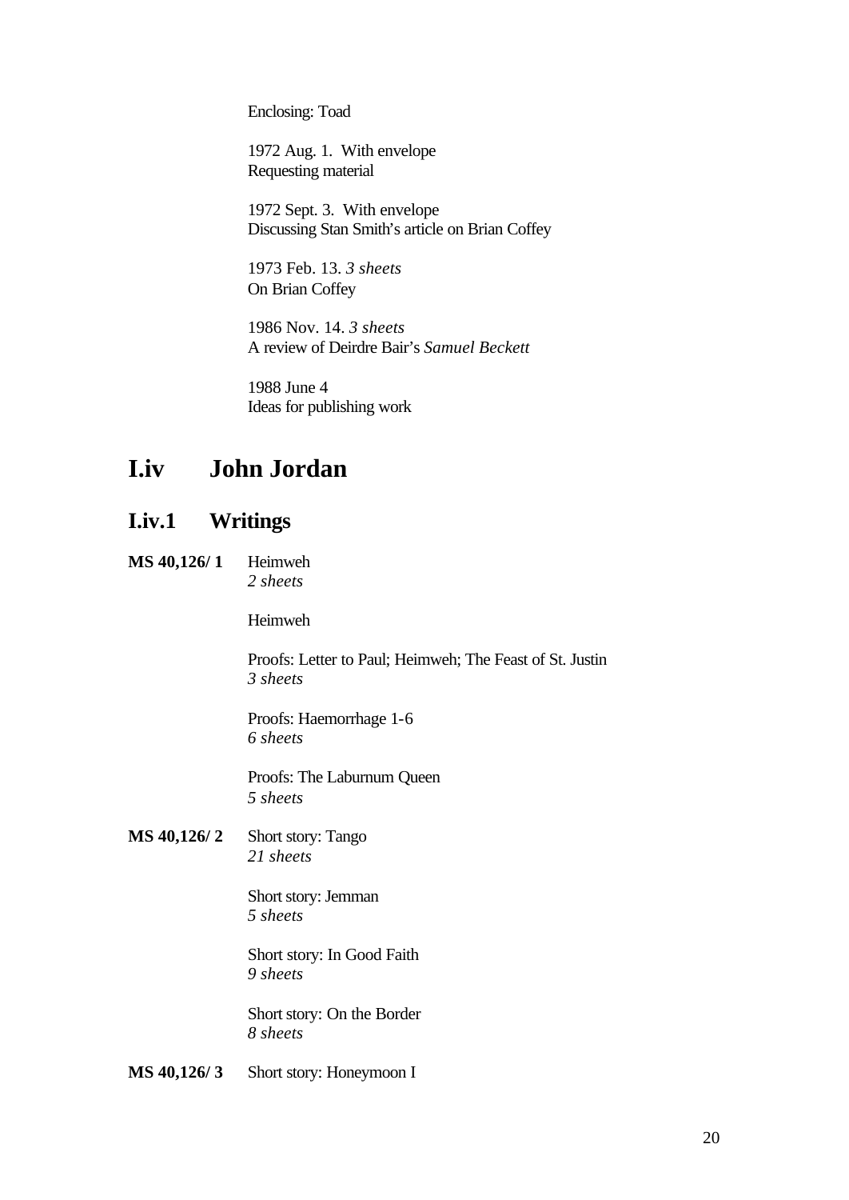Enclosing: Toad

1972 Aug. 1. With envelope
Requesting material

1972 Sept. 3. With envelope
Discussing Stan Smith's article on Brian Coffey

1973 Feb. 13. *3 sheets*
On Brian Coffey

1986 Nov. 14. *3 sheets*
A review of Deirdre Bair's *Samuel Beckett*

1988 June 4
Ideas for publishing work

## I.iv John Jordan

### I.iv.1 Writings

**MS 40,126/ 1** Heimweh
*2 sheets*

Heimweh

Proofs: Letter to Paul; Heimweh; The Feast of St. Justin
*3 sheets*

Proofs: Haemorrhage 1-6
*6 sheets*

Proofs: The Laburnum Queen
*5 sheets*

**MS 40,126/ 2** Short story: Tango
*21 sheets*

Short story: Jemman
*5 sheets*

Short story: In Good Faith
*9 sheets*

Short story: On the Border
*8 sheets*

**MS 40,126/ 3** Short story: Honeymoon I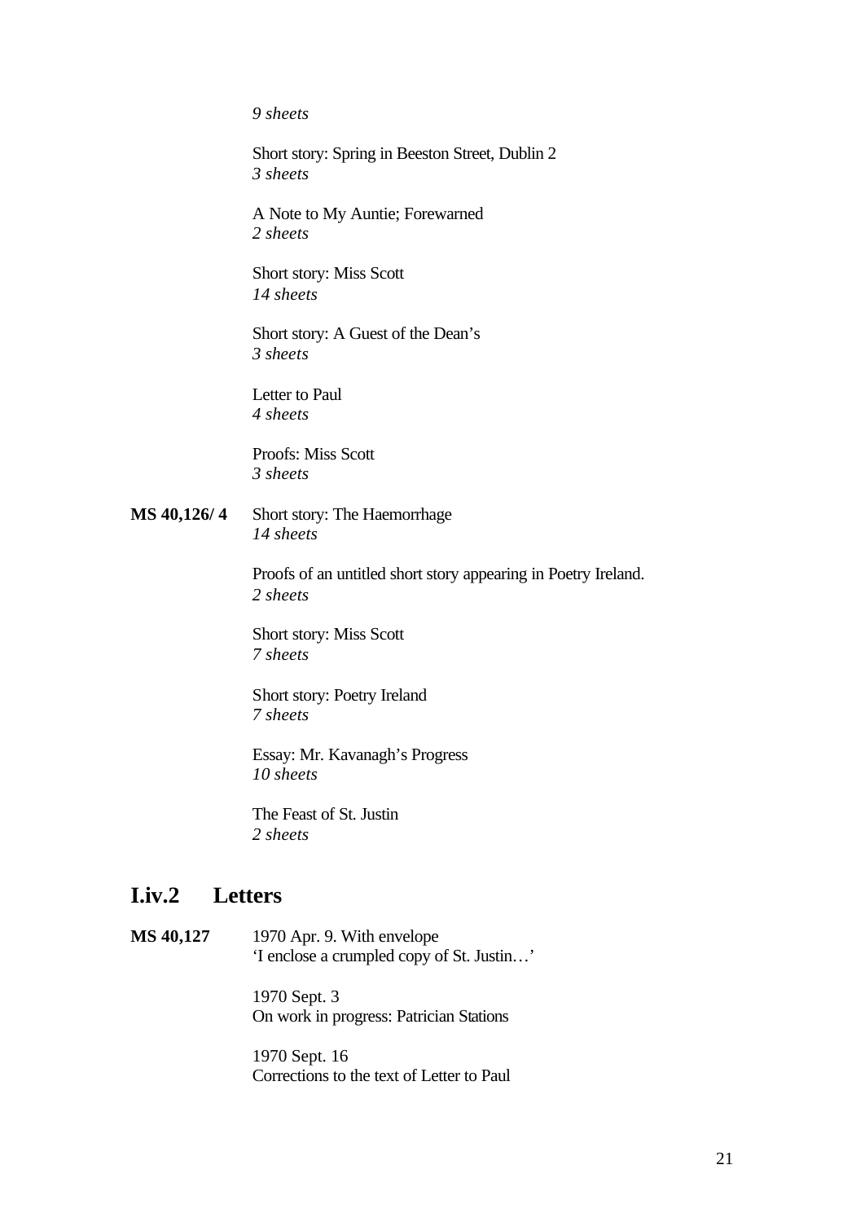*9 sheets*

Short story: Spring in Beeston Street, Dublin 2
*3 sheets*

A Note to My Auntie; Forewarned
*2 sheets*

Short story: Miss Scott
*14 sheets*

Short story: A Guest of the Dean's
*3 sheets*

Letter to Paul
*4 sheets*

Proofs: Miss Scott
*3 sheets*

**MS 40,126/ 4** Short story: The Haemorrhage
*14 sheets*

Proofs of an untitled short story appearing in Poetry Ireland.
*2 sheets*

Short story: Miss Scott
*7 sheets*

Short story: Poetry Ireland
*7 sheets*

Essay: Mr. Kavanagh's Progress
*10 sheets*

The Feast of St. Justin
*2 sheets*

## I.iv.2 Letters

**MS 40,127** 1970 Apr. 9. With envelope
'I enclose a crumpled copy of St. Justin…'

1970 Sept. 3
On work in progress: Patrician Stations

1970 Sept. 16
Corrections to the text of Letter to Paul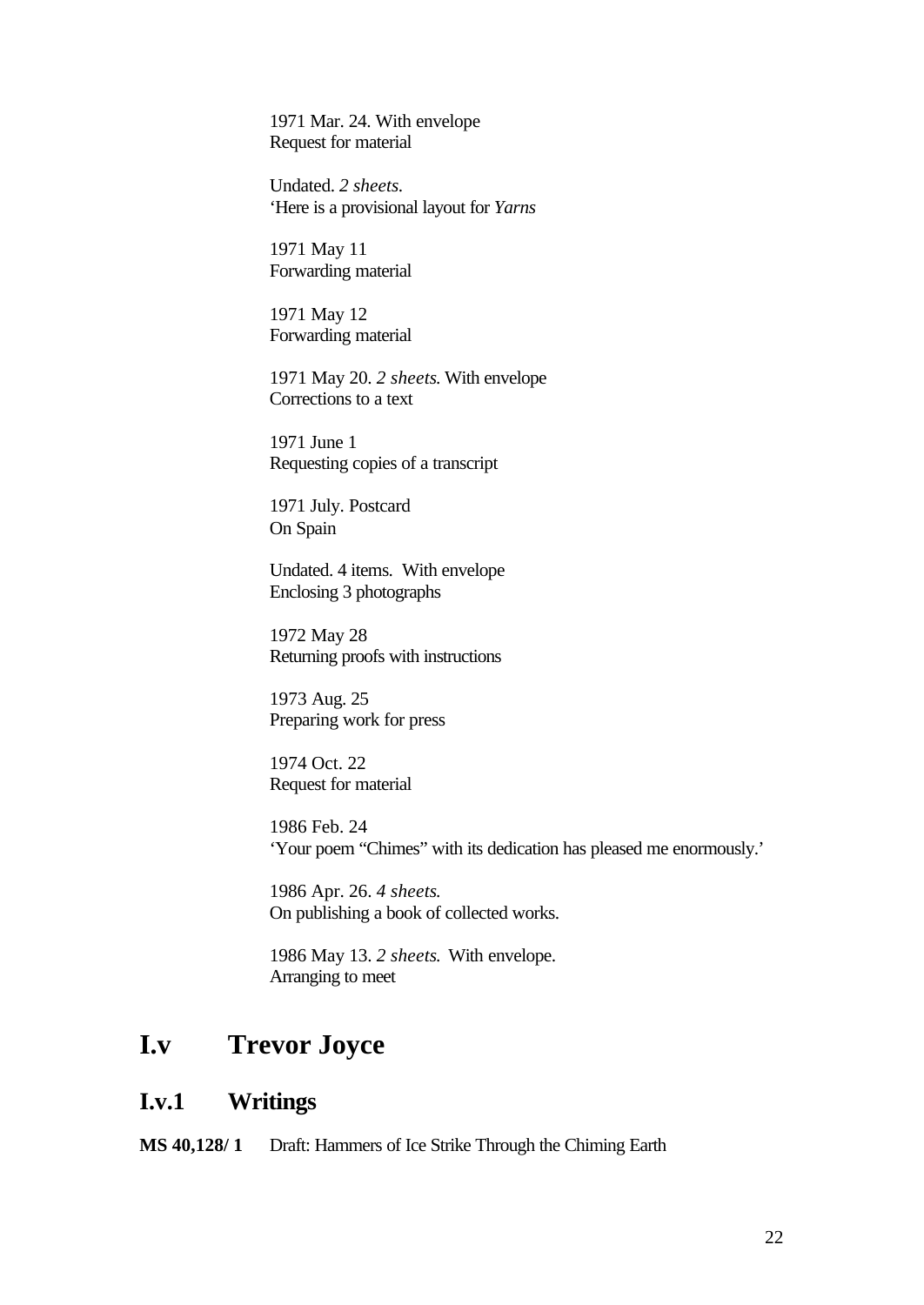1971 Mar. 24. With envelope
Request for material

Undated. *2 sheets.*
'Here is a provisional layout for *Yarns*

1971 May 11
Forwarding material

1971 May 12
Forwarding material

1971 May 20. *2 sheets.* With envelope
Corrections to a text

1971 June 1
Requesting copies of a transcript

1971 July. Postcard
On Spain

Undated. 4 items. With envelope
Enclosing 3 photographs

1972 May 28
Returning proofs with instructions

1973 Aug. 25
Preparing work for press

1974 Oct. 22
Request for material

1986 Feb. 24
'Your poem "Chimes" with its dedication has pleased me enormously.'

1986 Apr. 26. *4 sheets.*
On publishing a book of collected works.

1986 May 13. *2 sheets.* With envelope.
Arranging to meet

# I.v Trevor Joyce

## I.v.1 Writings

**MS 40,128/ 1** Draft: Hammers of Ice Strike Through the Chiming Earth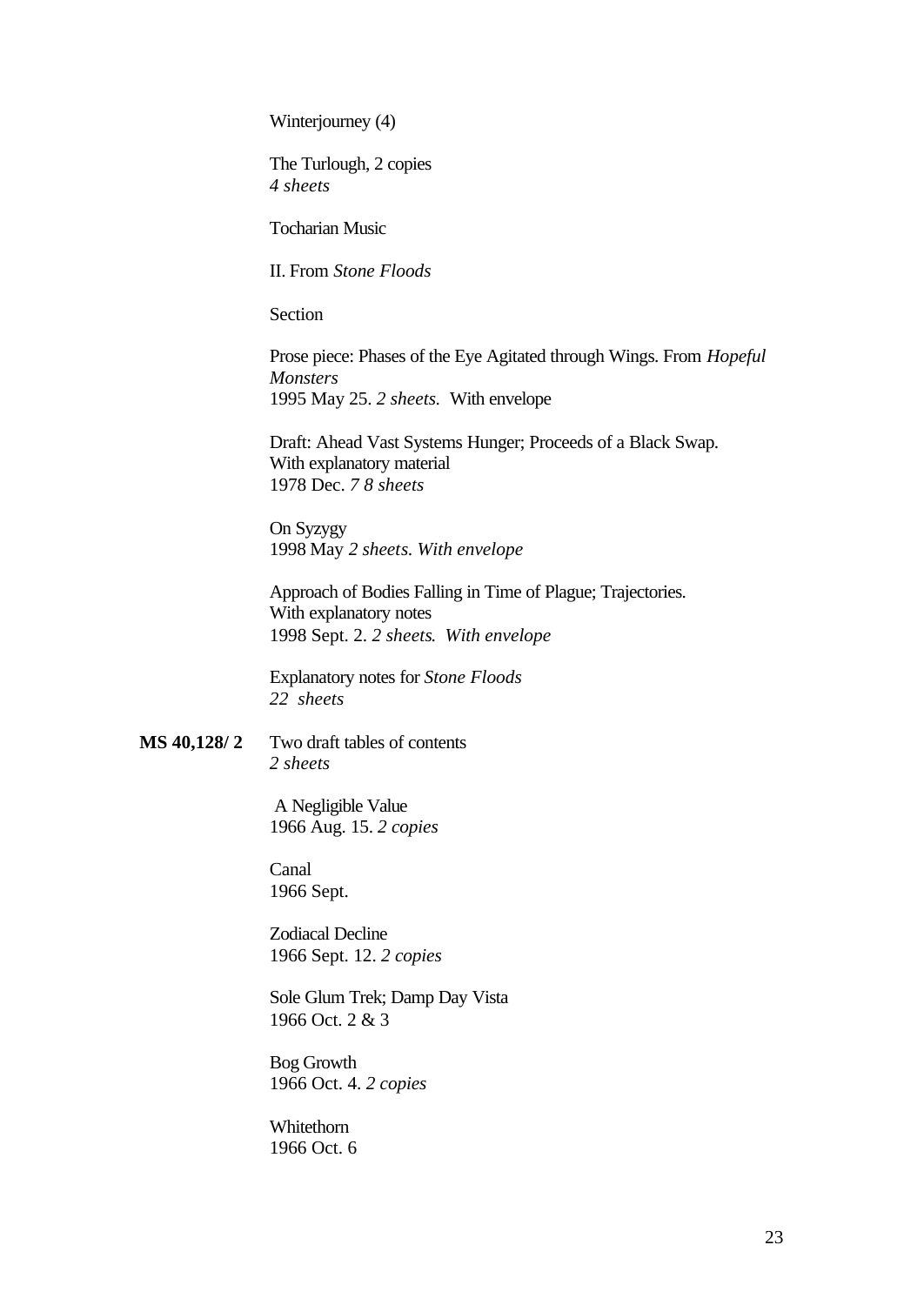Winterjourney (4)

The Turlough, 2 copies
*4 sheets*

Tocharian Music

II. From *Stone Floods*

Section

Prose piece: Phases of the Eye Agitated through Wings. From *Hopeful Monsters*
1995 May 25. *2 sheets.* With envelope

Draft: Ahead Vast Systems Hunger; Proceeds of a Black Swap.
With explanatory material
1978 Dec. *7 8 sheets*

On Syzygy
1998 May *2 sheets. With envelope*

Approach of Bodies Falling in Time of Plague; Trajectories.
With explanatory notes
1998 Sept. 2. *2 sheets. With envelope*

Explanatory notes for *Stone Floods*
*22 sheets*

**MS 40,128/ 2** Two draft tables of contents
*2 sheets*

A Negligible Value
1966 Aug. 15. *2 copies*

Canal
1966 Sept.

Zodiacal Decline
1966 Sept. 12. *2 copies*

Sole Glum Trek; Damp Day Vista
1966 Oct. 2 & 3

Bog Growth
1966 Oct. 4. *2 copies*

Whitethorn
1966 Oct. 6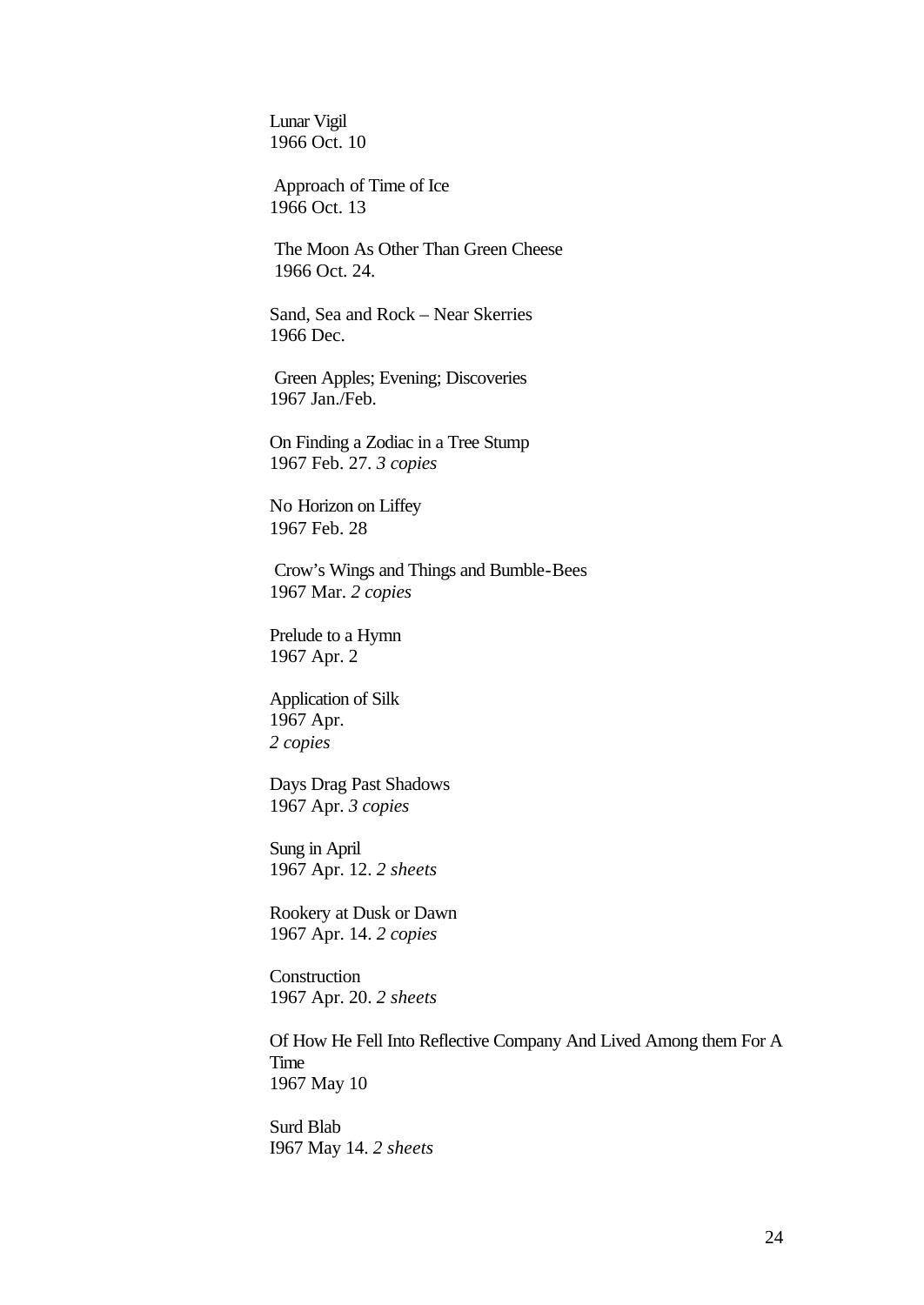Lunar Vigil
1966 Oct. 10

Approach of Time of Ice
1966 Oct. 13

The Moon As Other Than Green Cheese
1966 Oct. 24.

Sand, Sea and Rock – Near Skerries
1966 Dec.

Green Apples; Evening; Discoveries
1967 Jan./Feb.

On Finding a Zodiac in a Tree Stump
1967 Feb. 27. *3 copies*

No Horizon on Liffey
1967 Feb. 28

Crow's Wings and Things and Bumble-Bees
1967 Mar. *2 copies*

Prelude to a Hymn
1967 Apr. 2

Application of Silk
1967 Apr.
*2 copies*

Days Drag Past Shadows
1967 Apr. *3 copies*

Sung in April
1967 Apr. 12. *2 sheets*

Rookery at Dusk or Dawn
1967 Apr. 14. *2 copies*

Construction
1967 Apr. 20. *2 sheets*

Of How He Fell Into Reflective Company And Lived Among them For A Time
1967 May 10

Surd Blab
I967 May 14. *2 sheets*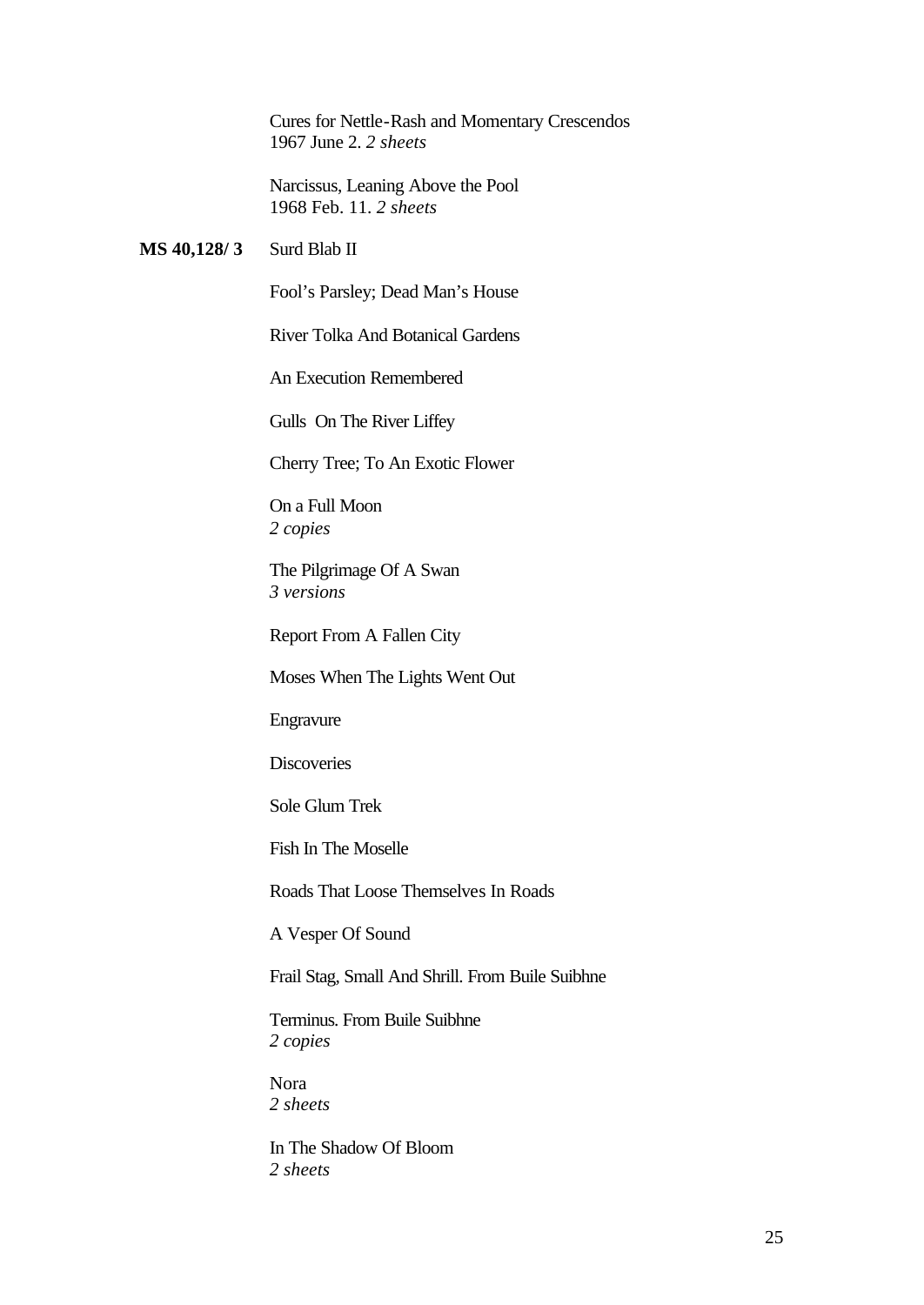Cures for Nettle-Rash and Momentary Crescendos
1967 June 2. *2 sheets*

Narcissus, Leaning Above the Pool
1968 Feb. 11. *2 sheets*

**MS 40,128/ 3** Surd Blab II

Fool's Parsley; Dead Man's House

River Tolka And Botanical Gardens

An Execution Remembered

Gulls On The River Liffey

Cherry Tree; To An Exotic Flower

On a Full Moon
*2 copies*

The Pilgrimage Of A Swan
*3 versions*

Report From A Fallen City

Moses When The Lights Went Out

Engravure

Discoveries

Sole Glum Trek

Fish In The Moselle

Roads That Loose Themselves In Roads

A Vesper Of Sound

Frail Stag, Small And Shrill. From Buile Suibhne

Terminus. From Buile Suibhne
*2 copies*

Nora
*2 sheets*

In The Shadow Of Bloom
*2 sheets*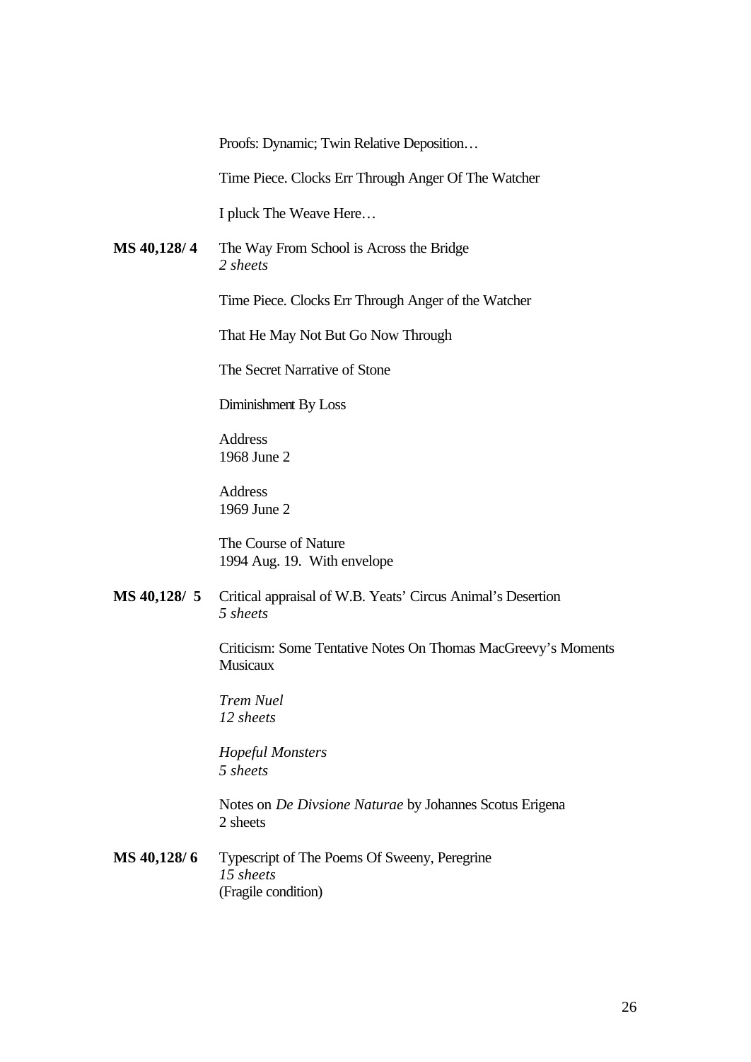Proofs: Dynamic; Twin Relative Deposition…

Time Piece. Clocks Err Through Anger Of The Watcher

I pluck The Weave Here…

**MS 40,128/ 4** The Way From School is Across the Bridge
*2 sheets*

Time Piece. Clocks Err Through Anger of the Watcher

That He May Not But Go Now Through

The Secret Narrative of Stone

Diminishment By Loss

Address
1968 June 2

Address
1969 June 2

The Course of Nature
1994 Aug. 19. With envelope

**MS 40,128/ 5** Critical appraisal of W.B. Yeats' Circus Animal's Desertion
*5 sheets*

Criticism: Some Tentative Notes On Thomas MacGreevy's Moments Musicaux

*Trem Nuel*
*12 sheets*

*Hopeful Monsters*
*5 sheets*

Notes on *De Divsione Naturae* by Johannes Scotus Erigena
2 sheets

**MS 40,128/ 6** Typescript of The Poems Of Sweeny, Peregrine
*15 sheets*
(Fragile condition)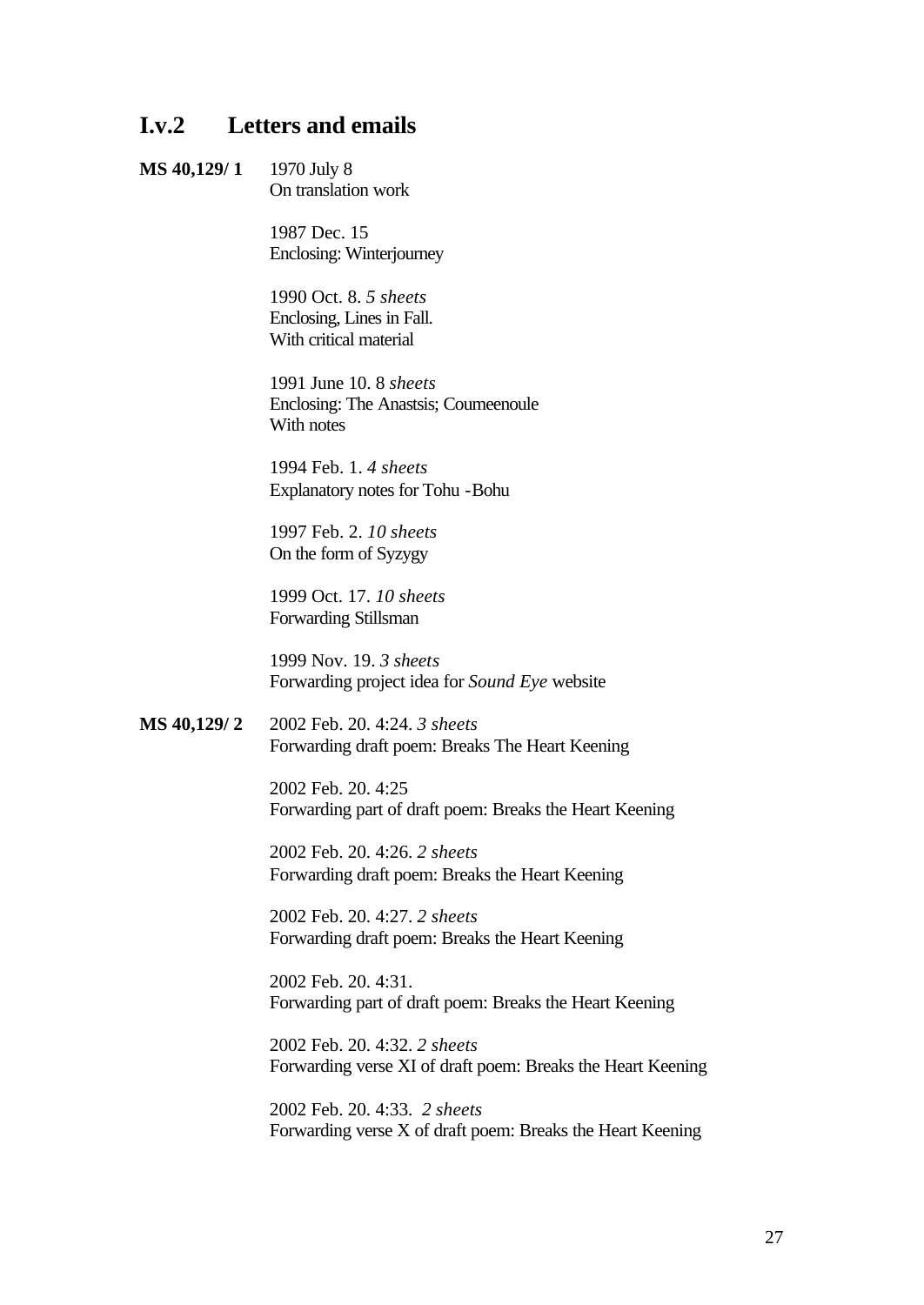## I.v.2 Letters and emails

**MS 40,129/ 1** 1970 July 8
On translation work

1987 Dec. 15
Enclosing: Winterjourney

1990 Oct. 8. *5 sheets*
Enclosing, Lines in Fall.
With critical material

1991 June 10. 8 *sheets*
Enclosing: The Anastsis; Coumeenoule
With notes

1994 Feb. 1. *4 sheets*
Explanatory notes for Tohu -Bohu

1997 Feb. 2. *10 sheets*
On the form of Syzygy

1999 Oct. 17. *10 sheets*
Forwarding Stillsman

1999 Nov. 19. *3 sheets*
Forwarding project idea for *Sound Eye* website

**MS 40,129/ 2** 2002 Feb. 20. 4:24. *3 sheets*
Forwarding draft poem: Breaks The Heart Keening

2002 Feb. 20. 4:25
Forwarding part of draft poem: Breaks the Heart Keening

2002 Feb. 20. 4:26. *2 sheets*
Forwarding draft poem: Breaks the Heart Keening

2002 Feb. 20. 4:27. *2 sheets*
Forwarding draft poem: Breaks the Heart Keening

2002 Feb. 20. 4:31.
Forwarding part of draft poem: Breaks the Heart Keening

2002 Feb. 20. 4:32. *2 sheets*
Forwarding verse XI of draft poem: Breaks the Heart Keening

2002 Feb. 20. 4:33. *2 sheets*
Forwarding verse X of draft poem: Breaks the Heart Keening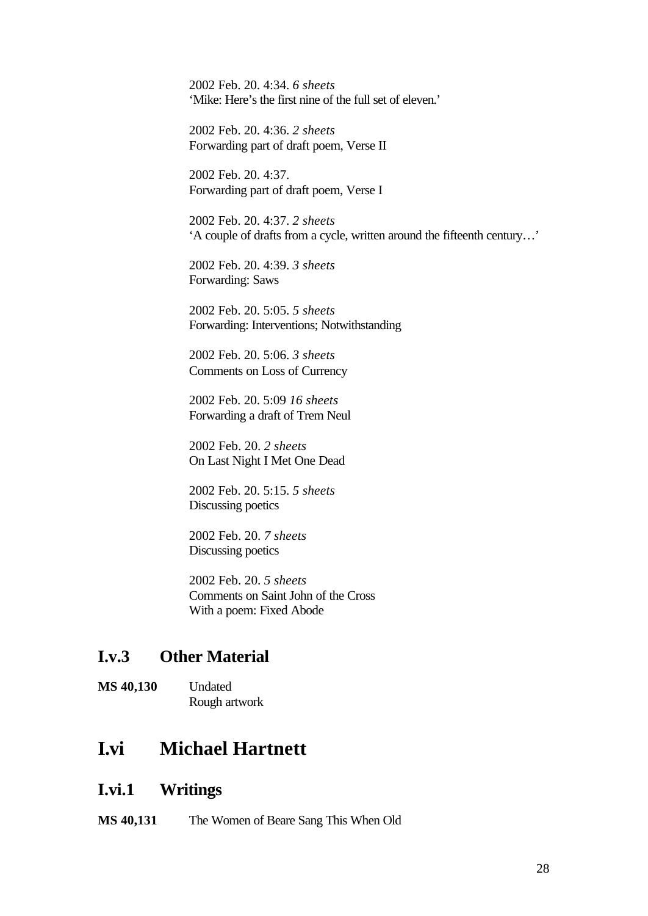2002 Feb. 20. 4:34. *6 sheets*
'Mike: Here's the first nine of the full set of eleven.'

2002 Feb. 20. 4:36. *2 sheets*
Forwarding part of draft poem, Verse II

2002 Feb. 20. 4:37.
Forwarding part of draft poem, Verse I

2002 Feb. 20. 4:37. *2 sheets*
'A couple of drafts from a cycle, written around the fifteenth century…'

2002 Feb. 20. 4:39. *3 sheets*
Forwarding: Saws

2002 Feb. 20. 5:05. *5 sheets*
Forwarding: Interventions; Notwithstanding

2002 Feb. 20. 5:06. *3 sheets*
Comments on Loss of Currency

2002 Feb. 20. 5:09 *16 sheets*
Forwarding a draft of Trem Neul

2002 Feb. 20. *2 sheets*
On Last Night I Met One Dead

2002 Feb. 20. 5:15. *5 sheets*
Discussing poetics

2002 Feb. 20. *7 sheets*
Discussing poetics

2002 Feb. 20. *5 sheets*
Comments on Saint John of the Cross
With a poem: Fixed Abode

### I.v.3 Other Material

**MS 40,130** Undated
Rough artwork

## I.vi Michael Hartnett

### I.vi.1 Writings

**MS 40,131** The Women of Beare Sang This When Old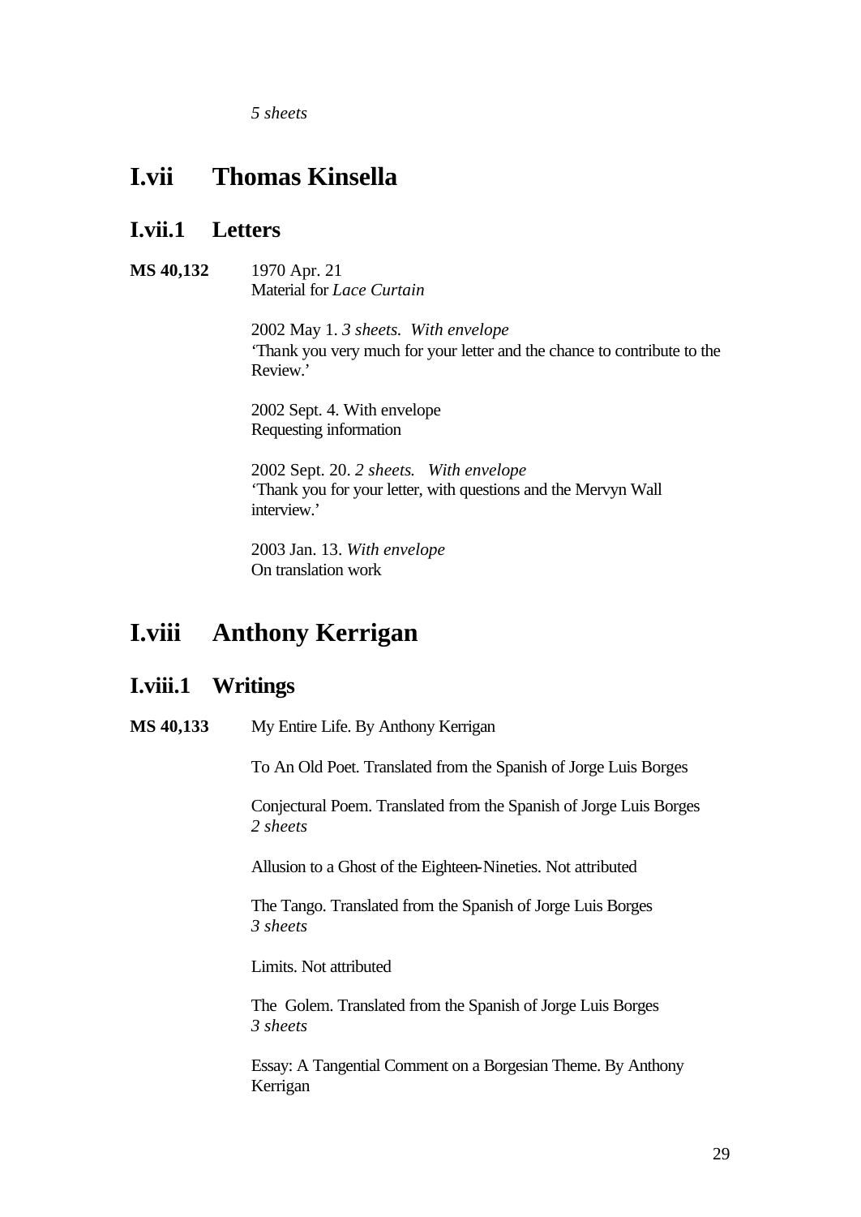*5 sheets*

# I.vii Thomas Kinsella

## I.vii.1 Letters

**MS 40,132** 1970 Apr. 21
Material for *Lace Curtain*

2002 May 1. *3 sheets. With envelope*
'Thank you very much for your letter and the chance to contribute to the Review.'

2002 Sept. 4. With envelope
Requesting information

2002 Sept. 20. *2 sheets. With envelope*
'Thank you for your letter, with questions and the Mervyn Wall interview.'

2003 Jan. 13. *With envelope*
On translation work

# I.viii Anthony Kerrigan

## I.viii.1 Writings

**MS 40,133** My Entire Life. By Anthony Kerrigan

To An Old Poet. Translated from the Spanish of Jorge Luis Borges

Conjectural Poem. Translated from the Spanish of Jorge Luis Borges
*2 sheets*

Allusion to a Ghost of the Eighteen-Nineties. Not attributed

The Tango. Translated from the Spanish of Jorge Luis Borges
*3 sheets*

Limits. Not attributed

The Golem. Translated from the Spanish of Jorge Luis Borges
*3 sheets*

Essay: A Tangential Comment on a Borgesian Theme. By Anthony Kerrigan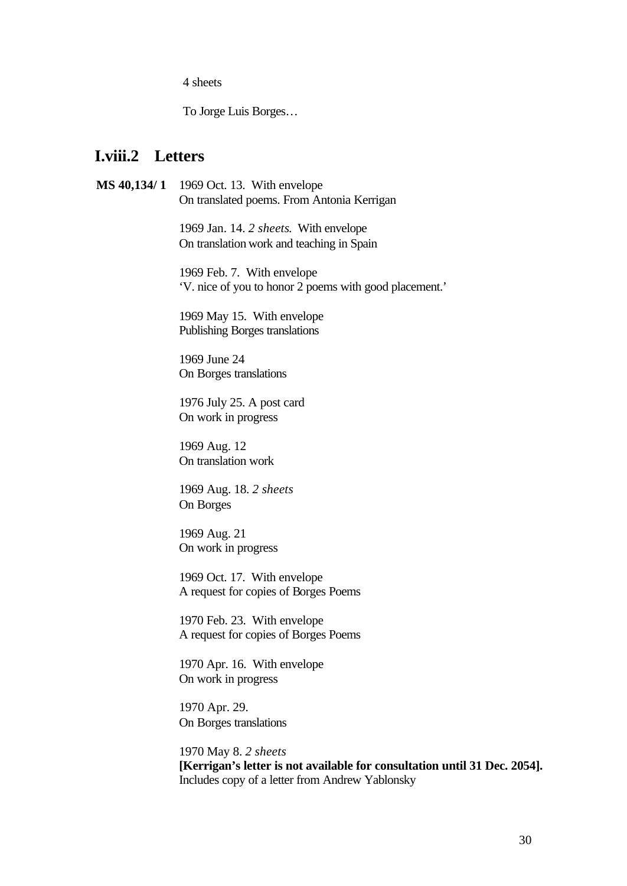4 sheets

To Jorge Luis Borges…

## I.viii.2 Letters

**MS 40,134/ 1**

1969 Oct. 13. With envelope
On translated poems. From Antonia Kerrigan

1969 Jan. 14. *2 sheets.* With envelope
On translation work and teaching in Spain

1969 Feb. 7. With envelope
'V. nice of you to honor 2 poems with good placement.'

1969 May 15. With envelope
Publishing Borges translations

1969 June 24
On Borges translations

1976 July 25. A post card
On work in progress

1969 Aug. 12
On translation work

1969 Aug. 18. *2 sheets*
On Borges

1969 Aug. 21
On work in progress

1969 Oct. 17. With envelope
A request for copies of Borges Poems

1970 Feb. 23. With envelope
A request for copies of Borges Poems

1970 Apr. 16. With envelope
On work in progress

1970 Apr. 29.
On Borges translations

1970 May 8. *2 sheets*
**[Kerrigan's letter is not available for consultation until 31 Dec. 2054].**
Includes copy of a letter from Andrew Yablonsky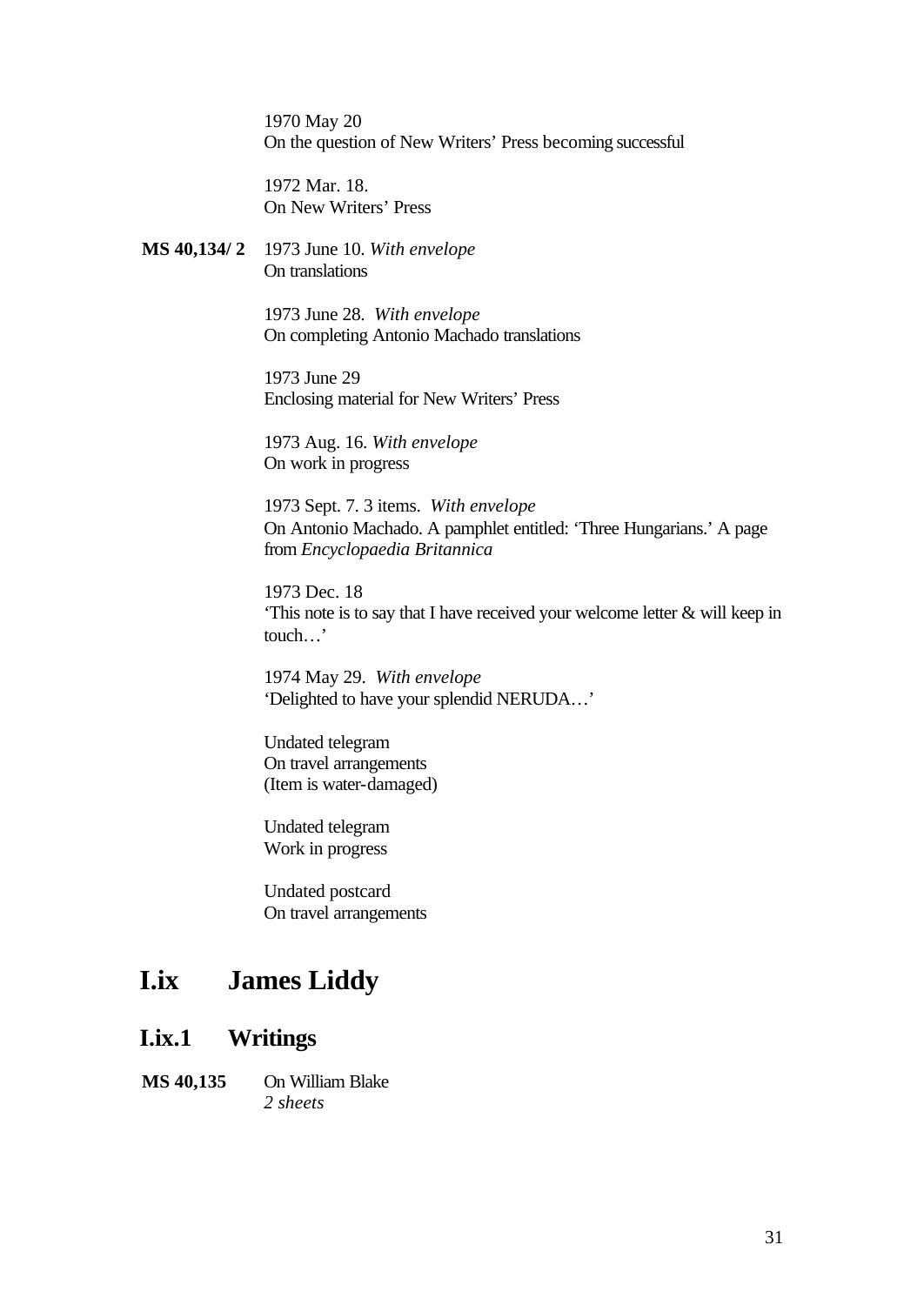1970 May 20
On the question of New Writers' Press becoming successful

1972 Mar. 18.
On New Writers' Press

**MS 40,134/ 2** 1973 June 10. *With envelope*
On translations

1973 June 28. *With envelope*
On completing Antonio Machado translations

1973 June 29
Enclosing material for New Writers' Press

1973 Aug. 16. *With envelope*
On work in progress

1973 Sept. 7. 3 items. *With envelope*
On Antonio Machado. A pamphlet entitled: 'Three Hungarians.' A page from *Encyclopaedia Britannica*

1973 Dec. 18
'This note is to say that I have received your welcome letter & will keep in touch…'

1974 May 29. *With envelope*
'Delighted to have your splendid NERUDA…'

Undated telegram
On travel arrangements
(Item is water-damaged)

Undated telegram
Work in progress

Undated postcard
On travel arrangements

## I.ix James Liddy

### I.ix.1 Writings

**MS 40,135** On William Blake
*2 sheets*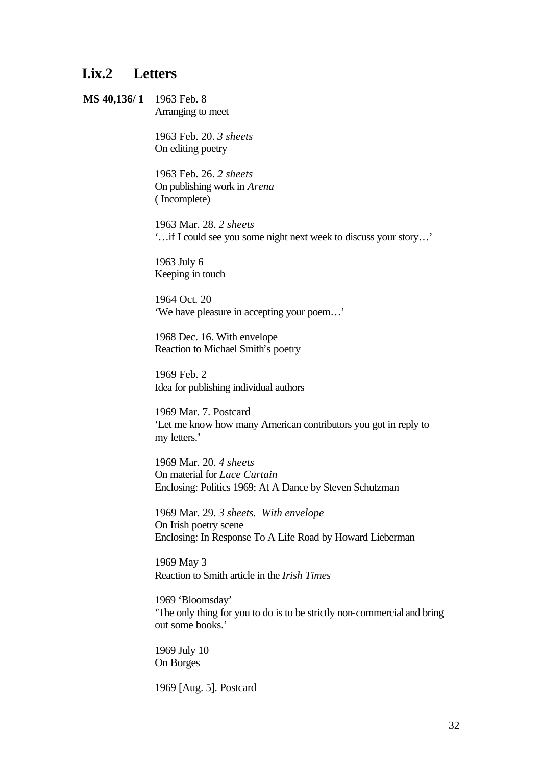## I.ix.2 Letters

**MS 40,136/ 1** 1963 Feb. 8
Arranging to meet

1963 Feb. 20. *3 sheets*
On editing poetry

1963 Feb. 26. *2 sheets*
On publishing work in *Arena*
( Incomplete)

1963 Mar. 28. *2 sheets*
'…if I could see you some night next week to discuss your story…'

1963 July 6
Keeping in touch

1964 Oct. 20
'We have pleasure in accepting your poem…'

1968 Dec. 16. With envelope
Reaction to Michael Smith's poetry

1969 Feb. 2
Idea for publishing individual authors

1969 Mar. 7. Postcard
'Let me know how many American contributors you got in reply to my letters.'

1969 Mar. 20. *4 sheets*
On material for *Lace Curtain*
Enclosing: Politics 1969; At A Dance by Steven Schutzman

1969 Mar. 29. *3 sheets. With envelope*
On Irish poetry scene
Enclosing: In Response To A Life Road by Howard Lieberman

1969 May 3
Reaction to Smith article in the *Irish Times*

1969 'Bloomsday'
'The only thing for you to do is to be strictly non-commercial and bring out some books.'

1969 July 10
On Borges

1969 [Aug. 5]. Postcard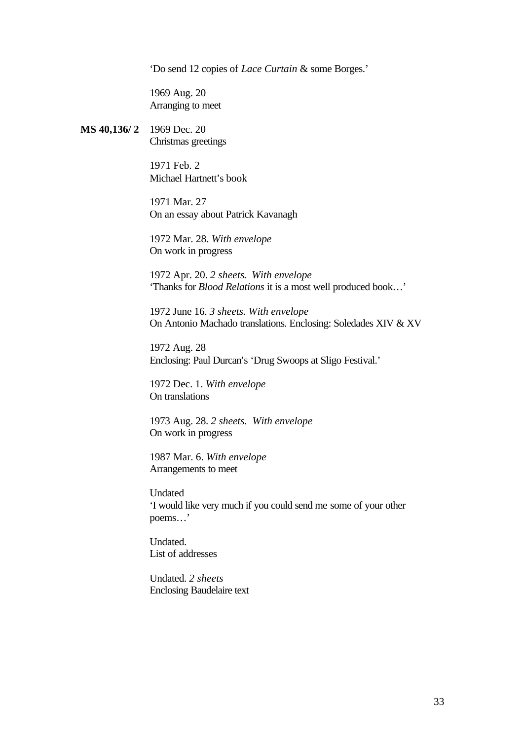'Do send 12 copies of *Lace Curtain* & some Borges.'

1969 Aug. 20
Arranging to meet

**MS 40,136/ 2** 1969 Dec. 20
Christmas greetings

1971 Feb. 2
Michael Hartnett's book

1971 Mar. 27
On an essay about Patrick Kavanagh

1972 Mar. 28. *With envelope*
On work in progress

1972 Apr. 20. *2 sheets. With envelope*
'Thanks for *Blood Relations* it is a most well produced book…'

1972 June 16. *3 sheets. With envelope*
On Antonio Machado translations. Enclosing: Soledades XIV & XV

1972 Aug. 28
Enclosing: Paul Durcan's 'Drug Swoops at Sligo Festival.'

1972 Dec. 1. *With envelope*
On translations

1973 Aug. 28. *2 sheets. With envelope*
On work in progress

1987 Mar. 6. *With envelope*
Arrangements to meet

Undated
'I would like very much if you could send me some of your other poems…'

Undated.
List of addresses

Undated. *2 sheets*
Enclosing Baudelaire text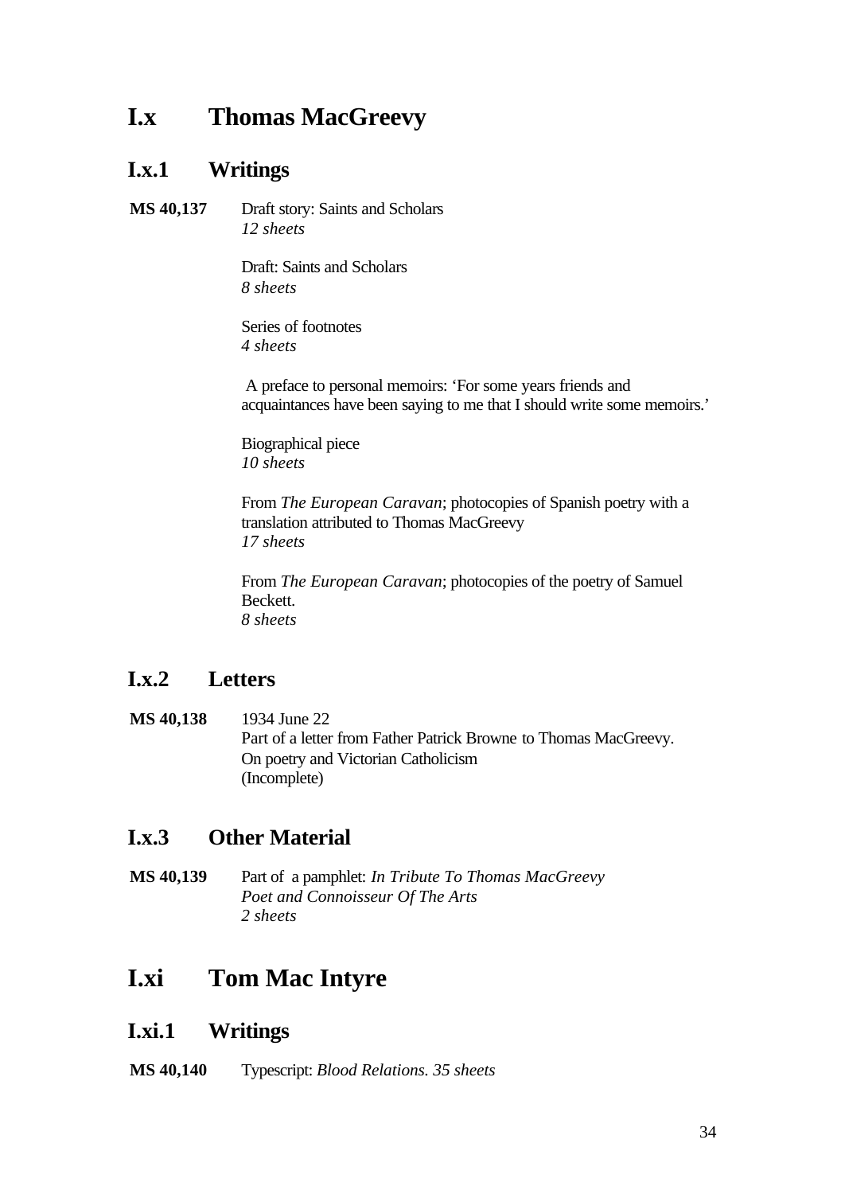## I.x Thomas MacGreevy

### I.x.1 Writings

**MS 40,137** Draft story: Saints and Scholars
*12 sheets*

Draft: Saints and Scholars
*8 sheets*

Series of footnotes
*4 sheets*

A preface to personal memoirs: 'For some years friends and acquaintances have been saying to me that I should write some memoirs.'

Biographical piece
*10 sheets*

From *The European Caravan*; photocopies of Spanish poetry with a translation attributed to Thomas MacGreevy
*17 sheets*

From *The European Caravan*; photocopies of the poetry of Samuel Beckett.
*8 sheets*

### I.x.2 Letters

**MS 40,138** 1934 June 22
Part of a letter from Father Patrick Browne to Thomas MacGreevy.
On poetry and Victorian Catholicism
(Incomplete)

### I.x.3 Other Material

**MS 40,139** Part of a pamphlet: *In Tribute To Thomas MacGreevy Poet and Connoisseur Of The Arts*
*2 sheets*

## I.xi Tom Mac Intyre

### I.xi.1 Writings

**MS 40,140** Typescript: *Blood Relations. 35 sheets*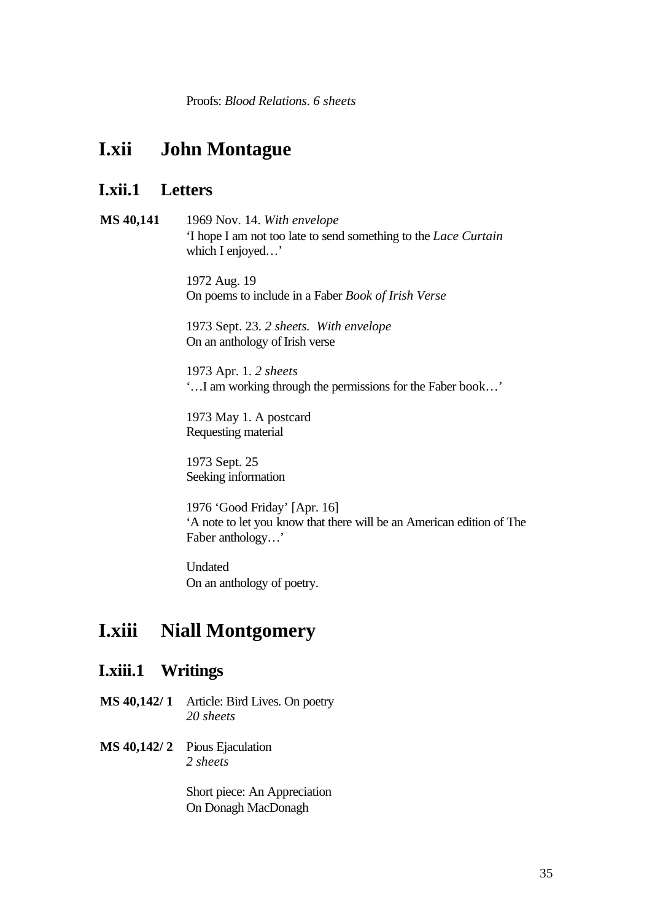Proofs: *Blood Relations. 6 sheets*

# I.xii John Montague

## I.xii.1 Letters

**MS 40,141** 1969 Nov. 14. *With envelope*
'I hope I am not too late to send something to the *Lace Curtain* which I enjoyed…'

1972 Aug. 19
On poems to include in a Faber *Book of Irish Verse*

1973 Sept. 23. *2 sheets. With envelope*
On an anthology of Irish verse

1973 Apr. 1. *2 sheets*
'…I am working through the permissions for the Faber book…'

1973 May 1. A postcard
Requesting material

1973 Sept. 25
Seeking information

1976 'Good Friday' [Apr. 16]
'A note to let you know that there will be an American edition of The Faber anthology…'

Undated
On an anthology of poetry.

# I.xiii Niall Montgomery

## I.xiii.1 Writings

**MS 40,142/ 1** Article: Bird Lives. On poetry
*20 sheets*

**MS 40,142/ 2** Pious Ejaculation
*2 sheets*

Short piece: An Appreciation
On Donagh MacDonagh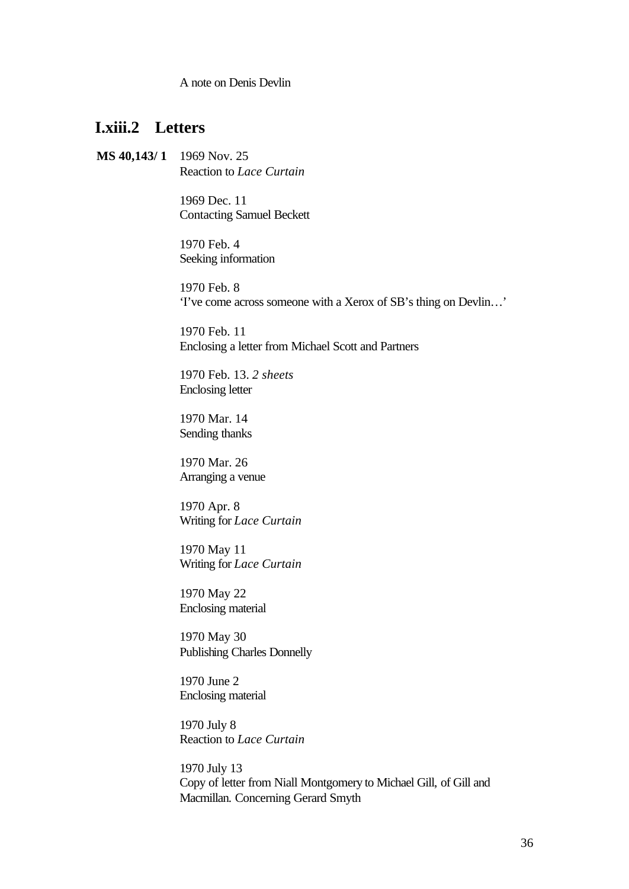A note on Denis Devlin

## I.xiii.2 Letters

**MS 40,143/ 1** 1969 Nov. 25
Reaction to *Lace Curtain*

1969 Dec. 11
Contacting Samuel Beckett

1970 Feb. 4
Seeking information

1970 Feb. 8
'I've come across someone with a Xerox of SB's thing on Devlin…'

1970 Feb. 11
Enclosing a letter from Michael Scott and Partners

1970 Feb. 13. *2 sheets*
Enclosing letter

1970 Mar. 14
Sending thanks

1970 Mar. 26
Arranging a venue

1970 Apr. 8
Writing for *Lace Curtain*

1970 May 11
Writing for *Lace Curtain*

1970 May 22
Enclosing material

1970 May 30
Publishing Charles Donnelly

1970 June 2
Enclosing material

1970 July 8
Reaction to *Lace Curtain*

1970 July 13
Copy of letter from Niall Montgomery to Michael Gill, of Gill and Macmillan. Concerning Gerard Smyth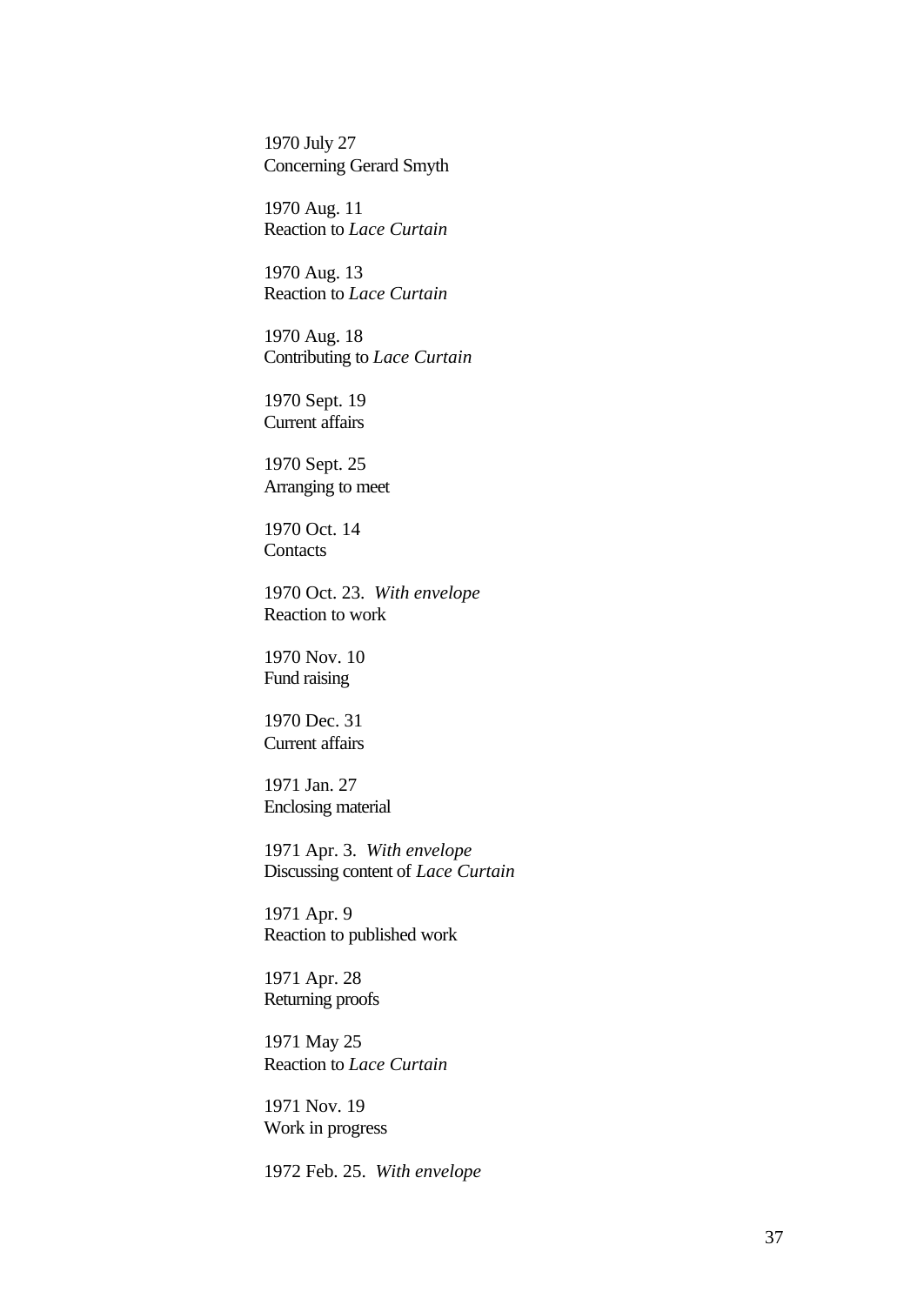1970 July 27
Concerning Gerard Smyth

1970 Aug. 11
Reaction to *Lace Curtain*

1970 Aug. 13
Reaction to *Lace Curtain*

1970 Aug. 18
Contributing to *Lace Curtain*

1970 Sept. 19
Current affairs

1970 Sept. 25
Arranging to meet

1970 Oct. 14
Contacts

1970 Oct. 23. *With envelope*
Reaction to work

1970 Nov. 10
Fund raising

1970 Dec. 31
Current affairs

1971 Jan. 27
Enclosing material

1971 Apr. 3. *With envelope*
Discussing content of *Lace Curtain*

1971 Apr. 9
Reaction to published work

1971 Apr. 28
Returning proofs

1971 May 25
Reaction to *Lace Curtain*

1971 Nov. 19
Work in progress

1972 Feb. 25. *With envelope*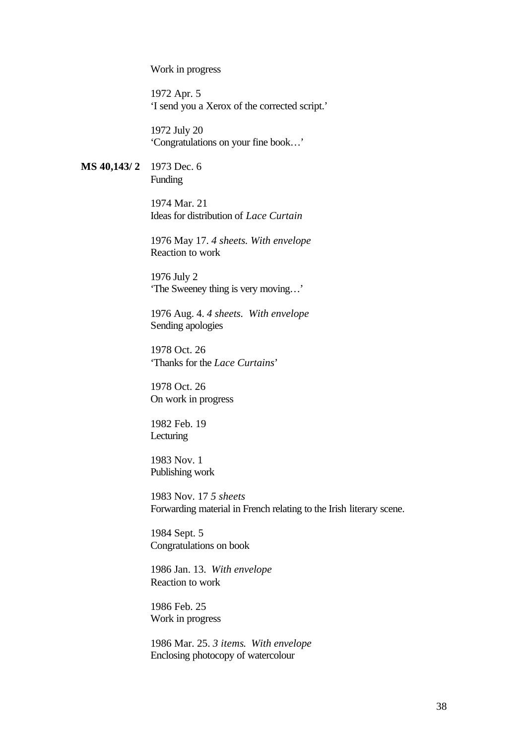Work in progress

1972 Apr. 5
'I send you a Xerox of the corrected script.'

1972 July 20
'Congratulations on your fine book…'

**MS 40,143/ 2** 1973 Dec. 6
Funding

1974 Mar. 21
Ideas for distribution of *Lace Curtain*

1976 May 17. *4 sheets. With envelope*
Reaction to work

1976 July 2
'The Sweeney thing is very moving…'

1976 Aug. 4. *4 sheets. With envelope*
Sending apologies

1978 Oct. 26
'Thanks for the *Lace Curtains*'

1978 Oct. 26
On work in progress

1982 Feb. 19
Lecturing

1983 Nov. 1
Publishing work

1983 Nov. 17 *5 sheets*
Forwarding material in French relating to the Irish literary scene.

1984 Sept. 5
Congratulations on book

1986 Jan. 13. *With envelope*
Reaction to work

1986 Feb. 25
Work in progress

1986 Mar. 25. *3 items. With envelope*
Enclosing photocopy of watercolour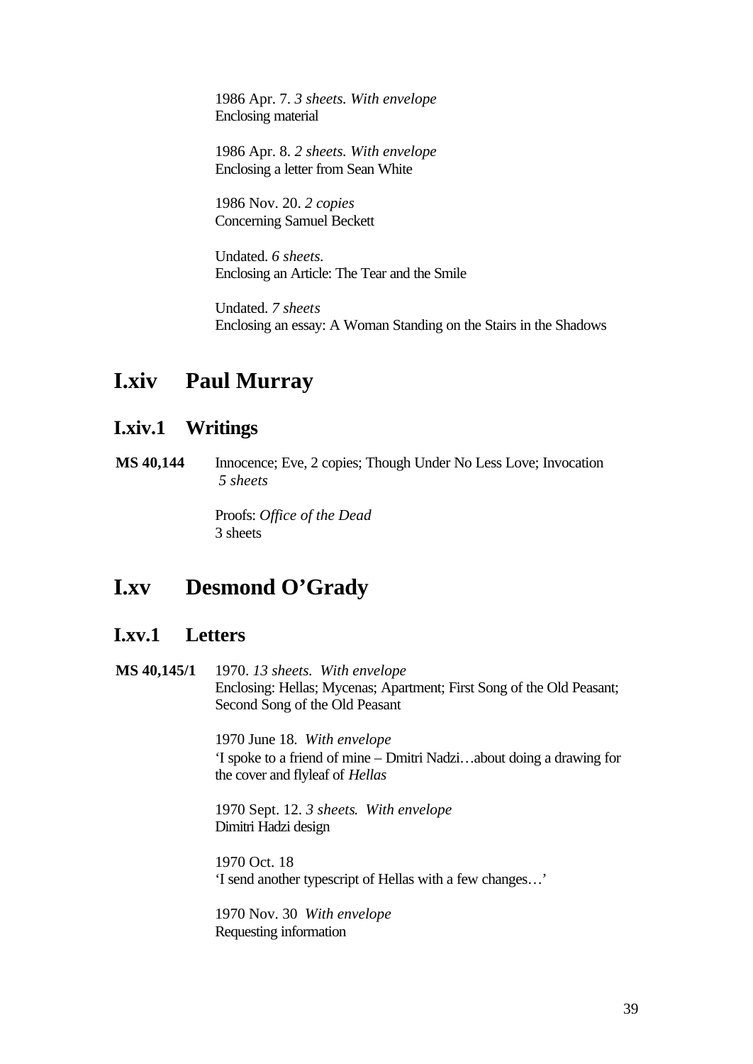1986 Apr. 7. *3 sheets. With envelope*
Enclosing material

1986 Apr. 8. *2 sheets. With envelope*
Enclosing a letter from Sean White

1986 Nov. 20. *2 copies*
Concerning Samuel Beckett

Undated. *6 sheets.*
Enclosing an Article: The Tear and the Smile

Undated. *7 sheets*
Enclosing an essay: A Woman Standing on the Stairs in the Shadows

# I.xiv Paul Murray

## I.xiv.1 Writings

**MS 40,144** Innocence; Eve, 2 copies; Though Under No Less Love; Invocation
*5 sheets*

Proofs: *Office of the Dead*
3 sheets

# I.xv Desmond O'Grady

## I.xv.1 Letters

**MS 40,145/1** 1970. *13 sheets. With envelope*
Enclosing: Hellas; Mycenas; Apartment; First Song of the Old Peasant; Second Song of the Old Peasant

1970 June 18. *With envelope*
'I spoke to a friend of mine – Dmitri Nadzi…about doing a drawing for the cover and flyleaf of *Hellas*

1970 Sept. 12. *3 sheets. With envelope*
Dimitri Hadzi design

1970 Oct. 18
'I send another typescript of Hellas with a few changes…'

1970 Nov. 30 *With envelope*
Requesting information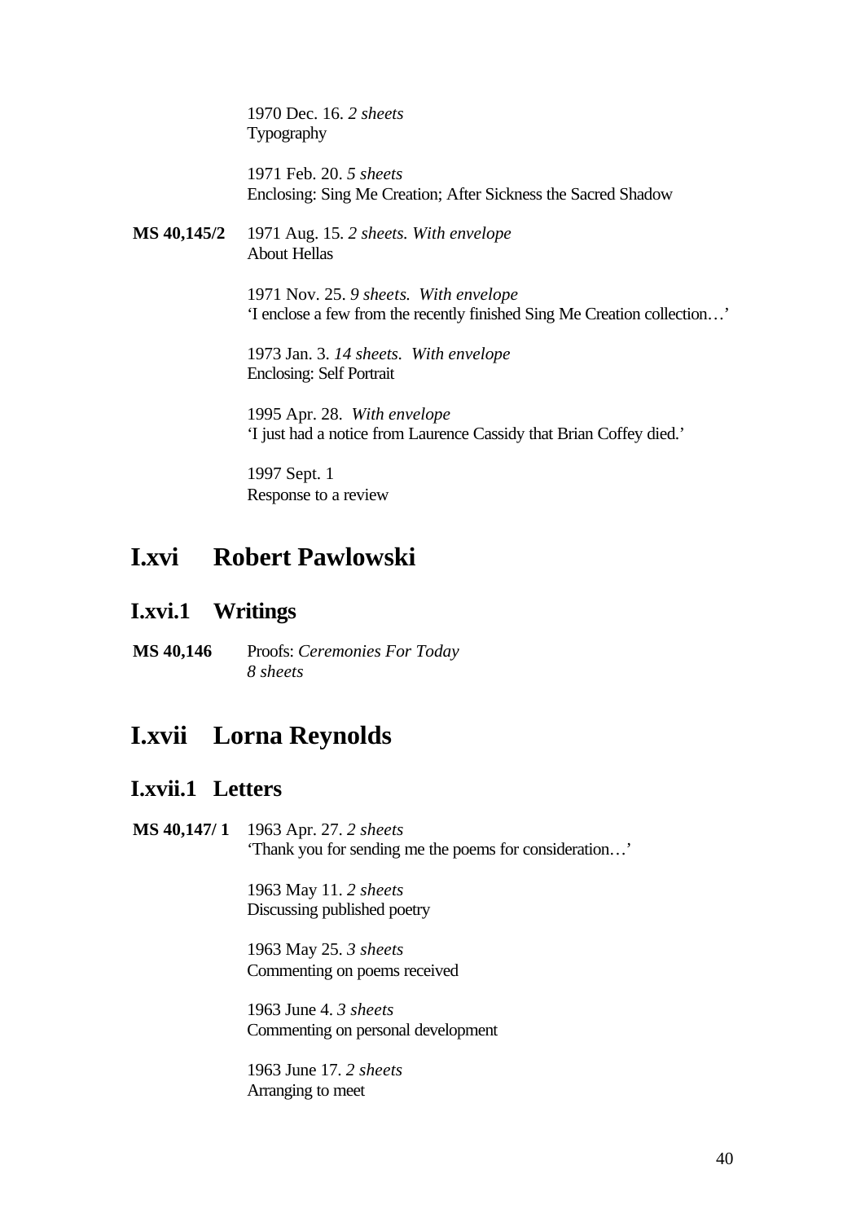1970 Dec. 16. *2 sheets*
Typography

1971 Feb. 20. *5 sheets*
Enclosing: Sing Me Creation; After Sickness the Sacred Shadow

**MS 40,145/2** 1971 Aug. 15. *2 sheets. With envelope*
About Hellas

1971 Nov. 25. *9 sheets. With envelope*
'I enclose a few from the recently finished Sing Me Creation collection…'

1973 Jan. 3. *14 sheets. With envelope*
Enclosing: Self Portrait

1995 Apr. 28. *With envelope*
'I just had a notice from Laurence Cassidy that Brian Coffey died.'

1997 Sept. 1
Response to a review

# I.xvi Robert Pawlowski

## I.xvi.1 Writings

**MS 40,146** Proofs: *Ceremonies For Today*
*8 sheets*

# I.xvii Lorna Reynolds

## I.xvii.1 Letters

**MS 40,147/ 1** 1963 Apr. 27. *2 sheets*
'Thank you for sending me the poems for consideration…'

1963 May 11. *2 sheets*
Discussing published poetry

1963 May 25. *3 sheets*
Commenting on poems received

1963 June 4. *3 sheets*
Commenting on personal development

1963 June 17. *2 sheets*
Arranging to meet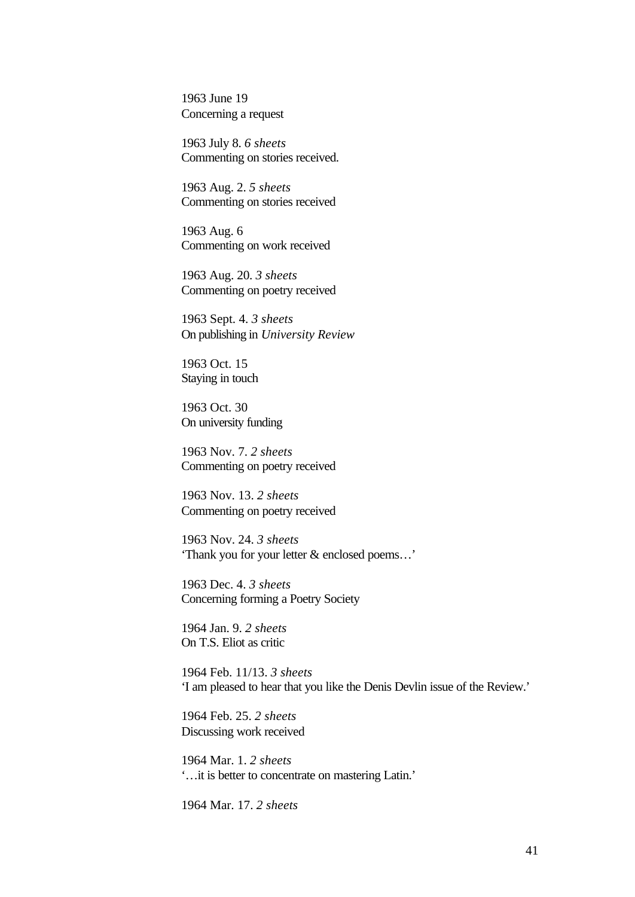1963 June 19
Concerning a request

1963 July 8. *6 sheets*
Commenting on stories received.

1963 Aug. 2. *5 sheets*
Commenting on stories received

1963 Aug. 6
Commenting on work received

1963 Aug. 20. *3 sheets*
Commenting on poetry received

1963 Sept. 4. *3 sheets*
On publishing in *University Review*

1963 Oct. 15
Staying in touch

1963 Oct. 30
On university funding

1963 Nov. 7. *2 sheets*
Commenting on poetry received

1963 Nov. 13. *2 sheets*
Commenting on poetry received

1963 Nov. 24. *3 sheets*
'Thank you for your letter & enclosed poems…'

1963 Dec. 4. *3 sheets*
Concerning forming a Poetry Society

1964 Jan. 9. *2 sheets*
On T.S. Eliot as critic

1964 Feb. 11/13. *3 sheets*
'I am pleased to hear that you like the Denis Devlin issue of the Review.'

1964 Feb. 25. *2 sheets*
Discussing work received

1964 Mar. 1. *2 sheets*
'…it is better to concentrate on mastering Latin.'

1964 Mar. 17. *2 sheets*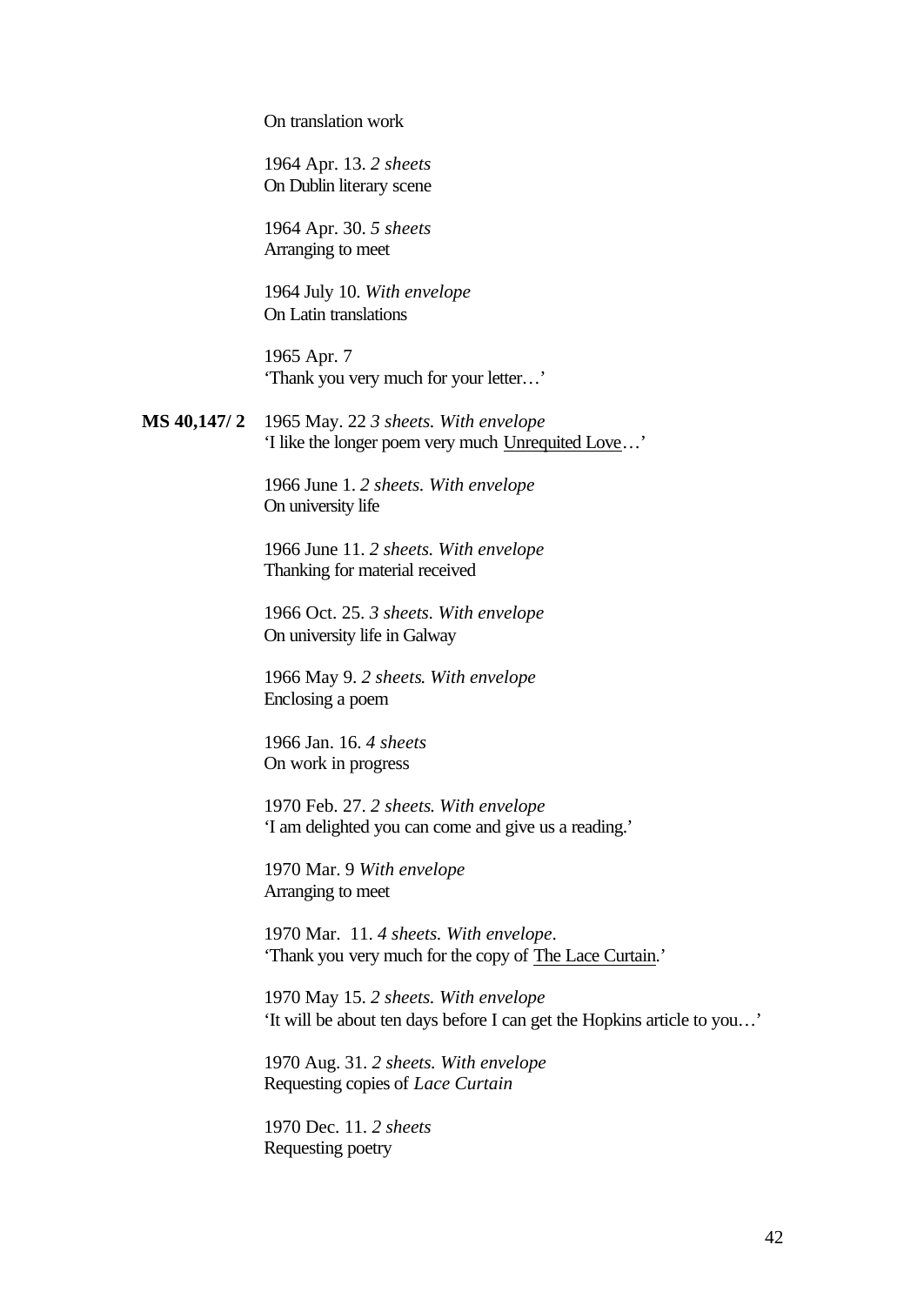On translation work

1964 Apr. 13. *2 sheets*
On Dublin literary scene

1964 Apr. 30. *5 sheets*
Arranging to meet

1964 July 10. *With envelope*
On Latin translations

1965 Apr. 7
'Thank you very much for your letter…'

**MS 40,147/ 2** 1965 May. 22 *3 sheets. With envelope*
'I like the longer poem very much Unrequited Love…'

1966 June 1. *2 sheets. With envelope*
On university life

1966 June 11. *2 sheets. With envelope*
Thanking for material received

1966 Oct. 25. *3 sheets. With envelope*
On university life in Galway

1966 May 9. *2 sheets. With envelope*
Enclosing a poem

1966 Jan. 16. *4 sheets*
On work in progress

1970 Feb. 27. *2 sheets. With envelope*
'I am delighted you can come and give us a reading.'

1970 Mar. 9 *With envelope*
Arranging to meet

1970 Mar. 11. *4 sheets. With envelope*.
'Thank you very much for the copy of The Lace Curtain.'

1970 May 15. *2 sheets. With envelope*
'It will be about ten days before I can get the Hopkins article to you…'

1970 Aug. 31. *2 sheets. With envelope*
Requesting copies of *Lace Curtain*

1970 Dec. 11. *2 sheets*
Requesting poetry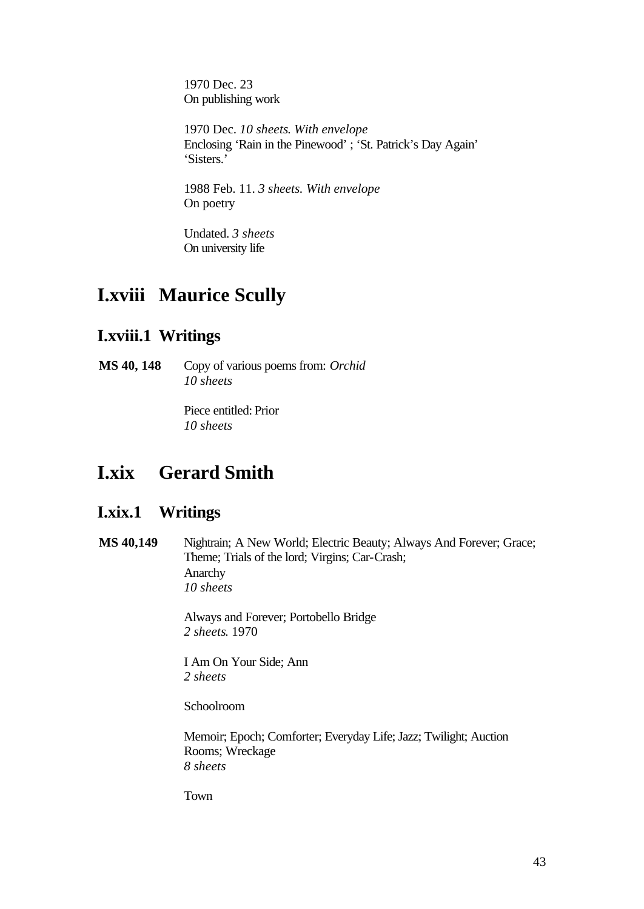1970 Dec. 23
On publishing work

1970 Dec. *10 sheets. With envelope*
Enclosing 'Rain in the Pinewood' ; 'St. Patrick's Day Again' 'Sisters.'

1988 Feb. 11. *3 sheets. With envelope*
On poetry

Undated. *3 sheets*
On university life

# I.xviii Maurice Scully

## I.xviii.1 Writings

**MS 40, 148** Copy of various poems from: *Orchid*
*10 sheets*

Piece entitled: Prior
*10 sheets*

# I.xix Gerard Smith

## I.xix.1 Writings

**MS 40,149** Nightrain; A New World; Electric Beauty; Always And Forever; Grace; Theme; Trials of the lord; Virgins; Car-Crash;
Anarchy
*10 sheets*

Always and Forever; Portobello Bridge
*2 sheets.* 1970

I Am On Your Side; Ann
*2 sheets*

Schoolroom

Memoir; Epoch; Comforter; Everyday Life; Jazz; Twilight; Auction Rooms; Wreckage
*8 sheets*

Town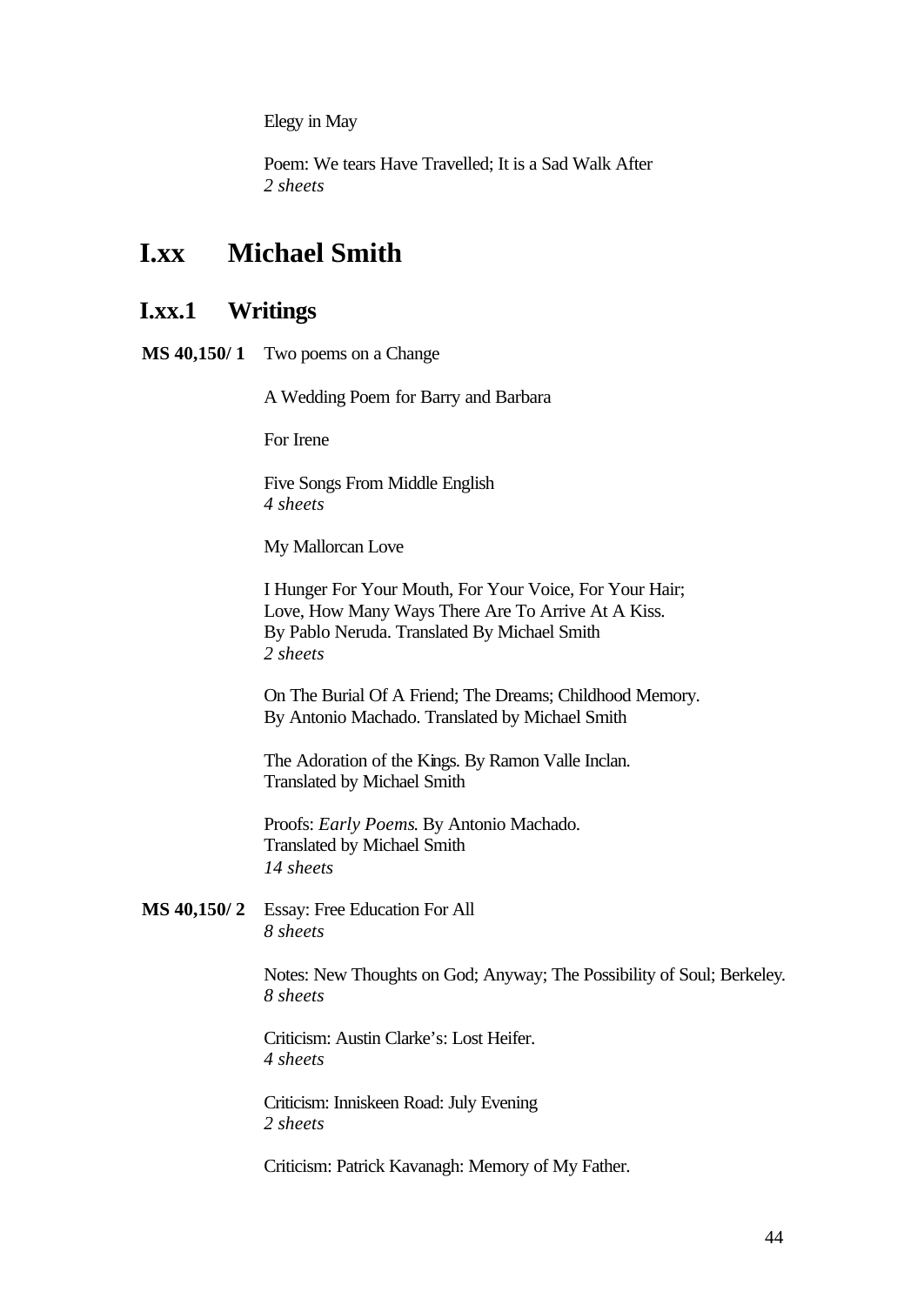Elegy in May

Poem: We tears Have Travelled; It is a Sad Walk After
*2 sheets*

# I.xx Michael Smith

## I.xx.1 Writings

**MS 40,150/ 1** Two poems on a Change

A Wedding Poem for Barry and Barbara

For Irene

Five Songs From Middle English
*4 sheets*

My Mallorcan Love

I Hunger For Your Mouth, For Your Voice, For Your Hair;
Love, How Many Ways There Are To Arrive At A Kiss.
By Pablo Neruda. Translated By Michael Smith
*2 sheets*

On The Burial Of A Friend; The Dreams; Childhood Memory.
By Antonio Machado. Translated by Michael Smith

The Adoration of the Kings. By Ramon Valle Inclan.
Translated by Michael Smith

Proofs: *Early Poems*. By Antonio Machado.
Translated by Michael Smith
*14 sheets*

**MS 40,150/ 2** Essay: Free Education For All
*8 sheets*

Notes: New Thoughts on God; Anyway; The Possibility of Soul; Berkeley.
*8 sheets*

Criticism: Austin Clarke's: Lost Heifer.
*4 sheets*

Criticism: Inniskeen Road: July Evening
*2 sheets*

Criticism: Patrick Kavanagh: Memory of My Father.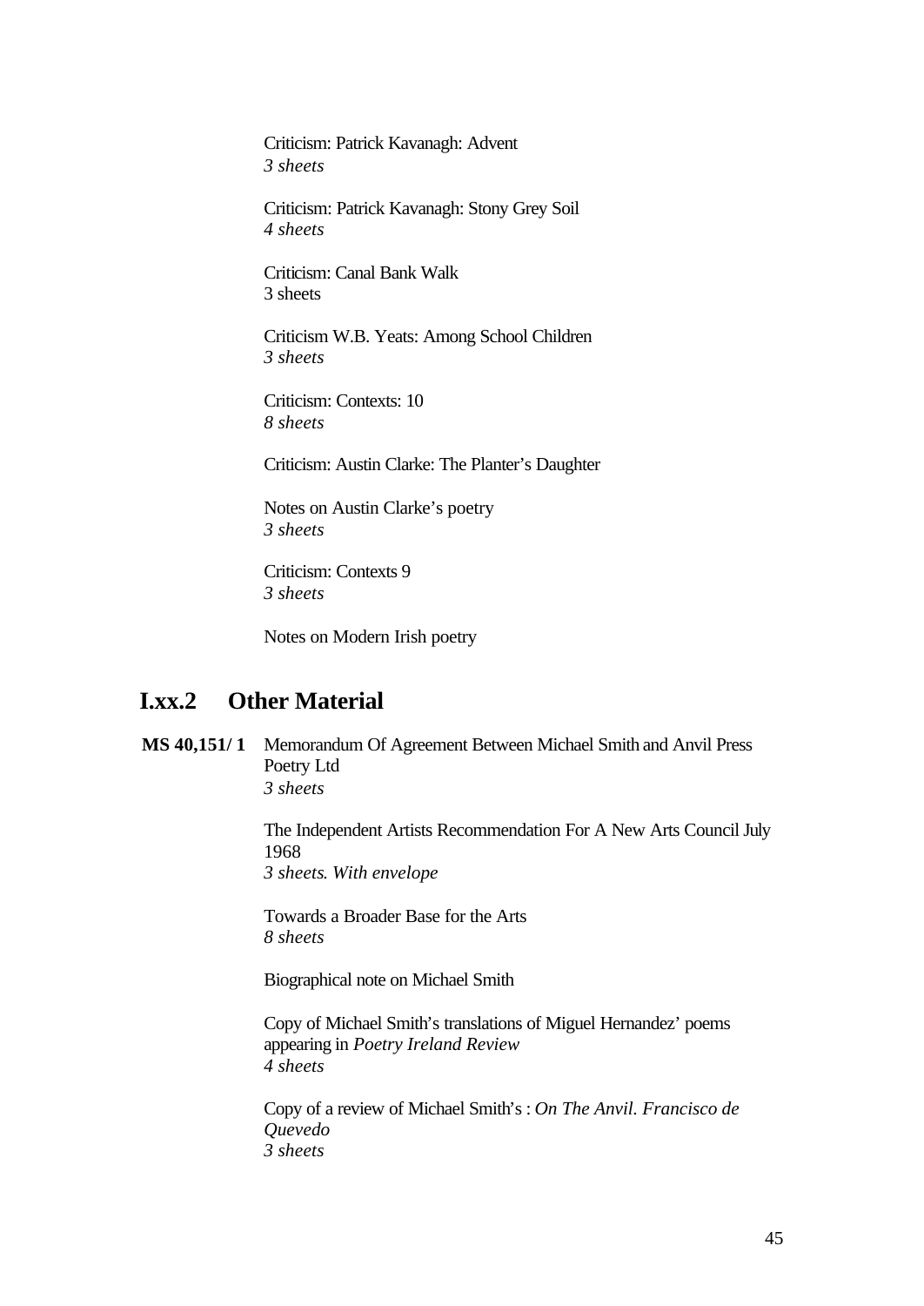Criticism: Patrick Kavanagh: Advent
*3 sheets*

Criticism: Patrick Kavanagh: Stony Grey Soil
*4 sheets*

Criticism: Canal Bank Walk
3 sheets

Criticism W.B. Yeats: Among School Children
*3 sheets*

Criticism: Contexts: 10
*8 sheets*

Criticism: Austin Clarke: The Planter's Daughter

Notes on Austin Clarke's poetry
*3 sheets*

Criticism: Contexts 9
*3 sheets*

Notes on Modern Irish poetry

## I.xx.2 Other Material

**MS 40,151/ 1** Memorandum Of Agreement Between Michael Smith and Anvil Press Poetry Ltd
*3 sheets*

The Independent Artists Recommendation For A New Arts Council July 1968
*3 sheets. With envelope*

Towards a Broader Base for the Arts
*8 sheets*

Biographical note on Michael Smith

Copy of Michael Smith's translations of Miguel Hernandez' poems appearing in *Poetry Ireland Review*
*4 sheets*

Copy of a review of Michael Smith's : *On The Anvil. Francisco de Quevedo*
*3 sheets*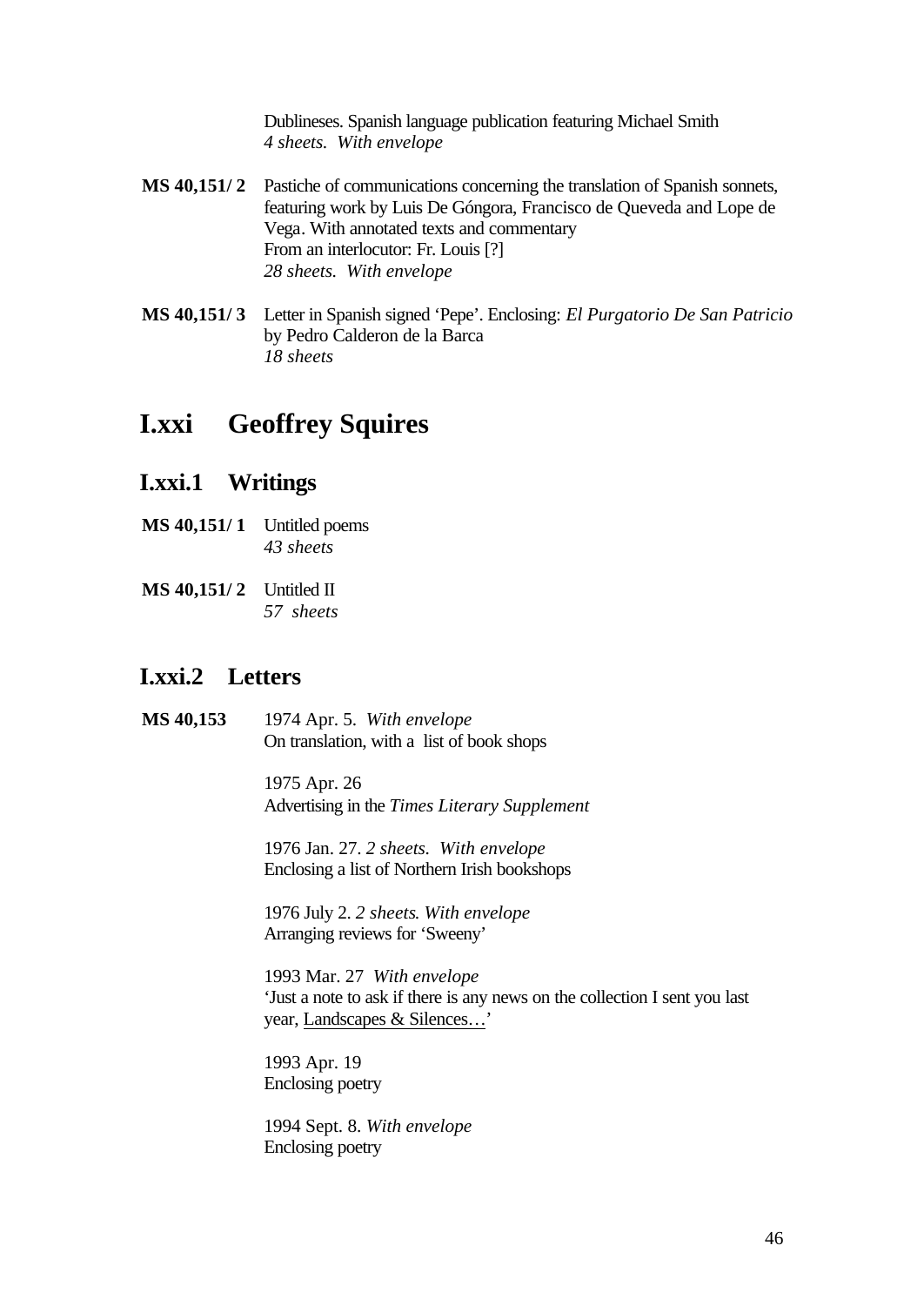Dublineses. Spanish language publication featuring Michael Smith
*4 sheets. With envelope*

**MS 40,151/ 2** Pastiche of communications concerning the translation of Spanish sonnets, featuring work by Luis De Góngora, Francisco de Queveda and Lope de Vega. With annotated texts and commentary
From an interlocutor: Fr. Louis [?]
*28 sheets. With envelope*

**MS 40,151/ 3** Letter in Spanish signed 'Pepe'. Enclosing: *El Purgatorio De San Patricio* by Pedro Calderon de la Barca
*18 sheets*

# I.xxi Geoffrey Squires

## I.xxi.1 Writings

**MS 40,151/ 1** Untitled poems
*43 sheets*

**MS 40,151/ 2** Untitled II
*57 sheets*

## I.xxi.2 Letters

**MS 40,153** 1974 Apr. 5. *With envelope*
On translation, with a list of book shops

1975 Apr. 26
Advertising in the *Times Literary Supplement*

1976 Jan. 27. *2 sheets. With envelope*
Enclosing a list of Northern Irish bookshops

1976 July 2. *2 sheets. With envelope*
Arranging reviews for 'Sweeny'

1993 Mar. 27 *With envelope*
'Just a note to ask if there is any news on the collection I sent you last year, Landscapes & Silences…'

1993 Apr. 19
Enclosing poetry

1994 Sept. 8. *With envelope*
Enclosing poetry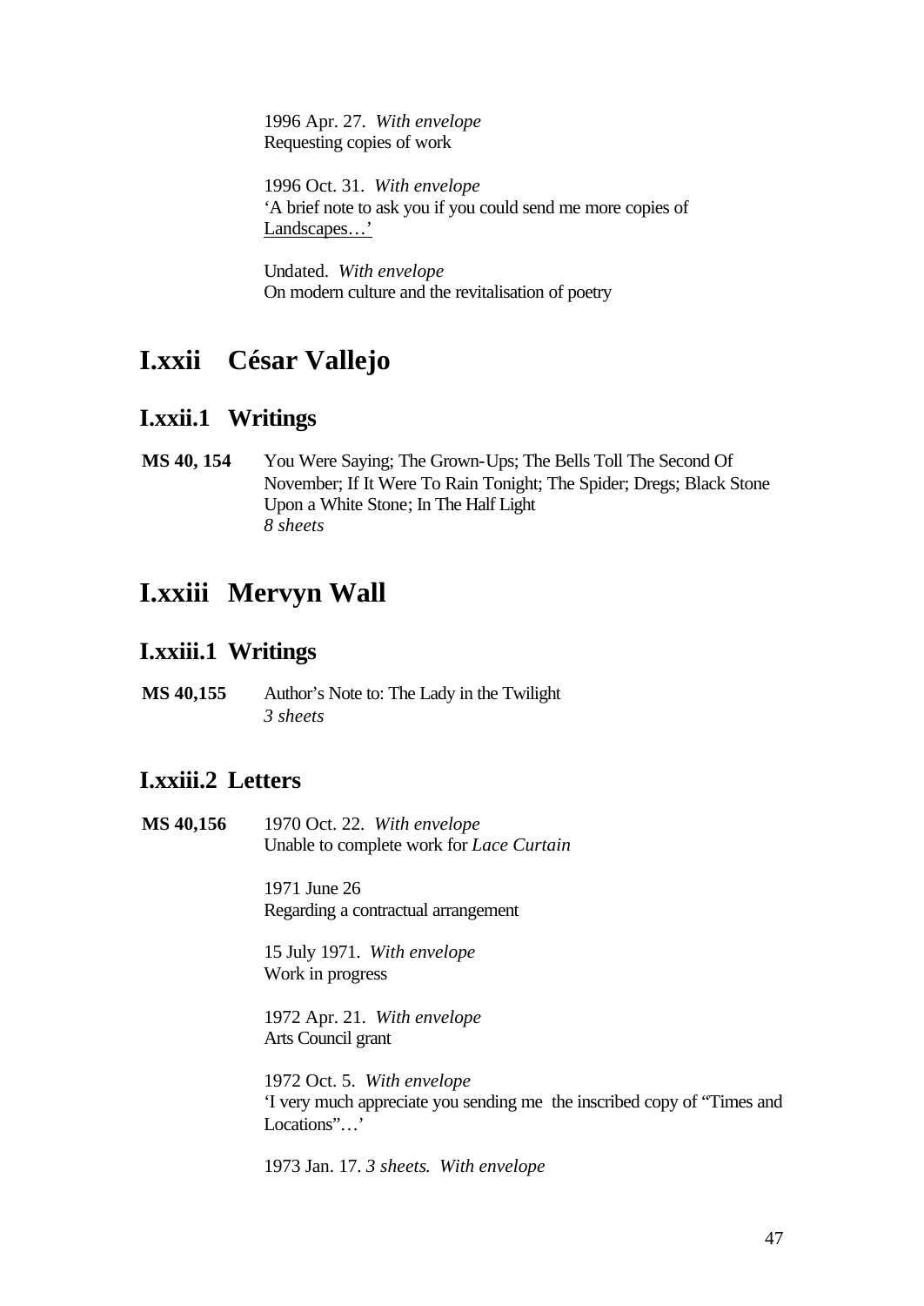1996 Apr. 27. *With envelope*
Requesting copies of work

1996 Oct. 31. *With envelope*
'A brief note to ask you if you could send me more copies of Landscapes…'

Undated. *With envelope*
On modern culture and the revitalisation of poetry

# I.xxii César Vallejo

## I.xxii.1 Writings

**MS 40, 154** You Were Saying; The Grown-Ups; The Bells Toll The Second Of November; If It Were To Rain Tonight; The Spider; Dregs; Black Stone Upon a White Stone; In The Half Light
*8 sheets*

# I.xxiii Mervyn Wall

## I.xxiii.1 Writings

**MS 40,155** Author's Note to: The Lady in the Twilight
*3 sheets*

## I.xxiii.2 Letters

**MS 40,156** 1970 Oct. 22. *With envelope*
Unable to complete work for *Lace Curtain*

1971 June 26
Regarding a contractual arrangement

15 July 1971. *With envelope*
Work in progress

1972 Apr. 21. *With envelope*
Arts Council grant

1972 Oct. 5. *With envelope*
'I very much appreciate you sending me the inscribed copy of "Times and Locations"…'

1973 Jan. 17. *3 sheets. With envelope*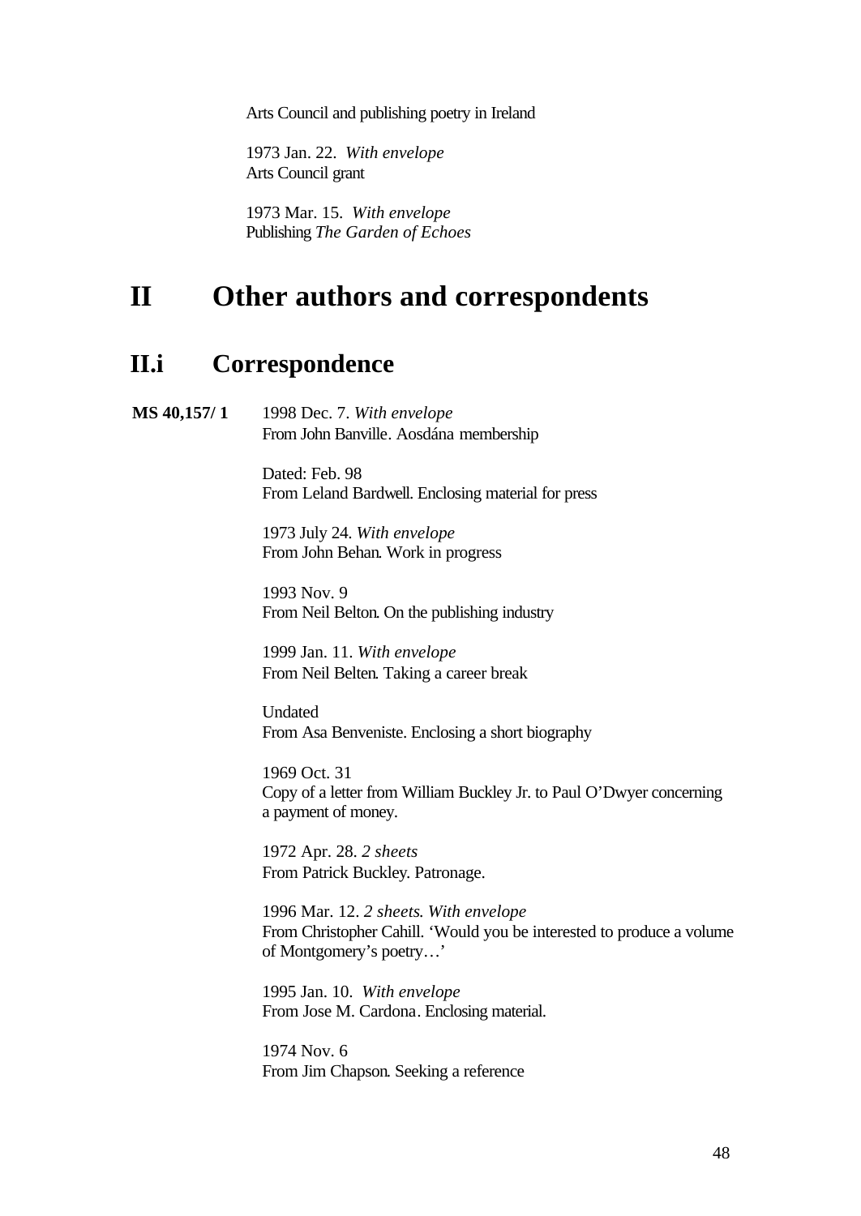Arts Council and publishing poetry in Ireland

1973 Jan. 22. *With envelope*
Arts Council grant

1973 Mar. 15. *With envelope*
Publishing *The Garden of Echoes*

# II Other authors and correspondents

## II.i Correspondence

**MS 40,157/ 1**

1998 Dec. 7. *With envelope*
From John Banville. Aosdána membership

Dated: Feb. 98
From Leland Bardwell. Enclosing material for press

1973 July 24. *With envelope*
From John Behan. Work in progress

1993 Nov. 9
From Neil Belton. On the publishing industry

1999 Jan. 11. *With envelope*
From Neil Belten. Taking a career break

Undated
From Asa Benveniste. Enclosing a short biography

1969 Oct. 31
Copy of a letter from William Buckley Jr. to Paul O'Dwyer concerning a payment of money.

1972 Apr. 28. *2 sheets*
From Patrick Buckley. Patronage.

1996 Mar. 12. *2 sheets. With envelope*
From Christopher Cahill. 'Would you be interested to produce a volume of Montgomery's poetry…'

1995 Jan. 10. *With envelope*
From Jose M. Cardona. Enclosing material.

1974 Nov. 6
From Jim Chapson. Seeking a reference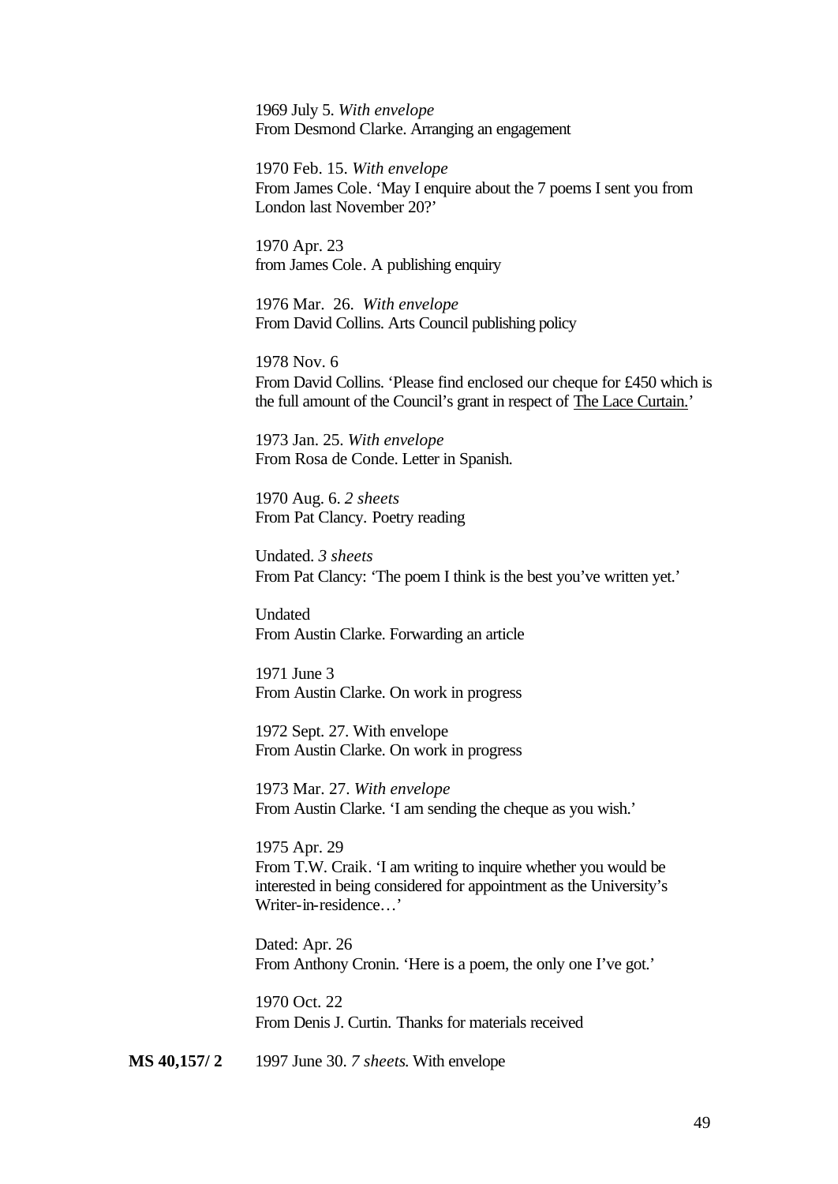1969 July 5. *With envelope*
From Desmond Clarke. Arranging an engagement

1970 Feb. 15. *With envelope*
From James Cole. 'May I enquire about the 7 poems I sent you from London last November 20?'

1970 Apr. 23
from James Cole. A publishing enquiry

1976 Mar. 26. *With envelope*
From David Collins. Arts Council publishing policy

1978 Nov. 6
From David Collins. 'Please find enclosed our cheque for £450 which is the full amount of the Council's grant in respect of The Lace Curtain.'

1973 Jan. 25. *With envelope*
From Rosa de Conde. Letter in Spanish.

1970 Aug. 6. *2 sheets*
From Pat Clancy. Poetry reading

Undated. *3 sheets*
From Pat Clancy: 'The poem I think is the best you've written yet.'

Undated
From Austin Clarke. Forwarding an article

1971 June 3
From Austin Clarke. On work in progress

1972 Sept. 27. With envelope
From Austin Clarke. On work in progress

1973 Mar. 27. *With envelope*
From Austin Clarke. 'I am sending the cheque as you wish.'

1975 Apr. 29
From T.W. Craik. 'I am writing to inquire whether you would be interested in being considered for appointment as the University's Writer-in-residence…'

Dated: Apr. 26
From Anthony Cronin. 'Here is a poem, the only one I've got.'

1970 Oct. 22
From Denis J. Curtin. Thanks for materials received

**MS 40,157/ 2** 1997 June 30. *7 sheets.* With envelope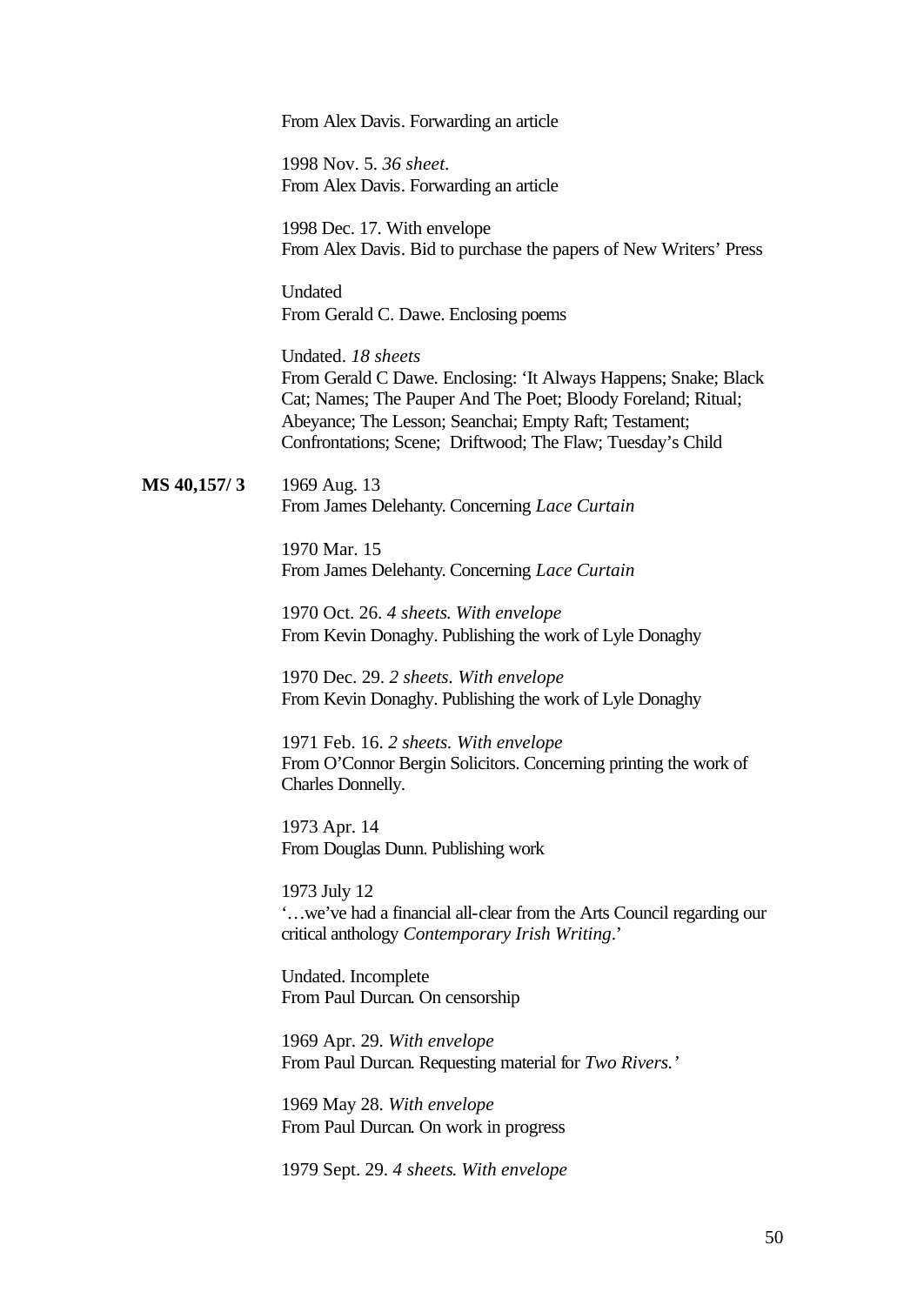From Alex Davis. Forwarding an article

1998 Nov. 5. *36 sheet*.
From Alex Davis. Forwarding an article

1998 Dec. 17. With envelope
From Alex Davis. Bid to purchase the papers of New Writers' Press

Undated
From Gerald C. Dawe. Enclosing poems

Undated. *18 sheets*
From Gerald C Dawe. Enclosing: 'It Always Happens; Snake; Black Cat; Names; The Pauper And The Poet; Bloody Foreland; Ritual; Abeyance; The Lesson; Seanchai; Empty Raft; Testament; Confrontations; Scene; Driftwood; The Flaw; Tuesday's Child

**MS 40,157/ 3**

1969 Aug. 13
From James Delehanty. Concerning *Lace Curtain*

1970 Mar. 15
From James Delehanty. Concerning *Lace Curtain*

1970 Oct. 26. *4 sheets. With envelope*
From Kevin Donaghy. Publishing the work of Lyle Donaghy

1970 Dec. 29. *2 sheets. With envelope*
From Kevin Donaghy. Publishing the work of Lyle Donaghy

1971 Feb. 16. *2 sheets. With envelope*
From O'Connor Bergin Solicitors. Concerning printing the work of Charles Donnelly.

1973 Apr. 14
From Douglas Dunn. Publishing work

1973 July 12
'…we've had a financial all-clear from the Arts Council regarding our critical anthology *Contemporary Irish Writing*.'

Undated. Incomplete
From Paul Durcan. On censorship

1969 Apr. 29. *With envelope*
From Paul Durcan. Requesting material for *Two Rivers.'*

1969 May 28. *With envelope*
From Paul Durcan. On work in progress

1979 Sept. 29. *4 sheets. With envelope*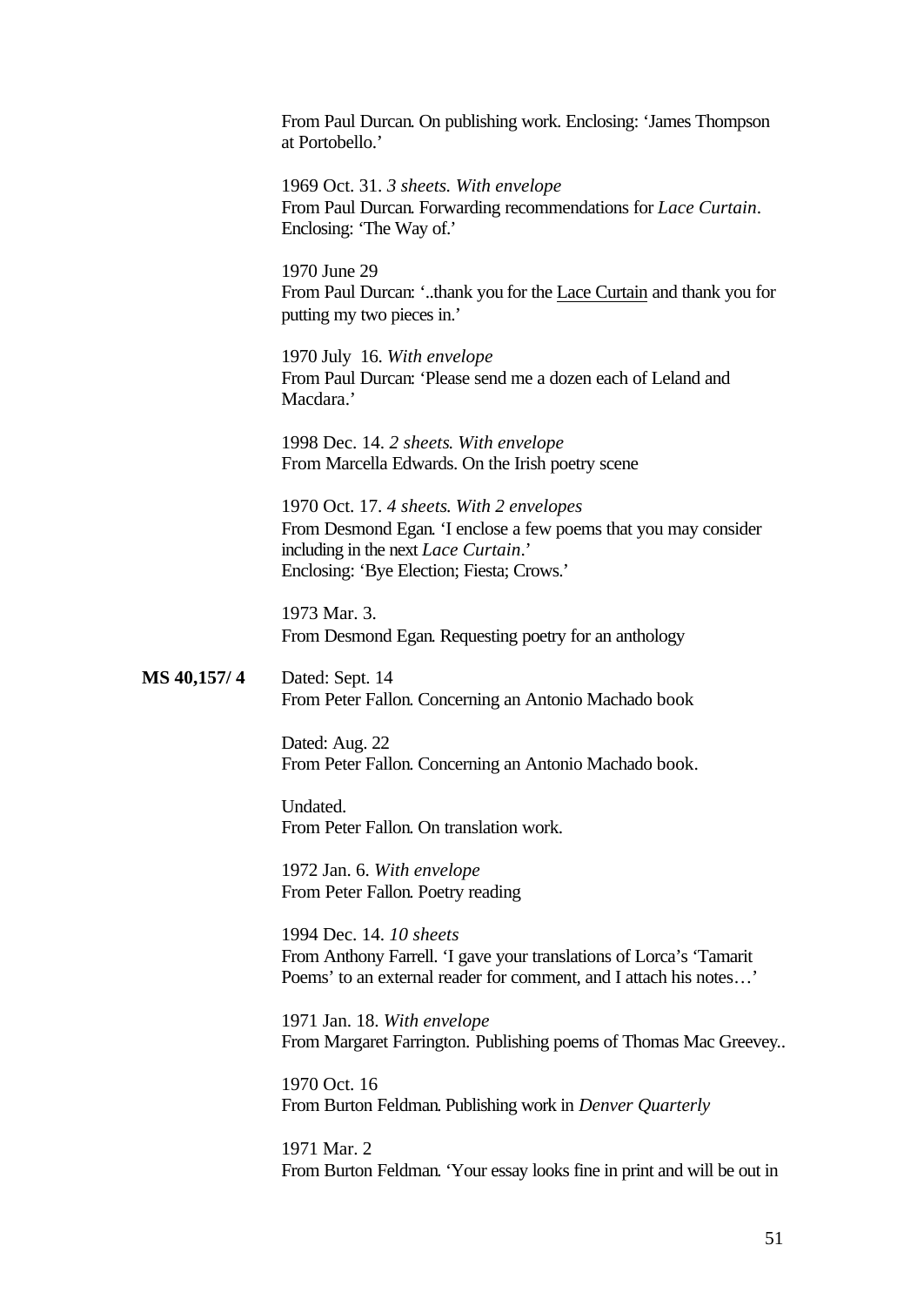From Paul Durcan. On publishing work. Enclosing: 'James Thompson at Portobello.'

1969 Oct. 31. *3 sheets. With envelope*
From Paul Durcan. Forwarding recommendations for *Lace Curtain*. Enclosing: 'The Way of.'

1970 June 29
From Paul Durcan: '..thank you for the Lace Curtain and thank you for putting my two pieces in.'

1970 July 16. *With envelope*
From Paul Durcan: 'Please send me a dozen each of Leland and Macdara.'

1998 Dec. 14. *2 sheets. With envelope*
From Marcella Edwards. On the Irish poetry scene

1970 Oct. 17. *4 sheets. With 2 envelopes*
From Desmond Egan. 'I enclose a few poems that you may consider including in the next *Lace Curtain*.'
Enclosing: 'Bye Election; Fiesta; Crows.'

1973 Mar. 3.
From Desmond Egan. Requesting poetry for an anthology

**MS 40,157/ 4**

Dated: Sept. 14
From Peter Fallon. Concerning an Antonio Machado book

Dated: Aug. 22
From Peter Fallon. Concerning an Antonio Machado book.

Undated.
From Peter Fallon. On translation work.

1972 Jan. 6. *With envelope*
From Peter Fallon. Poetry reading

1994 Dec. 14. *10 sheets*
From Anthony Farrell. 'I gave your translations of Lorca's 'Tamarit Poems' to an external reader for comment, and I attach his notes…'

1971 Jan. 18. *With envelope*
From Margaret Farrington. Publishing poems of Thomas Mac Greevey..

1970 Oct. 16
From Burton Feldman. Publishing work in *Denver Quarterly*

1971 Mar. 2
From Burton Feldman. 'Your essay looks fine in print and will be out in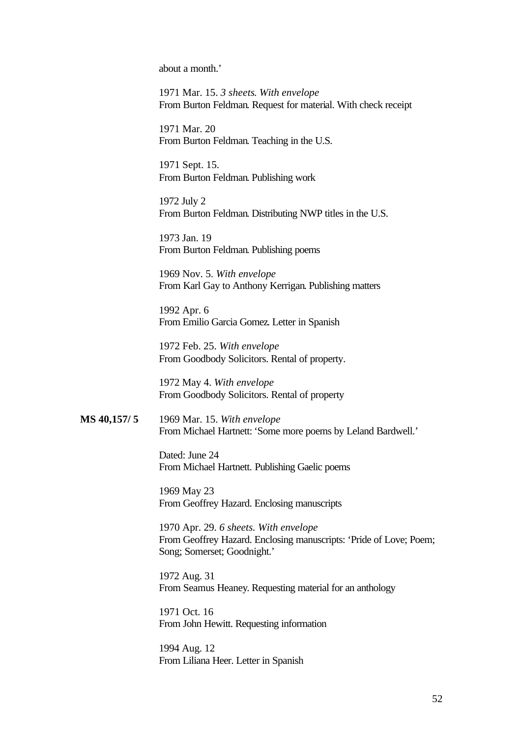about a month.'

1971 Mar. 15. *3 sheets. With envelope*
From Burton Feldman. Request for material. With check receipt

1971 Mar. 20
From Burton Feldman. Teaching in the U.S.

1971 Sept. 15.
From Burton Feldman. Publishing work

1972 July 2
From Burton Feldman. Distributing NWP titles in the U.S.

1973 Jan. 19
From Burton Feldman. Publishing poems

1969 Nov. 5. *With envelope*
From Karl Gay to Anthony Kerrigan. Publishing matters

1992 Apr. 6
From Emilio Garcia Gomez. Letter in Spanish

1972 Feb. 25. *With envelope*
From Goodbody Solicitors. Rental of property.

1972 May 4. *With envelope*
From Goodbody Solicitors. Rental of property

**MS 40,157/ 5** 1969 Mar. 15. *With envelope*
From Michael Hartnett: 'Some more poems by Leland Bardwell.'

Dated: June 24
From Michael Hartnett. Publishing Gaelic poems

1969 May 23
From Geoffrey Hazard. Enclosing manuscripts

1970 Apr. 29. *6 sheets. With envelope*
From Geoffrey Hazard. Enclosing manuscripts: 'Pride of Love; Poem; Song; Somerset; Goodnight.'

1972 Aug. 31
From Seamus Heaney. Requesting material for an anthology

1971 Oct. 16
From John Hewitt. Requesting information

1994 Aug. 12
From Liliana Heer. Letter in Spanish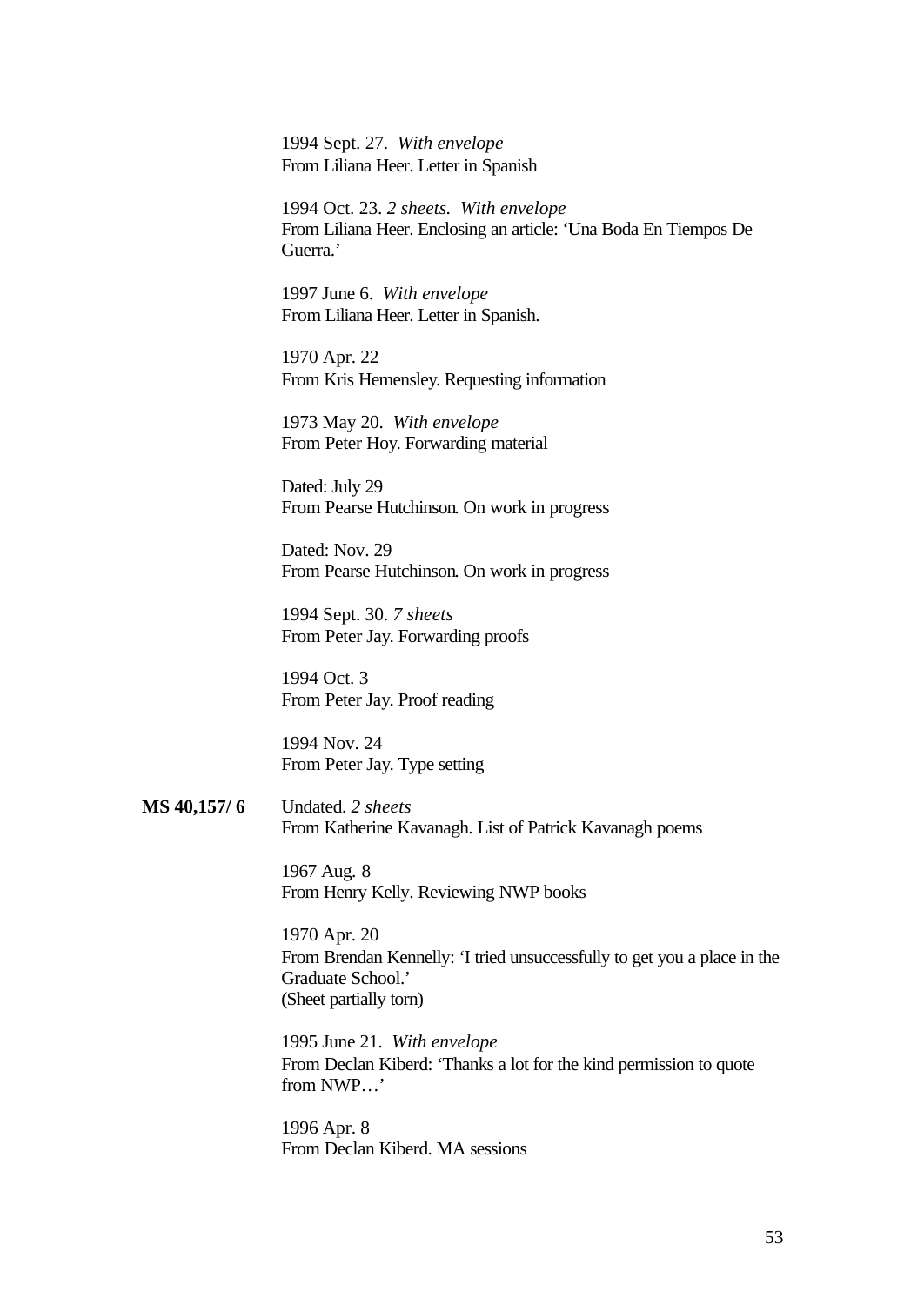1994 Sept. 27. *With envelope*
From Liliana Heer. Letter in Spanish

1994 Oct. 23. *2 sheets. With envelope*
From Liliana Heer. Enclosing an article: 'Una Boda En Tiempos De Guerra.'

1997 June 6. *With envelope*
From Liliana Heer. Letter in Spanish.

1970 Apr. 22
From Kris Hemensley. Requesting information

1973 May 20. *With envelope*
From Peter Hoy. Forwarding material

Dated: July 29
From Pearse Hutchinson. On work in progress

Dated: Nov. 29
From Pearse Hutchinson. On work in progress

1994 Sept. 30. *7 sheets*
From Peter Jay. Forwarding proofs

1994 Oct. 3
From Peter Jay. Proof reading

1994 Nov. 24
From Peter Jay. Type setting

**MS 40,157/ 6**

Undated. *2 sheets*
From Katherine Kavanagh. List of Patrick Kavanagh poems

1967 Aug. 8
From Henry Kelly. Reviewing NWP books

1970 Apr. 20
From Brendan Kennelly: 'I tried unsuccessfully to get you a place in the Graduate School.'
(Sheet partially torn)

1995 June 21. *With envelope*
From Declan Kiberd: 'Thanks a lot for the kind permission to quote from NWP…'

1996 Apr. 8
From Declan Kiberd. MA sessions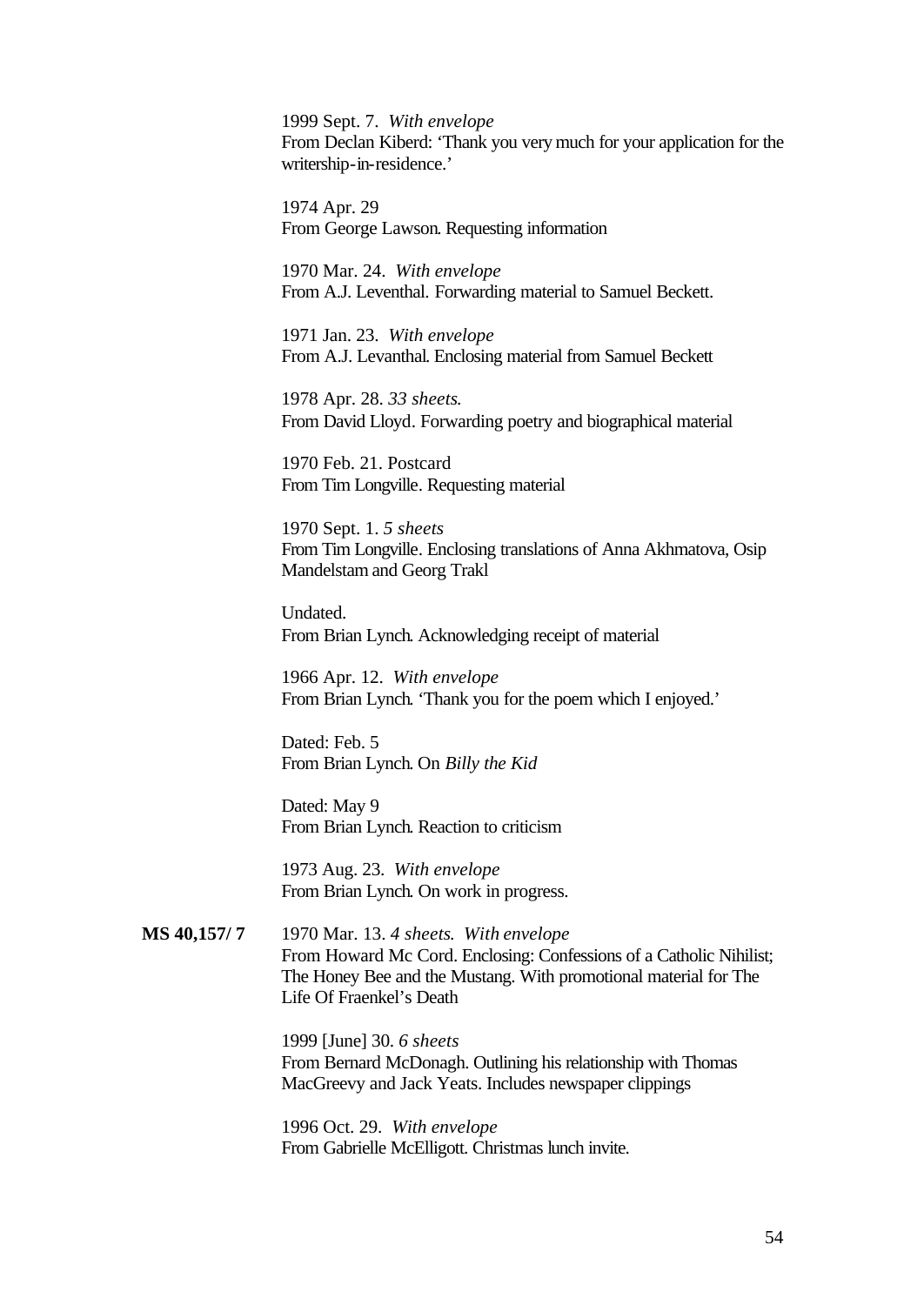1999 Sept. 7. *With envelope*
From Declan Kiberd: 'Thank you very much for your application for the writership-in-residence.'

1974 Apr. 29
From George Lawson. Requesting information

1970 Mar. 24. *With envelope*
From A.J. Leventhal. Forwarding material to Samuel Beckett.

1971 Jan. 23. *With envelope*
From A.J. Levanthal. Enclosing material from Samuel Beckett

1978 Apr. 28. *33 sheets.*
From David Lloyd. Forwarding poetry and biographical material

1970 Feb. 21. Postcard
From Tim Longville. Requesting material

1970 Sept. 1. *5 sheets*
From Tim Longville. Enclosing translations of Anna Akhmatova, Osip Mandelstam and Georg Trakl

Undated.
From Brian Lynch. Acknowledging receipt of material

1966 Apr. 12. *With envelope*
From Brian Lynch. 'Thank you for the poem which I enjoyed.'

Dated: Feb. 5
From Brian Lynch. On *Billy the Kid*

Dated: May 9
From Brian Lynch. Reaction to criticism

1973 Aug. 23. *With envelope*
From Brian Lynch. On work in progress.

**MS 40,157/ 7**

1970 Mar. 13. *4 sheets. With envelope*
From Howard Mc Cord. Enclosing: Confessions of a Catholic Nihilist; The Honey Bee and the Mustang. With promotional material for The Life Of Fraenkel's Death

1999 [June] 30. *6 sheets*
From Bernard McDonagh. Outlining his relationship with Thomas MacGreevy and Jack Yeats. Includes newspaper clippings

1996 Oct. 29. *With envelope*
From Gabrielle McElligott. Christmas lunch invite.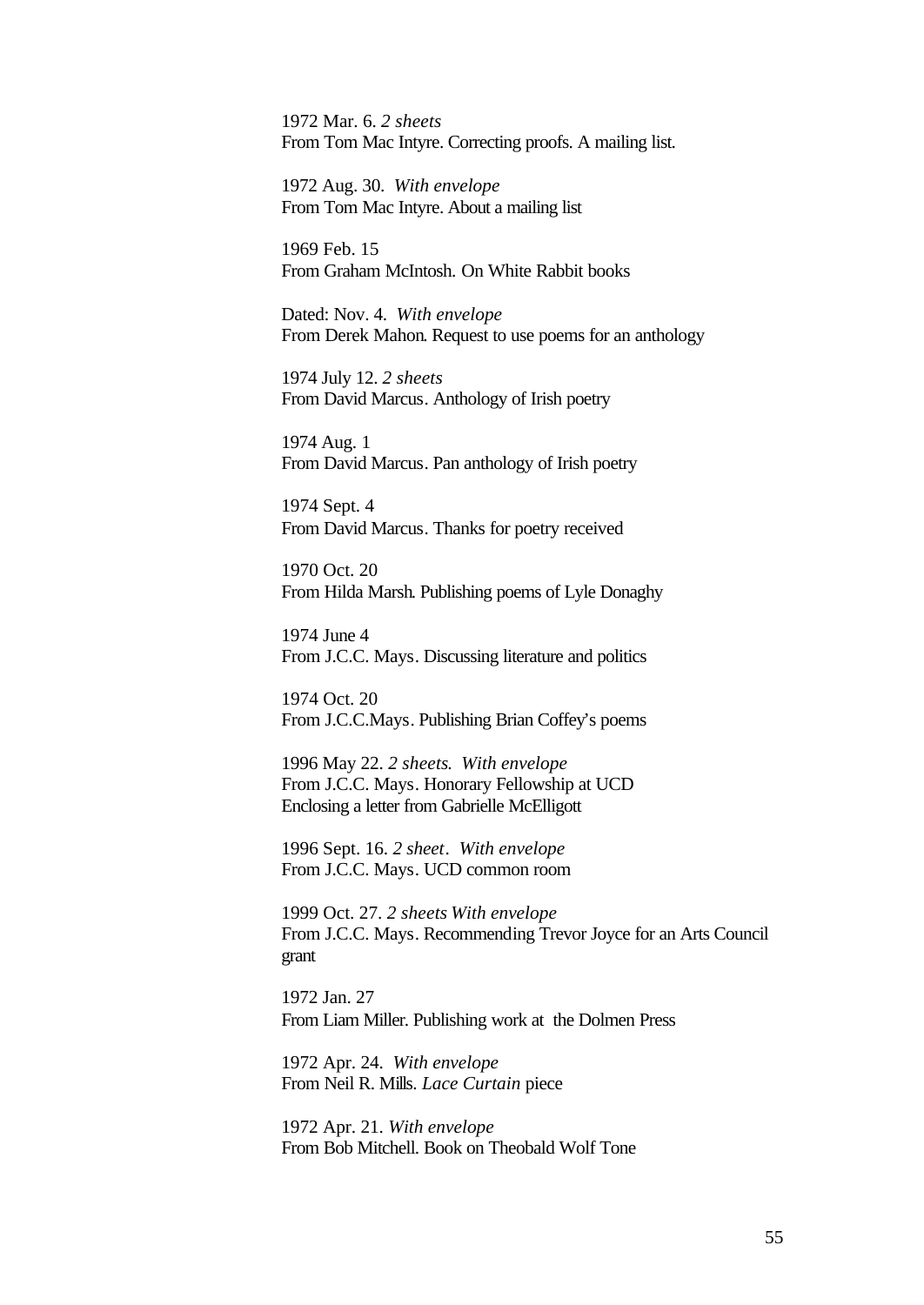1972 Mar. 6. *2 sheets*
From Tom Mac Intyre. Correcting proofs. A mailing list.

1972 Aug. 30. *With envelope*
From Tom Mac Intyre. About a mailing list

1969 Feb. 15
From Graham McIntosh. On White Rabbit books

Dated: Nov. 4. *With envelope*
From Derek Mahon. Request to use poems for an anthology

1974 July 12. *2 sheets*
From David Marcus. Anthology of Irish poetry

1974 Aug. 1
From David Marcus. Pan anthology of Irish poetry

1974 Sept. 4
From David Marcus. Thanks for poetry received

1970 Oct. 20
From Hilda Marsh. Publishing poems of Lyle Donaghy

1974 June 4
From J.C.C. Mays. Discussing literature and politics

1974 Oct. 20
From J.C.C.Mays. Publishing Brian Coffey's poems

1996 May 22. *2 sheets. With envelope*
From J.C.C. Mays. Honorary Fellowship at UCD
Enclosing a letter from Gabrielle McElligott

1996 Sept. 16. *2 sheet. With envelope*
From J.C.C. Mays. UCD common room

1999 Oct. 27. *2 sheets With envelope*
From J.C.C. Mays. Recommending Trevor Joyce for an Arts Council grant

1972 Jan. 27
From Liam Miller. Publishing work at the Dolmen Press

1972 Apr. 24. *With envelope*
From Neil R. Mills. *Lace Curtain* piece

1972 Apr. 21. *With envelope*
From Bob Mitchell. Book on Theobald Wolf Tone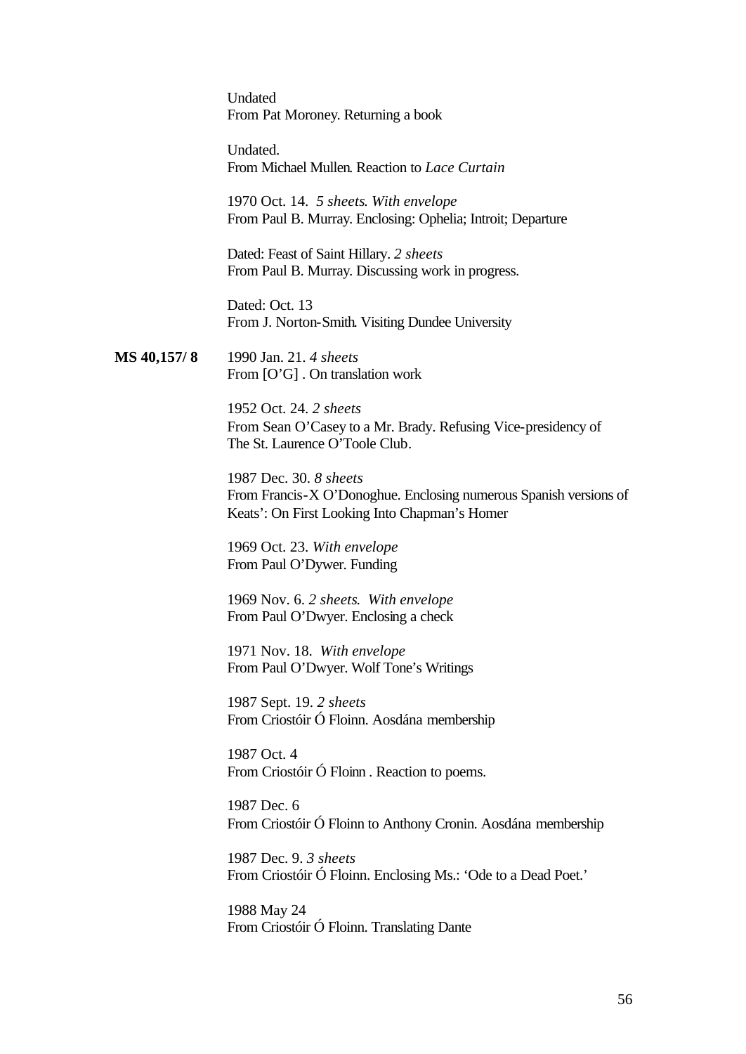Undated
From Pat Moroney. Returning a book

Undated.
From Michael Mullen. Reaction to *Lace Curtain*

1970 Oct. 14. *5 sheets. With envelope*
From Paul B. Murray. Enclosing: Ophelia; Introit; Departure

Dated: Feast of Saint Hillary. *2 sheets*
From Paul B. Murray. Discussing work in progress.

Dated: Oct. 13
From J. Norton-Smith. Visiting Dundee University

**MS 40,157/ 8** 1990 Jan. 21. *4 sheets*
From [O'G] . On translation work

1952 Oct. 24. *2 sheets*
From Sean O'Casey to a Mr. Brady. Refusing Vice-presidency of The St. Laurence O'Toole Club.

1987 Dec. 30. *8 sheets*
From Francis-X O'Donoghue. Enclosing numerous Spanish versions of Keats': On First Looking Into Chapman's Homer

1969 Oct. 23. *With envelope*
From Paul O'Dywer. Funding

1969 Nov. 6. *2 sheets. With envelope*
From Paul O'Dwyer. Enclosing a check

1971 Nov. 18. *With envelope*
From Paul O'Dwyer. Wolf Tone's Writings

1987 Sept. 19. *2 sheets*
From Criostóir Ó Floinn. Aosdána membership

1987 Oct. 4
From Criostóir Ó Floinn . Reaction to poems.

1987 Dec. 6
From Criostóir Ó Floinn to Anthony Cronin. Aosdána membership

1987 Dec. 9. *3 sheets*
From Criostóir Ó Floinn. Enclosing Ms.: 'Ode to a Dead Poet.'

1988 May 24
From Criostóir Ó Floinn. Translating Dante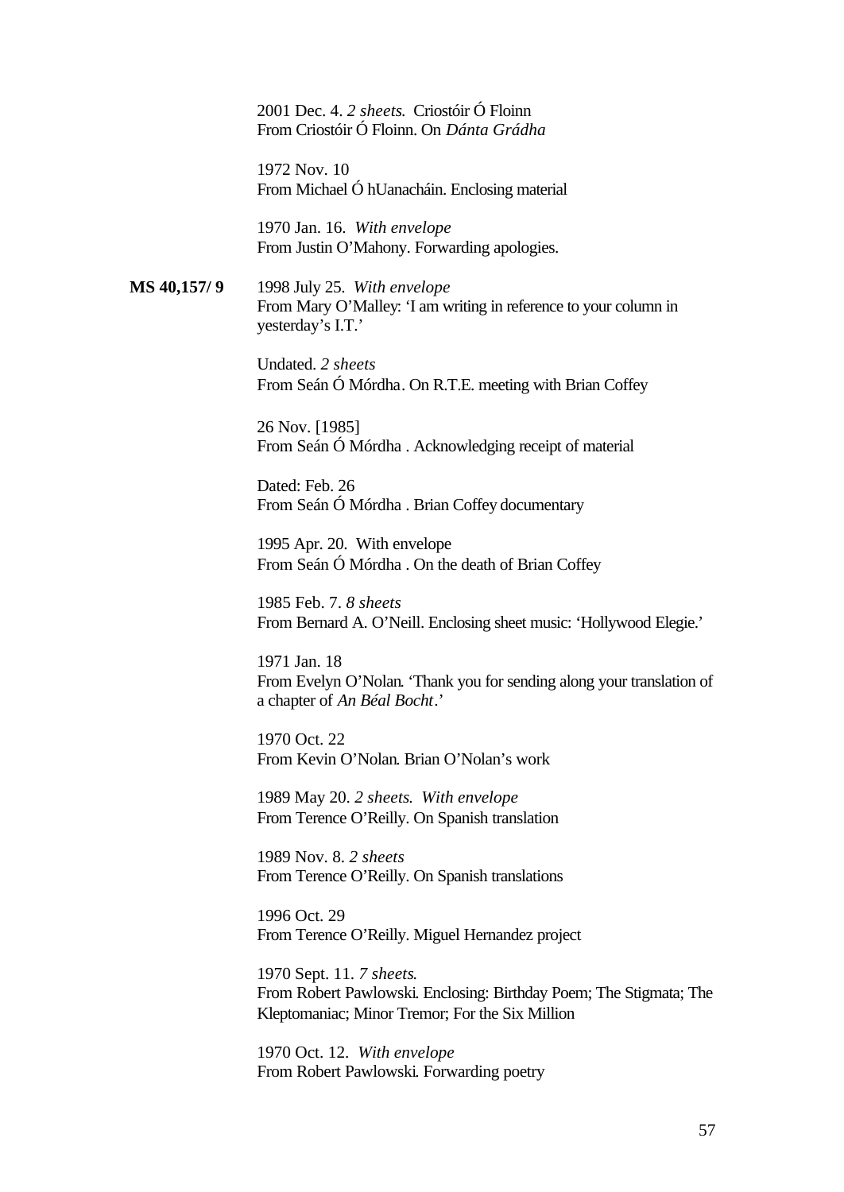2001 Dec. 4. *2 sheets.* Criostóir Ó Floinn
From Criostóir Ó Floinn. On *Dánta Grádha*

1972 Nov. 10
From Michael Ó hUanacháin. Enclosing material

1970 Jan. 16. *With envelope*
From Justin O'Mahony. Forwarding apologies.

**MS 40,157/ 9**

1998 July 25. *With envelope*
From Mary O'Malley: 'I am writing in reference to your column in yesterday's I.T.'

Undated. *2 sheets*
From Seán Ó Mórdha. On R.T.E. meeting with Brian Coffey

26 Nov. [1985]
From Seán Ó Mórdha . Acknowledging receipt of material

Dated: Feb. 26
From Seán Ó Mórdha . Brian Coffey documentary

1995 Apr. 20. With envelope
From Seán Ó Mórdha . On the death of Brian Coffey

1985 Feb. 7. *8 sheets*
From Bernard A. O'Neill. Enclosing sheet music: 'Hollywood Elegie.'

1971 Jan. 18
From Evelyn O'Nolan. 'Thank you for sending along your translation of a chapter of *An Béal Bocht*.'

1970 Oct. 22
From Kevin O'Nolan. Brian O'Nolan's work

1989 May 20. *2 sheets. With envelope*
From Terence O'Reilly. On Spanish translation

1989 Nov. 8. *2 sheets*
From Terence O'Reilly. On Spanish translations

1996 Oct. 29
From Terence O'Reilly. Miguel Hernandez project

1970 Sept. 11. *7 sheets.*
From Robert Pawlowski. Enclosing: Birthday Poem; The Stigmata; The Kleptomaniac; Minor Tremor; For the Six Million

1970 Oct. 12. *With envelope*
From Robert Pawlowski. Forwarding poetry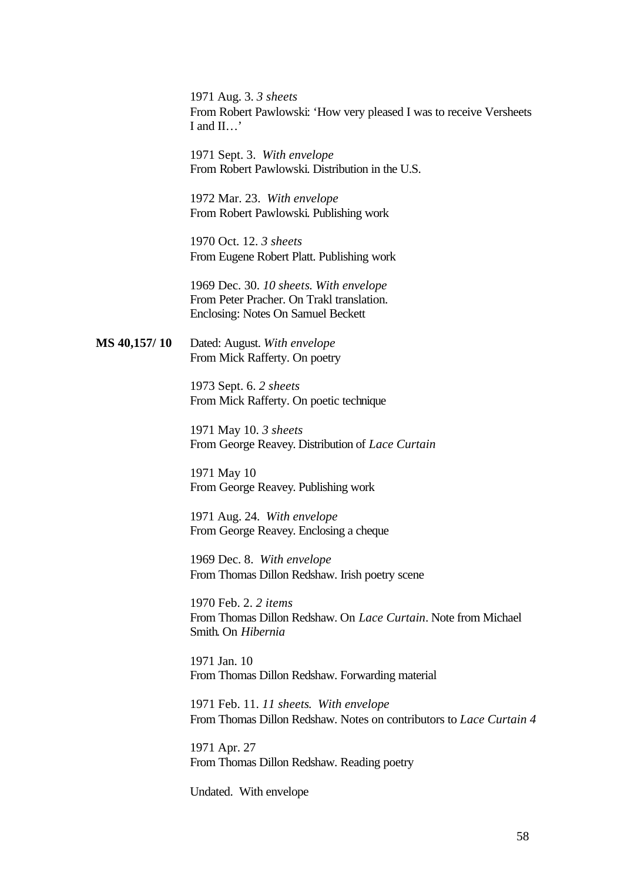1971 Aug. 3. *3 sheets*
From Robert Pawlowski: 'How very pleased I was to receive Versheets I and II…'

1971 Sept. 3. *With envelope*
From Robert Pawlowski. Distribution in the U.S.

1972 Mar. 23. *With envelope*
From Robert Pawlowski. Publishing work

1970 Oct. 12. *3 sheets*
From Eugene Robert Platt. Publishing work

1969 Dec. 30. *10 sheets. With envelope*
From Peter Pracher. On Trakl translation.
Enclosing: Notes On Samuel Beckett

**MS 40,157/ 10** Dated: August. *With envelope*
From Mick Rafferty. On poetry

1973 Sept. 6. *2 sheets*
From Mick Rafferty. On poetic technique

1971 May 10. *3 sheets*
From George Reavey. Distribution of *Lace Curtain*

1971 May 10
From George Reavey. Publishing work

1971 Aug. 24. *With envelope*
From George Reavey. Enclosing a cheque

1969 Dec. 8. *With envelope*
From Thomas Dillon Redshaw. Irish poetry scene

1970 Feb. 2. *2 items*
From Thomas Dillon Redshaw. On *Lace Curtain*. Note from Michael Smith. On *Hibernia*

1971 Jan. 10
From Thomas Dillon Redshaw. Forwarding material

1971 Feb. 11. *11 sheets. With envelope*
From Thomas Dillon Redshaw. Notes on contributors to *Lace Curtain 4*

1971 Apr. 27
From Thomas Dillon Redshaw. Reading poetry

Undated. With envelope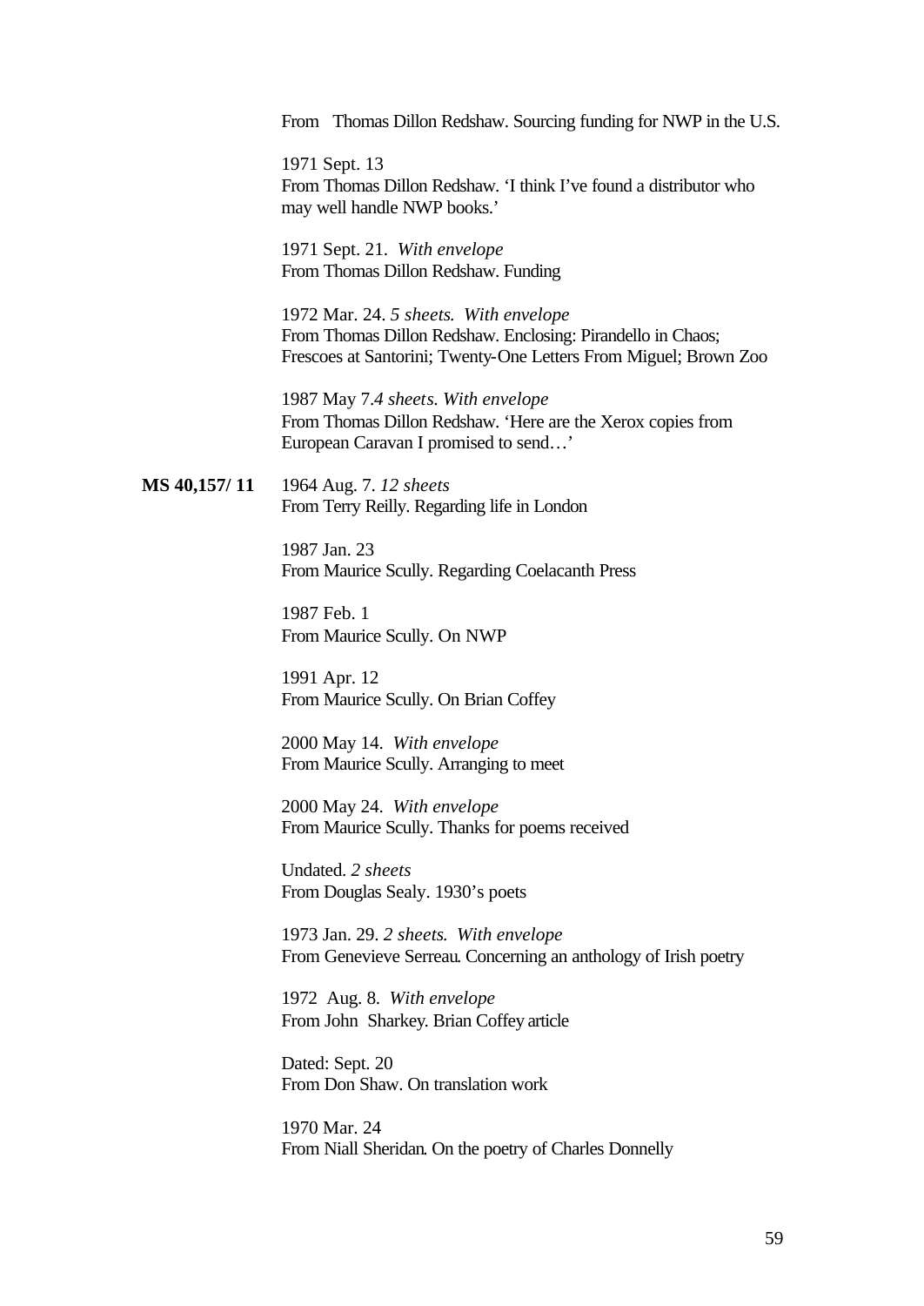From Thomas Dillon Redshaw. Sourcing funding for NWP in the U.S.

1971 Sept. 13
From Thomas Dillon Redshaw. 'I think I've found a distributor who may well handle NWP books.'

1971 Sept. 21. *With envelope*
From Thomas Dillon Redshaw. Funding

1972 Mar. 24. *5 sheets. With envelope*
From Thomas Dillon Redshaw. Enclosing: Pirandello in Chaos; Frescoes at Santorini; Twenty-One Letters From Miguel; Brown Zoo

1987 May 7.*4 sheets. With envelope*
From Thomas Dillon Redshaw. 'Here are the Xerox copies from European Caravan I promised to send…'

**MS 40,157/ 11** 1964 Aug. 7. *12 sheets*
From Terry Reilly. Regarding life in London

1987 Jan. 23
From Maurice Scully. Regarding Coelacanth Press

1987 Feb. 1
From Maurice Scully. On NWP

1991 Apr. 12
From Maurice Scully. On Brian Coffey

2000 May 14. *With envelope*
From Maurice Scully. Arranging to meet

2000 May 24. *With envelope*
From Maurice Scully. Thanks for poems received

Undated. *2 sheets*
From Douglas Sealy. 1930's poets

1973 Jan. 29. *2 sheets. With envelope*
From Genevieve Serreau. Concerning an anthology of Irish poetry

1972 Aug. 8. *With envelope*
From John Sharkey. Brian Coffey article

Dated: Sept. 20
From Don Shaw. On translation work

1970 Mar. 24
From Niall Sheridan. On the poetry of Charles Donnelly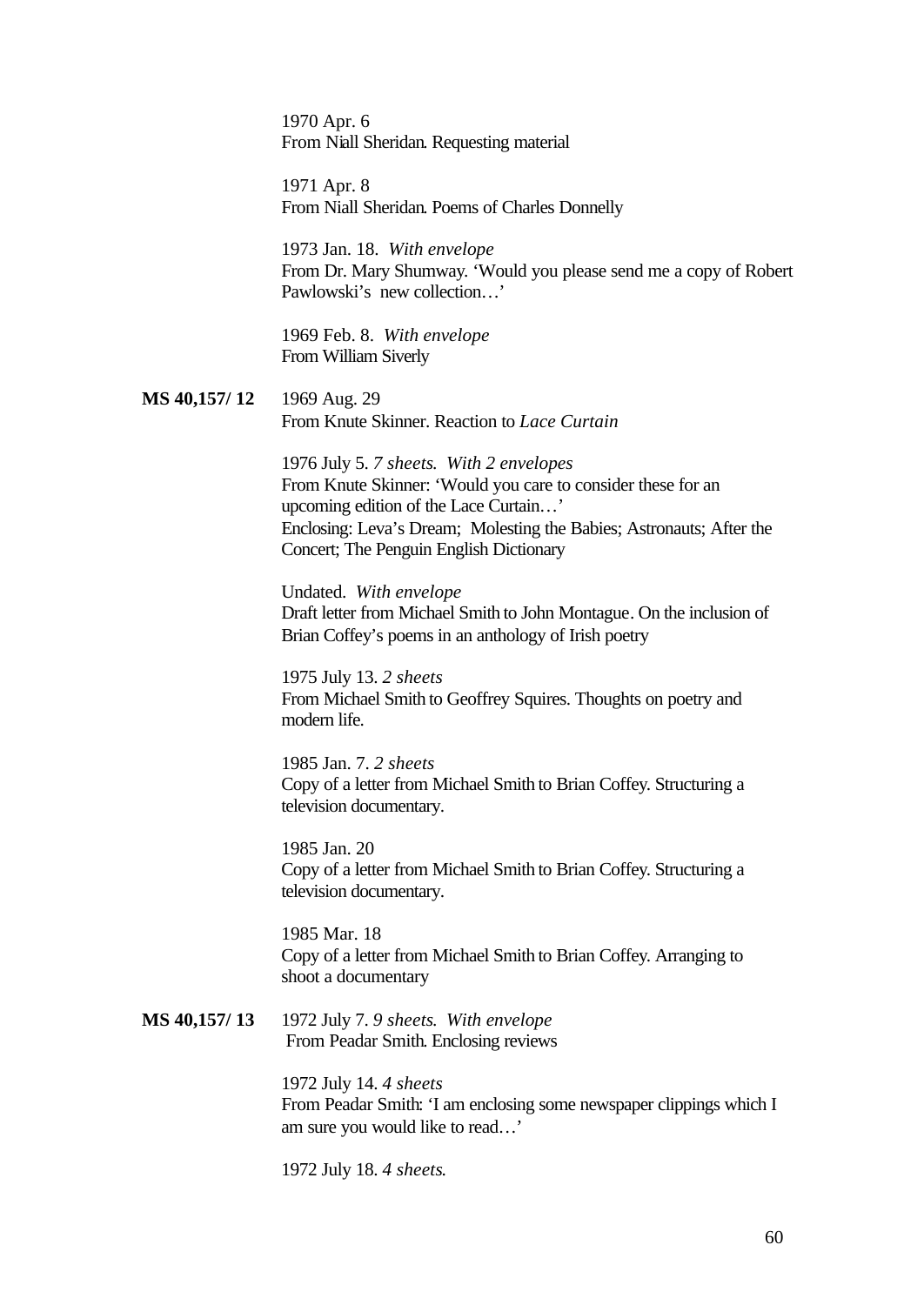1970 Apr. 6
From Niall Sheridan. Requesting material

1971 Apr. 8
From Niall Sheridan. Poems of Charles Donnelly

1973 Jan. 18. *With envelope*
From Dr. Mary Shumway. 'Would you please send me a copy of Robert Pawlowski's new collection…'

1969 Feb. 8. *With envelope*
From William Siverly

**MS 40,157/ 12** 1969 Aug. 29
From Knute Skinner. Reaction to *Lace Curtain*

1976 July 5. *7 sheets. With 2 envelopes*
From Knute Skinner: 'Would you care to consider these for an upcoming edition of the Lace Curtain…'
Enclosing: Leva's Dream; Molesting the Babies; Astronauts; After the Concert; The Penguin English Dictionary

Undated. *With envelope*
Draft letter from Michael Smith to John Montague. On the inclusion of Brian Coffey's poems in an anthology of Irish poetry

1975 July 13. *2 sheets*
From Michael Smith to Geoffrey Squires. Thoughts on poetry and modern life.

1985 Jan. 7. *2 sheets*
Copy of a letter from Michael Smith to Brian Coffey. Structuring a television documentary.

1985 Jan. 20
Copy of a letter from Michael Smith to Brian Coffey. Structuring a television documentary.

1985 Mar. 18
Copy of a letter from Michael Smith to Brian Coffey. Arranging to shoot a documentary

**MS 40,157/ 13** 1972 July 7. *9 sheets. With envelope*
From Peadar Smith. Enclosing reviews

1972 July 14. *4 sheets*
From Peadar Smith: 'I am enclosing some newspaper clippings which I am sure you would like to read…'

1972 July 18. *4 sheets.*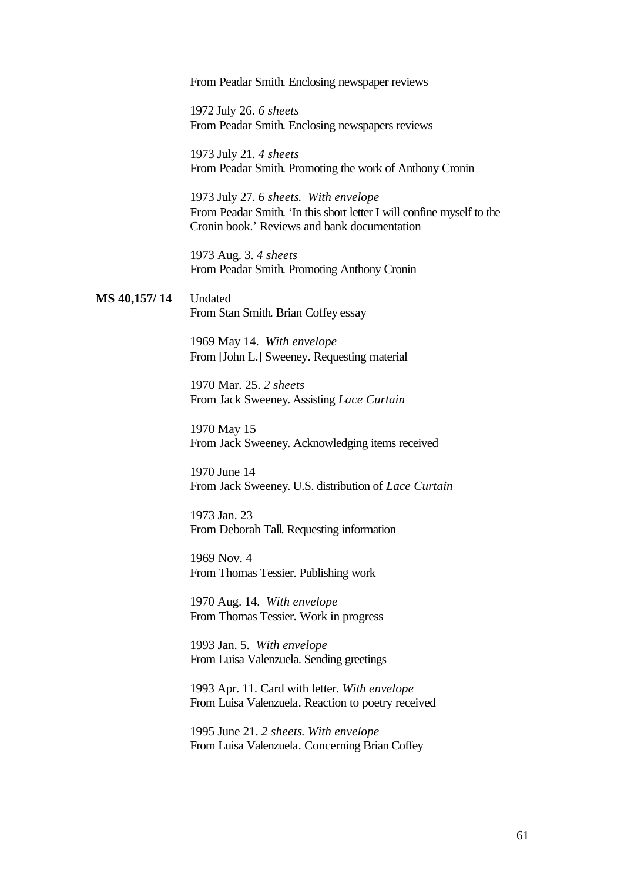From Peadar Smith. Enclosing newspaper reviews

1972 July 26. *6 sheets*
From Peadar Smith. Enclosing newspapers reviews

1973 July 21. *4 sheets*
From Peadar Smith. Promoting the work of Anthony Cronin

1973 July 27. *6 sheets. With envelope*
From Peadar Smith. 'In this short letter I will confine myself to the Cronin book.' Reviews and bank documentation

1973 Aug. 3. *4 sheets*
From Peadar Smith. Promoting Anthony Cronin

**MS 40,157/ 14** Undated
From Stan Smith. Brian Coffey essay

1969 May 14. *With envelope*
From [John L.] Sweeney. Requesting material

1970 Mar. 25. *2 sheets*
From Jack Sweeney. Assisting *Lace Curtain*

1970 May 15
From Jack Sweeney. Acknowledging items received

1970 June 14
From Jack Sweeney. U.S. distribution of *Lace Curtain*

1973 Jan. 23
From Deborah Tall. Requesting information

1969 Nov. 4
From Thomas Tessier. Publishing work

1970 Aug. 14. *With envelope*
From Thomas Tessier. Work in progress

1993 Jan. 5. *With envelope*
From Luisa Valenzuela. Sending greetings

1993 Apr. 11. Card with letter. *With envelope*
From Luisa Valenzuela. Reaction to poetry received

1995 June 21. *2 sheets. With envelope*
From Luisa Valenzuela. Concerning Brian Coffey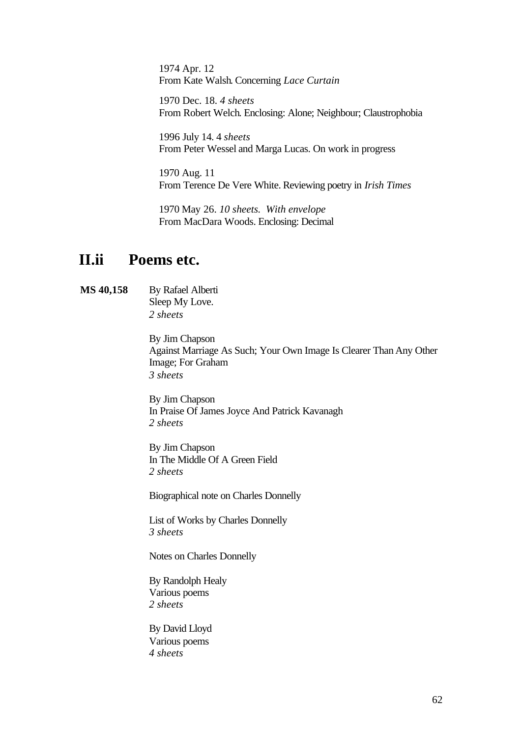1974 Apr. 12
From Kate Walsh. Concerning *Lace Curtain*

1970 Dec. 18. *4 sheets*
From Robert Welch. Enclosing: Alone; Neighbour; Claustrophobia

1996 July 14. 4 *sheets*
From Peter Wessel and Marga Lucas. On work in progress

1970 Aug. 11
From Terence De Vere White. Reviewing poetry in *Irish Times*

1970 May 26. *10 sheets. With envelope*
From MacDara Woods. Enclosing: Decimal

## II.ii Poems etc.

**MS 40,158** By Rafael Alberti
Sleep My Love.
*2 sheets*

By Jim Chapson
Against Marriage As Such; Your Own Image Is Clearer Than Any Other Image; For Graham
*3 sheets*

By Jim Chapson
In Praise Of James Joyce And Patrick Kavanagh
*2 sheets*

By Jim Chapson
In The Middle Of A Green Field
*2 sheets*

Biographical note on Charles Donnelly

List of Works by Charles Donnelly
*3 sheets*

Notes on Charles Donnelly

By Randolph Healy
Various poems
*2 sheets*

By David Lloyd
Various poems
*4 sheets*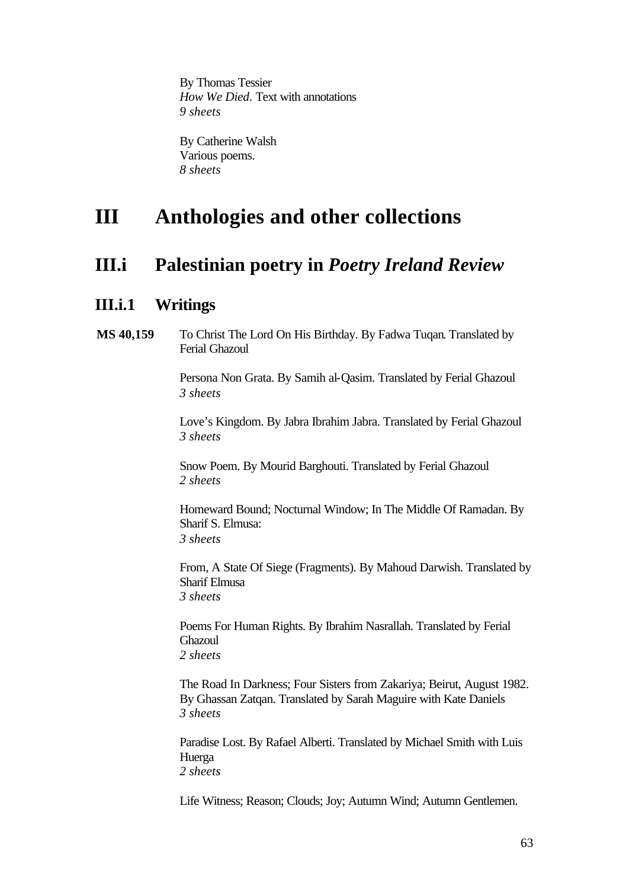By Thomas Tessier
*How We Died*. Text with annotations
*9 sheets*

By Catherine Walsh
Various poems.
*8 sheets*

# III Anthologies and other collections

## III.i Palestinian poetry in *Poetry Ireland Review*

### III.i.1 Writings

**MS 40,159** To Christ The Lord On His Birthday. By Fadwa Tuqan. Translated by Ferial Ghazoul

Persona Non Grata. By Samih al-Qasim. Translated by Ferial Ghazoul
*3 sheets*

Love's Kingdom. By Jabra Ibrahim Jabra. Translated by Ferial Ghazoul
*3 sheets*

Snow Poem. By Mourid Barghouti. Translated by Ferial Ghazoul
*2 sheets*

Homeward Bound; Nocturnal Window; In The Middle Of Ramadan. By Sharif S. Elmusa:
*3 sheets*

From, A State Of Siege (Fragments). By Mahoud Darwish. Translated by Sharif Elmusa
*3 sheets*

Poems For Human Rights. By Ibrahim Nasrallah. Translated by Ferial Ghazoul
*2 sheets*

The Road In Darkness; Four Sisters from Zakariya; Beirut, August 1982. By Ghassan Zatqan. Translated by Sarah Maguire with Kate Daniels
*3 sheets*

Paradise Lost. By Rafael Alberti. Translated by Michael Smith with Luis Huerga
*2 sheets*

Life Witness; Reason; Clouds; Joy; Autumn Wind; Autumn Gentlemen.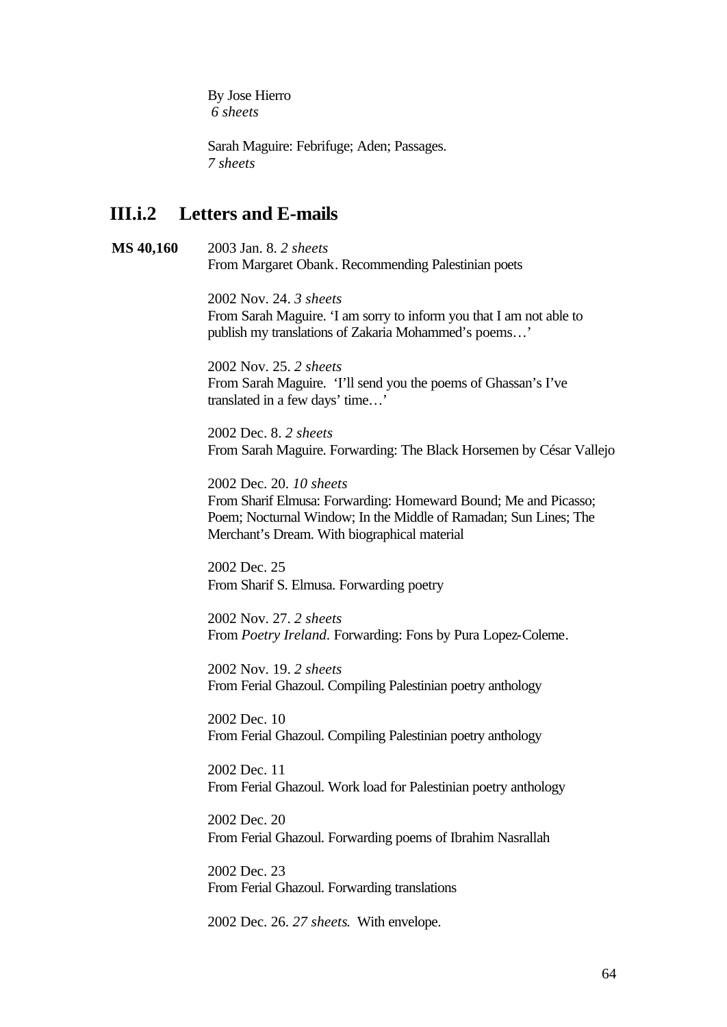By Jose Hierro
*6 sheets*

Sarah Maguire: Febrifuge; Aden; Passages.
*7 sheets*

## III.i.2 Letters and E-mails

**MS 40,160**

2003 Jan. 8. *2 sheets*
From Margaret Obank. Recommending Palestinian poets

2002 Nov. 24. *3 sheets*
From Sarah Maguire. 'I am sorry to inform you that I am not able to publish my translations of Zakaria Mohammed's poems…'

2002 Nov. 25. *2 sheets*
From Sarah Maguire. 'I'll send you the poems of Ghassan's I've translated in a few days' time…'

2002 Dec. 8. *2 sheets*
From Sarah Maguire. Forwarding: The Black Horsemen by César Vallejo

2002 Dec. 20. *10 sheets*
From Sharif Elmusa: Forwarding: Homeward Bound; Me and Picasso; Poem; Nocturnal Window; In the Middle of Ramadan; Sun Lines; The Merchant's Dream. With biographical material

2002 Dec. 25
From Sharif S. Elmusa. Forwarding poetry

2002 Nov. 27. *2 sheets*
From *Poetry Ireland*. Forwarding: Fons by Pura Lopez-Coleme.

2002 Nov. 19. *2 sheets*
From Ferial Ghazoul. Compiling Palestinian poetry anthology

2002 Dec. 10
From Ferial Ghazoul. Compiling Palestinian poetry anthology

2002 Dec. 11
From Ferial Ghazoul. Work load for Palestinian poetry anthology

2002 Dec. 20
From Ferial Ghazoul. Forwarding poems of Ibrahim Nasrallah

2002 Dec. 23
From Ferial Ghazoul. Forwarding translations

2002 Dec. 26. *27 sheets.* With envelope.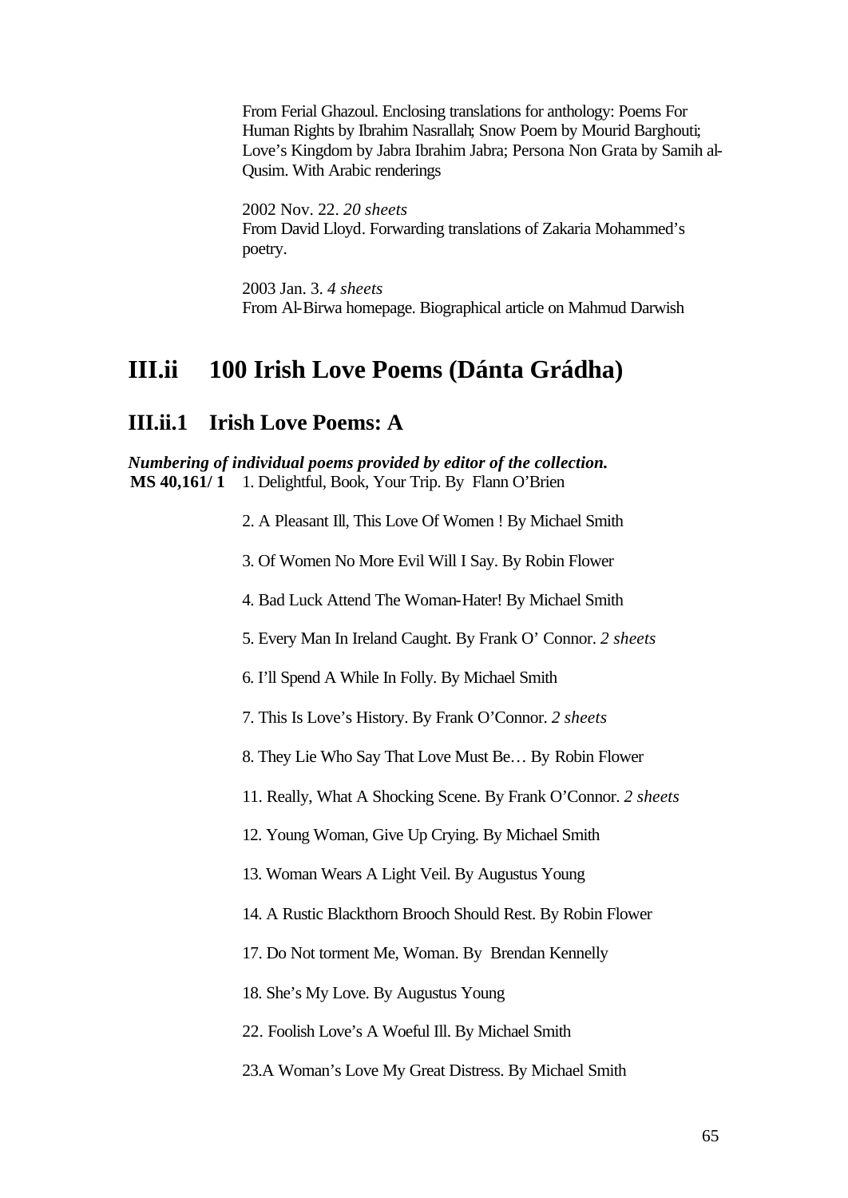From Ferial Ghazoul. Enclosing translations for anthology: Poems For Human Rights by Ibrahim Nasrallah; Snow Poem by Mourid Barghouti; Love's Kingdom by Jabra Ibrahim Jabra; Persona Non Grata by Samih al-Qusim. With Arabic renderings

2002 Nov. 22. *20 sheets*
From David Lloyd. Forwarding translations of Zakaria Mohammed's poetry.

2003 Jan. 3. *4 sheets*
From Al-Birwa homepage. Biographical article on Mahmud Darwish

# III.ii 100 Irish Love Poems (Dánta Grádha)

## III.ii.1 Irish Love Poems: A

***Numbering of individual poems provided by editor of the collection.***

**MS 40,161/ 1** 1. Delightful, Book, Your Trip. By Flann O'Brien

2. A Pleasant Ill, This Love Of Women ! By Michael Smith

3. Of Women No More Evil Will I Say. By Robin Flower

4. Bad Luck Attend The Woman-Hater! By Michael Smith

5. Every Man In Ireland Caught. By Frank O' Connor. *2 sheets*

6. I'll Spend A While In Folly. By Michael Smith

7. This Is Love's History. By Frank O'Connor. *2 sheets*

8. They Lie Who Say That Love Must Be… By Robin Flower

11. Really, What A Shocking Scene. By Frank O'Connor. *2 sheets*

12. Young Woman, Give Up Crying. By Michael Smith

13. Woman Wears A Light Veil. By Augustus Young

14. A Rustic Blackthorn Brooch Should Rest. By Robin Flower

17. Do Not torment Me, Woman. By Brendan Kennelly

18. She's My Love. By Augustus Young

22. Foolish Love's A Woeful Ill. By Michael Smith

23.A Woman's Love My Great Distress. By Michael Smith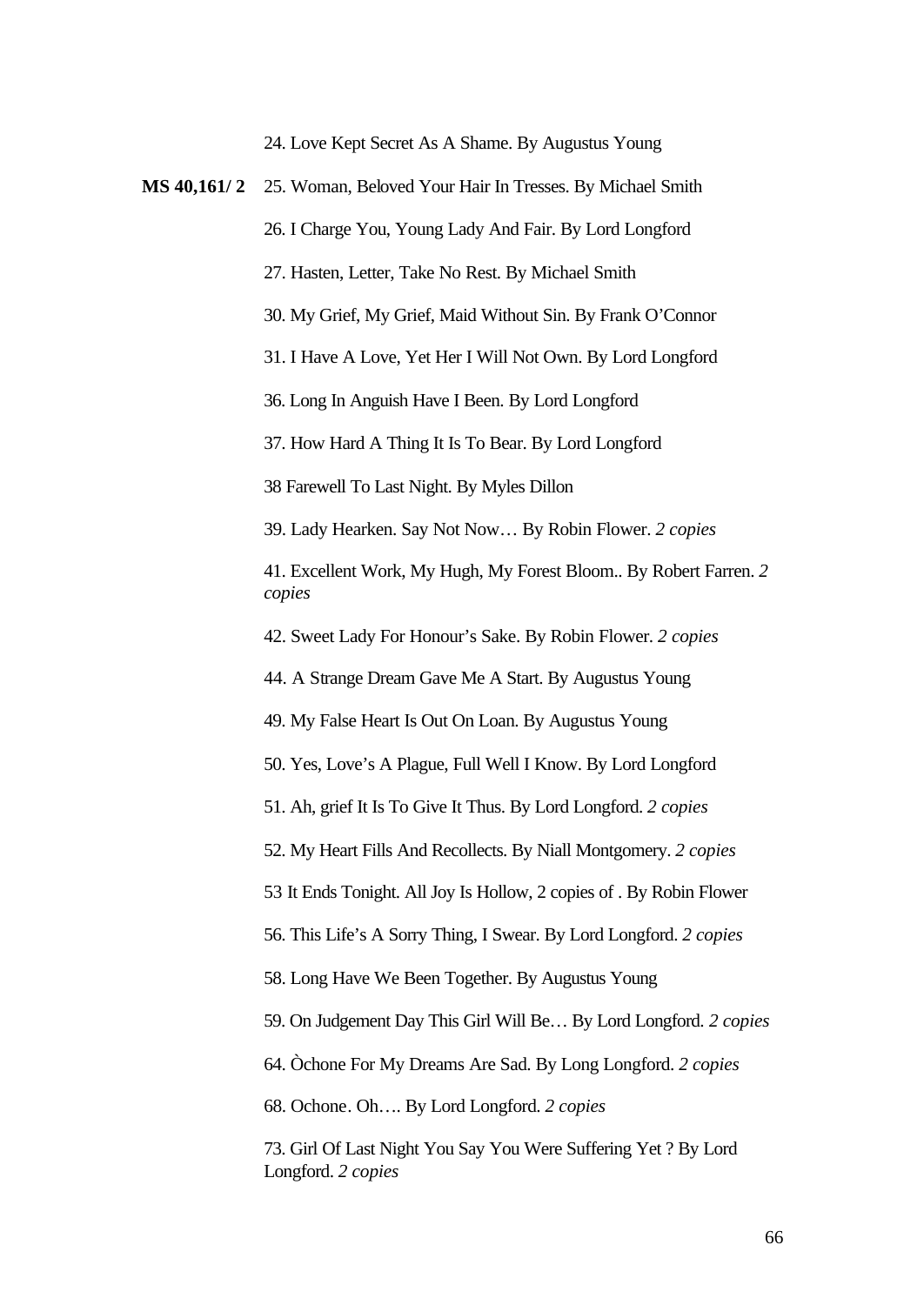24. Love Kept Secret As A Shame. By Augustus Young

**MS 40,161/ 2** 25. Woman, Beloved Your Hair In Tresses. By Michael Smith

26. I Charge You, Young Lady And Fair. By Lord Longford

27. Hasten, Letter, Take No Rest. By Michael Smith

30. My Grief, My Grief, Maid Without Sin. By Frank O'Connor

31. I Have A Love, Yet Her I Will Not Own. By Lord Longford

36. Long In Anguish Have I Been. By Lord Longford

37. How Hard A Thing It Is To Bear. By Lord Longford

38 Farewell To Last Night. By Myles Dillon

39. Lady Hearken. Say Not Now… By Robin Flower. *2 copies*

41. Excellent Work, My Hugh, My Forest Bloom.. By Robert Farren. *2 copies*

42. Sweet Lady For Honour's Sake. By Robin Flower. *2 copies*

44. A Strange Dream Gave Me A Start. By Augustus Young

49. My False Heart Is Out On Loan. By Augustus Young

50. Yes, Love's A Plague, Full Well I Know. By Lord Longford

51. Ah, grief It Is To Give It Thus. By Lord Longford. *2 copies*

52. My Heart Fills And Recollects. By Niall Montgomery. *2 copies*

53 It Ends Tonight. All Joy Is Hollow, 2 copies of . By Robin Flower

56. This Life's A Sorry Thing, I Swear. By Lord Longford. *2 copies*

58. Long Have We Been Together. By Augustus Young

59. On Judgement Day This Girl Will Be… By Lord Longford. *2 copies*

64. Òchone For My Dreams Are Sad. By Long Longford. *2 copies*

68. Ochone. Oh…. By Lord Longford. *2 copies*

73. Girl Of Last Night You Say You Were Suffering Yet ? By Lord Longford. *2 copies*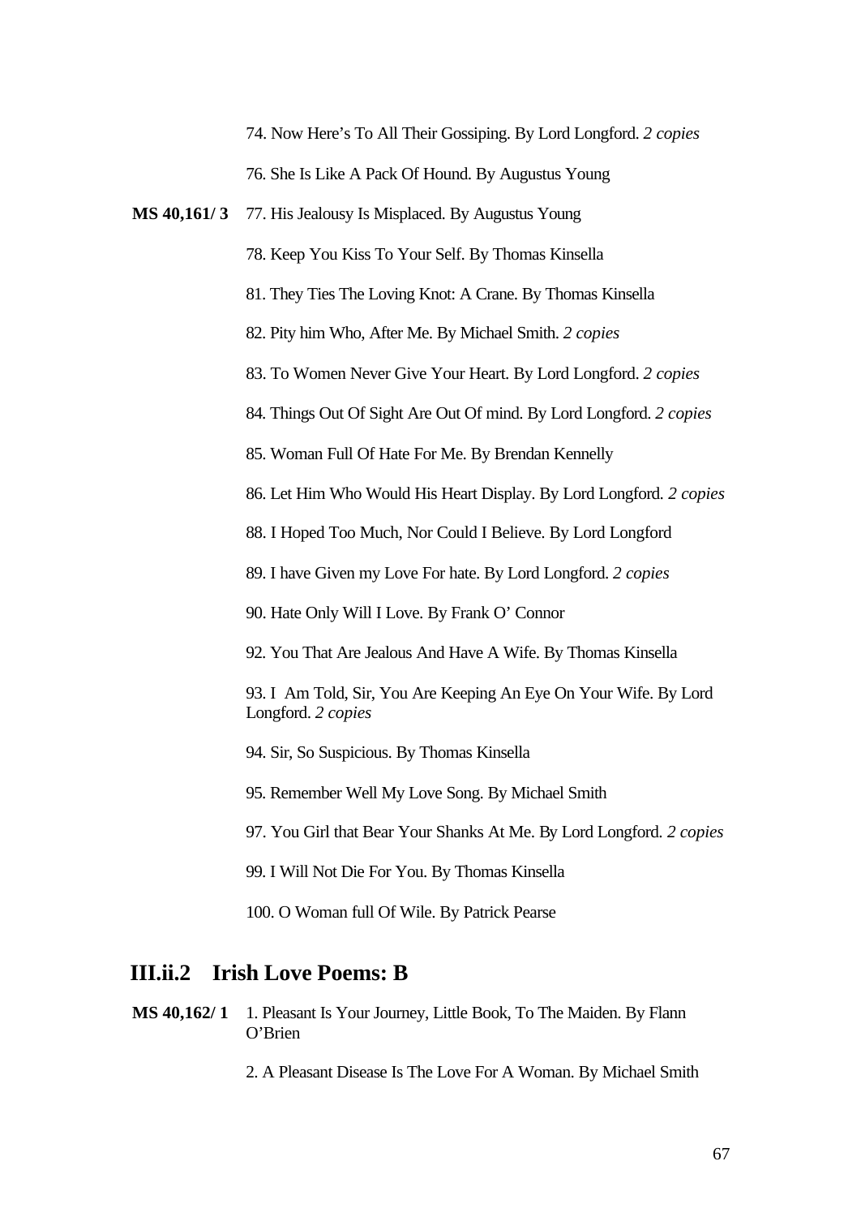74. Now Here's To All Their Gossiping. By Lord Longford. *2 copies*

76. She Is Like A Pack Of Hound. By Augustus Young

**MS 40,161/ 3** 77. His Jealousy Is Misplaced. By Augustus Young

78. Keep You Kiss To Your Self. By Thomas Kinsella

81. They Ties The Loving Knot: A Crane. By Thomas Kinsella

82. Pity him Who, After Me. By Michael Smith. *2 copies*

83. To Women Never Give Your Heart. By Lord Longford. *2 copies*

84. Things Out Of Sight Are Out Of mind. By Lord Longford. *2 copies*

85. Woman Full Of Hate For Me. By Brendan Kennelly

86. Let Him Who Would His Heart Display. By Lord Longford. *2 copies*

88. I Hoped Too Much, Nor Could I Believe. By Lord Longford

89. I have Given my Love For hate. By Lord Longford. *2 copies*

90. Hate Only Will I Love. By Frank O' Connor

92. You That Are Jealous And Have A Wife. By Thomas Kinsella

93. I Am Told, Sir, You Are Keeping An Eye On Your Wife. By Lord Longford. *2 copies*

94. Sir, So Suspicious. By Thomas Kinsella

95. Remember Well My Love Song. By Michael Smith

97. You Girl that Bear Your Shanks At Me. By Lord Longford. *2 copies*

99. I Will Not Die For You. By Thomas Kinsella

100. O Woman full Of Wile. By Patrick Pearse

## III.ii.2 Irish Love Poems: B

**MS 40,162/ 1** 1. Pleasant Is Your Journey, Little Book, To The Maiden. By Flann O'Brien

2. A Pleasant Disease Is The Love For A Woman. By Michael Smith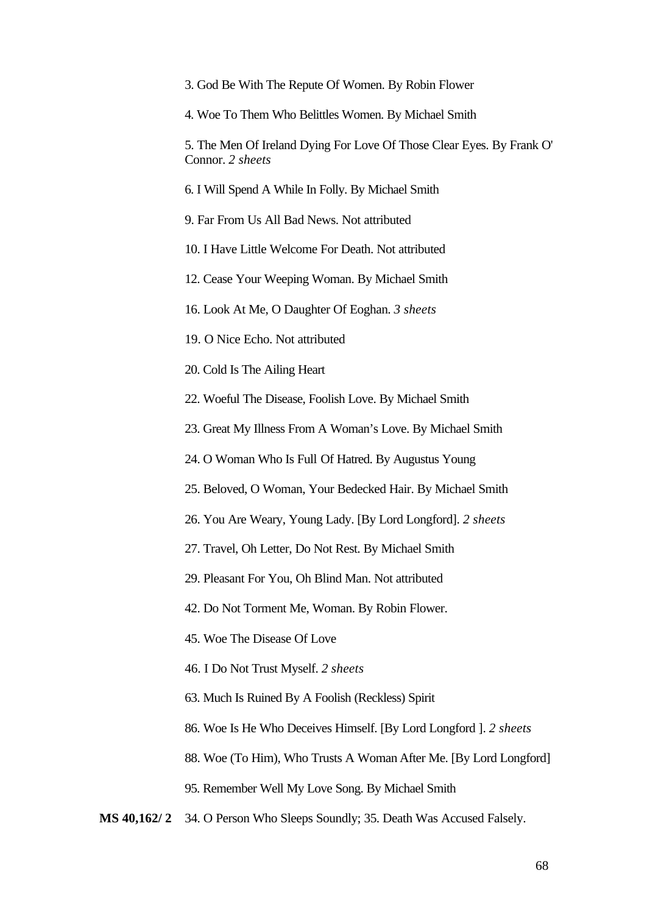3. God Be With The Repute Of Women. By Robin Flower

4. Woe To Them Who Belittles Women. By Michael Smith

5. The Men Of Ireland Dying For Love Of Those Clear Eyes. By Frank O' Connor. *2 sheets*

6. I Will Spend A While In Folly. By Michael Smith

9. Far From Us All Bad News. Not attributed

10. I Have Little Welcome For Death. Not attributed

12. Cease Your Weeping Woman. By Michael Smith

16. Look At Me, O Daughter Of Eoghan. *3 sheets*

19. O Nice Echo. Not attributed

20. Cold Is The Ailing Heart

22. Woeful The Disease, Foolish Love. By Michael Smith

23. Great My Illness From A Woman's Love. By Michael Smith

24. O Woman Who Is Full Of Hatred. By Augustus Young

25. Beloved, O Woman, Your Bedecked Hair. By Michael Smith

26. You Are Weary, Young Lady. [By Lord Longford]. *2 sheets*

27. Travel, Oh Letter, Do Not Rest. By Michael Smith

29. Pleasant For You, Oh Blind Man. Not attributed

42. Do Not Torment Me, Woman. By Robin Flower.

45. Woe The Disease Of Love

46. I Do Not Trust Myself. *2 sheets*

63. Much Is Ruined By A Foolish (Reckless) Spirit

86. Woe Is He Who Deceives Himself. [By Lord Longford ]. *2 sheets*

88. Woe (To Him), Who Trusts A Woman After Me. [By Lord Longford]

95. Remember Well My Love Song. By Michael Smith

**MS 40,162/ 2** 34. O Person Who Sleeps Soundly; 35. Death Was Accused Falsely.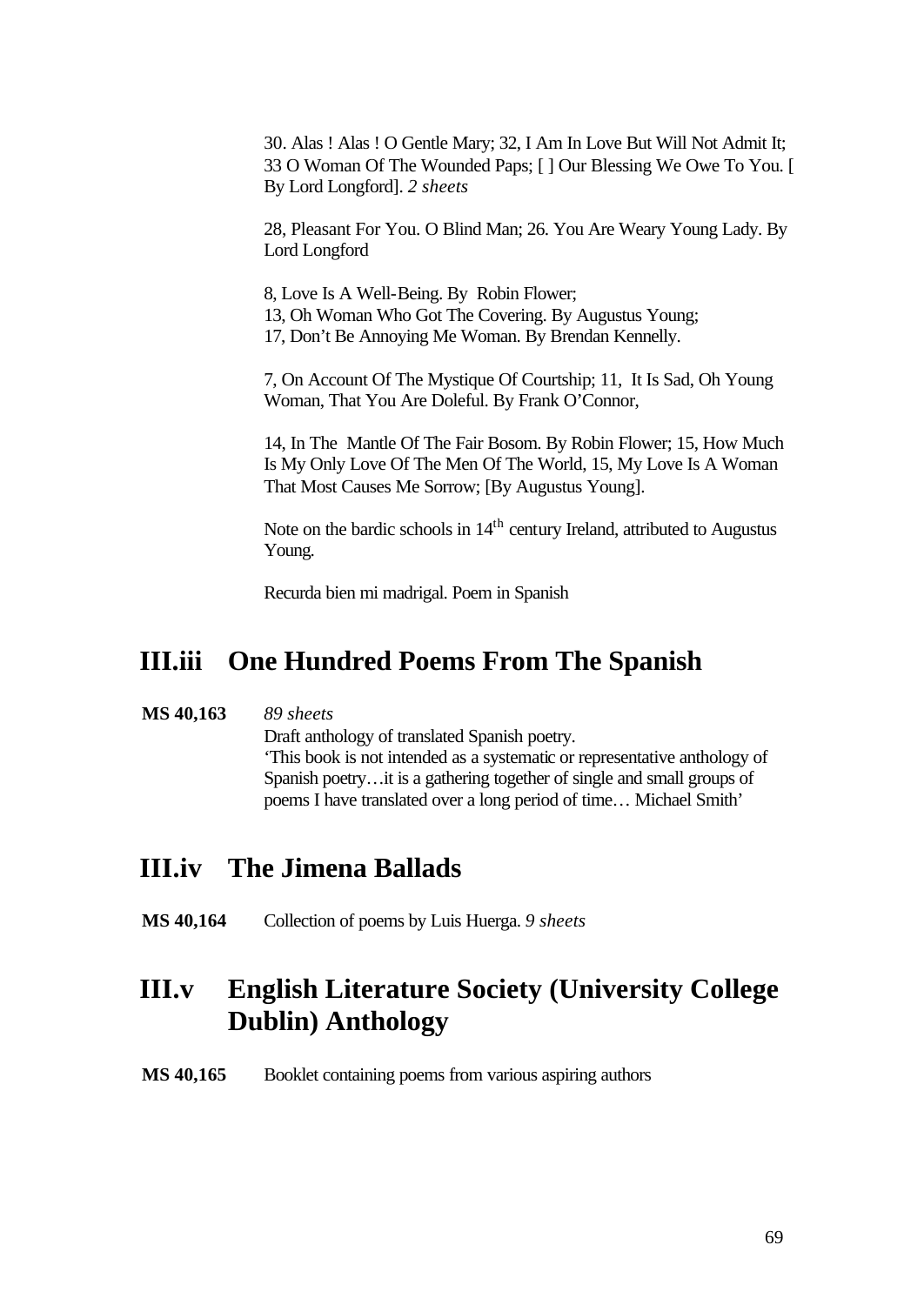30. Alas ! Alas ! O Gentle Mary; 32, I Am In Love But Will Not Admit It; 33 O Woman Of The Wounded Paps; [ ] Our Blessing We Owe To You. [ By Lord Longford]. *2 sheets*

28, Pleasant For You. O Blind Man; 26. You Are Weary Young Lady. By Lord Longford

8, Love Is A Well-Being. By Robin Flower;
13, Oh Woman Who Got The Covering. By Augustus Young;
17, Don't Be Annoying Me Woman. By Brendan Kennelly.

7, On Account Of The Mystique Of Courtship; 11, It Is Sad, Oh Young Woman, That You Are Doleful. By Frank O'Connor,

14, In The Mantle Of The Fair Bosom. By Robin Flower; 15, How Much Is My Only Love Of The Men Of The World, 15, My Love Is A Woman That Most Causes Me Sorrow; [By Augustus Young].

Note on the bardic schools in 14th century Ireland, attributed to Augustus Young.

Recurda bien mi madrigal. Poem in Spanish

## III.iii One Hundred Poems From The Spanish

**MS 40,163** *89 sheets*
Draft anthology of translated Spanish poetry.
'This book is not intended as a systematic or representative anthology of Spanish poetry…it is a gathering together of single and small groups of poems I have translated over a long period of time… Michael Smith'

## III.iv The Jimena Ballads

**MS 40,164** Collection of poems by Luis Huerga. *9 sheets*

## III.v English Literature Society (University College Dublin) Anthology

**MS 40,165** Booklet containing poems from various aspiring authors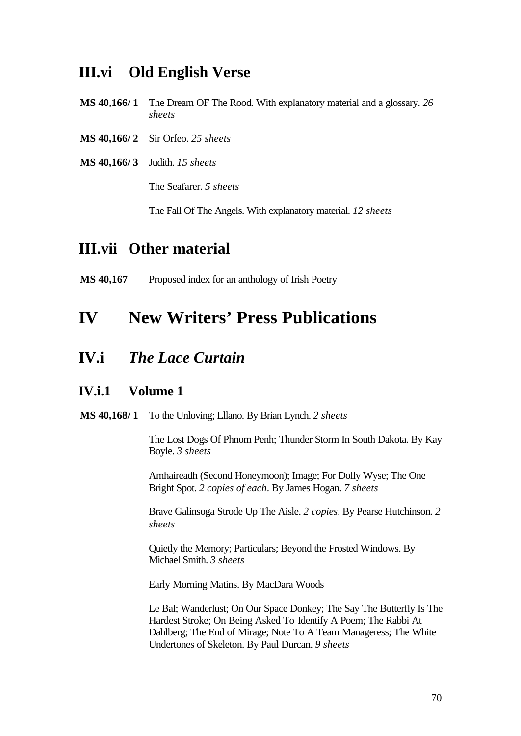## III.vi Old English Verse

**MS 40,166/ 1** The Dream OF The Rood. With explanatory material and a glossary. *26 sheets*

**MS 40,166/ 2** Sir Orfeo. *25 sheets*

**MS 40,166/ 3** Judith. *15 sheets*

The Seafarer. *5 sheets*

The Fall Of The Angels. With explanatory material. *12 sheets*

## III.vii Other material

**MS 40,167** Proposed index for an anthology of Irish Poetry

# IV New Writers' Press Publications

## IV.i *The Lace Curtain*

### IV.i.1 Volume 1

**MS 40,168/ 1** To the Unloving; Lllano. By Brian Lynch. *2 sheets*

The Lost Dogs Of Phnom Penh; Thunder Storm In South Dakota. By Kay Boyle. *3 sheets*

Amhaireadh (Second Honeymoon); Image; For Dolly Wyse; The One Bright Spot. *2 copies of each*. By James Hogan. *7 sheets*

Brave Galinsoga Strode Up The Aisle. *2 copies*. By Pearse Hutchinson. *2 sheets*

Quietly the Memory; Particulars; Beyond the Frosted Windows. By Michael Smith. *3 sheets*

Early Morning Matins. By MacDara Woods

Le Bal; Wanderlust; On Our Space Donkey; The Say The Butterfly Is The Hardest Stroke; On Being Asked To Identify A Poem; The Rabbi At Dahlberg; The End of Mirage; Note To A Team Manageress; The White Undertones of Skeleton. By Paul Durcan. *9 sheets*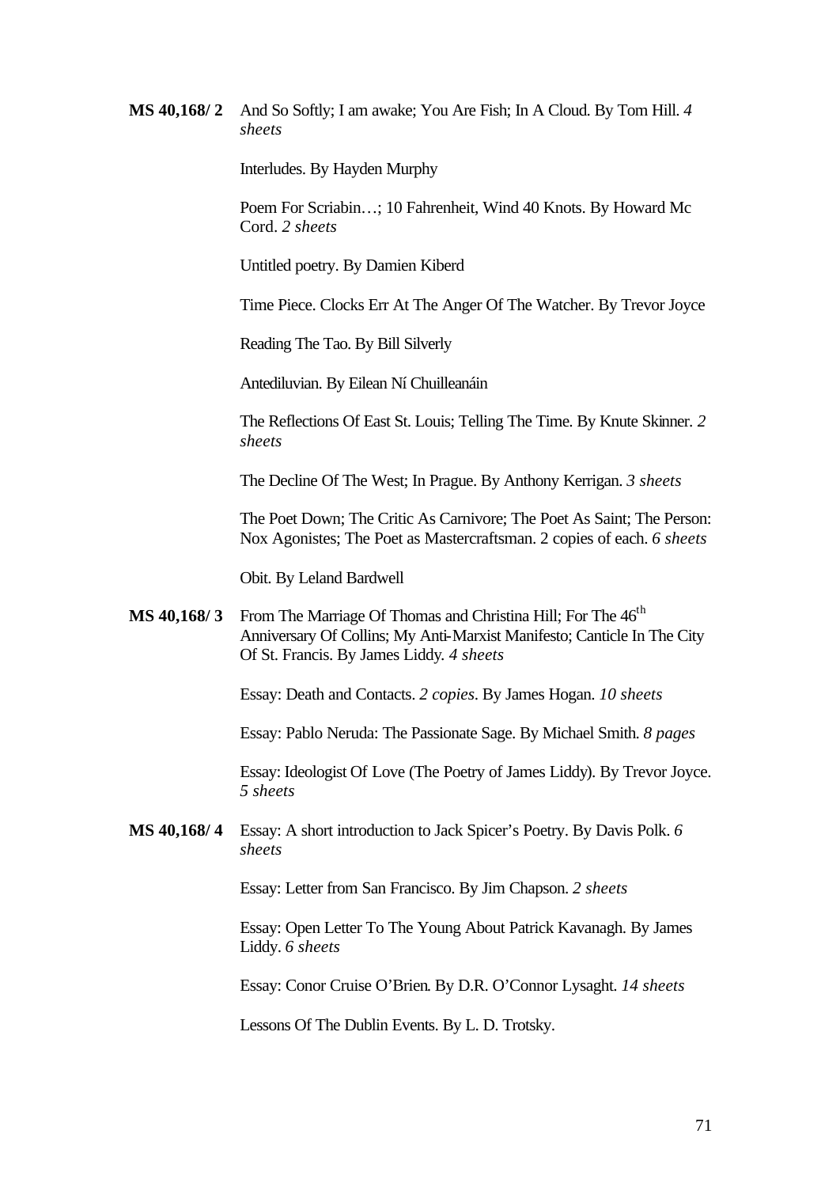**MS 40,168/ 2** And So Softly; I am awake; You Are Fish; In A Cloud. By Tom Hill. *4 sheets*

Interludes. By Hayden Murphy

Poem For Scriabin…; 10 Fahrenheit, Wind 40 Knots. By Howard Mc Cord. *2 sheets*

Untitled poetry. By Damien Kiberd

Time Piece. Clocks Err At The Anger Of The Watcher. By Trevor Joyce

Reading The Tao. By Bill Silverly

Antediluvian. By Eilean Ní Chuilleanáin

The Reflections Of East St. Louis; Telling The Time. By Knute Skinner. *2 sheets*

The Decline Of The West; In Prague. By Anthony Kerrigan. *3 sheets*

The Poet Down; The Critic As Carnivore; The Poet As Saint; The Person: Nox Agonistes; The Poet as Mastercraftsman. 2 copies of each. *6 sheets*

Obit. By Leland Bardwell

**MS 40,168/ 3** From The Marriage Of Thomas and Christina Hill; For The 46th Anniversary Of Collins; My Anti-Marxist Manifesto; Canticle In The City Of St. Francis. By James Liddy. *4 sheets*

Essay: Death and Contacts. *2 copies*. By James Hogan. *10 sheets*

Essay: Pablo Neruda: The Passionate Sage. By Michael Smith. *8 pages*

Essay: Ideologist Of Love (The Poetry of James Liddy). By Trevor Joyce. *5 sheets*

**MS 40,168/ 4** Essay: A short introduction to Jack Spicer's Poetry. By Davis Polk. *6 sheets*

Essay: Letter from San Francisco. By Jim Chapson. *2 sheets*

Essay: Open Letter To The Young About Patrick Kavanagh. By James Liddy. *6 sheets*

Essay: Conor Cruise O'Brien. By D.R. O'Connor Lysaght. *14 sheets*

Lessons Of The Dublin Events. By L. D. Trotsky.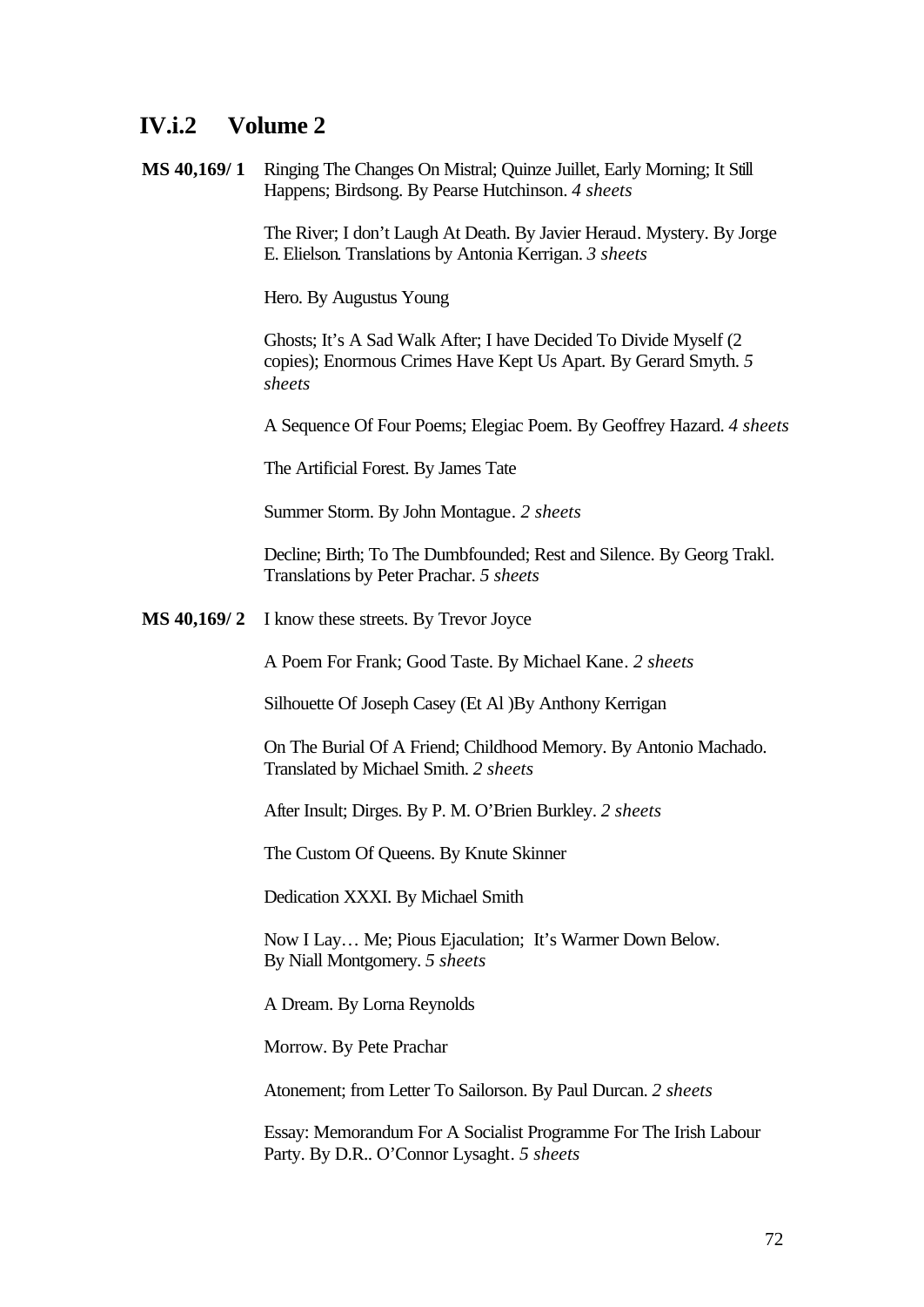## IV.i.2 Volume 2

**MS 40,169/ 1** Ringing The Changes On Mistral; Quinze Juillet, Early Morning; It Still Happens; Birdsong. By Pearse Hutchinson. *4 sheets*

The River; I don't Laugh At Death. By Javier Heraud. Mystery. By Jorge E. Elielson. Translations by Antonia Kerrigan. *3 sheets*

Hero. By Augustus Young

Ghosts; It's A Sad Walk After; I have Decided To Divide Myself (2 copies); Enormous Crimes Have Kept Us Apart. By Gerard Smyth. *5 sheets*

A Sequence Of Four Poems; Elegiac Poem. By Geoffrey Hazard. *4 sheets*

The Artificial Forest. By James Tate

Summer Storm. By John Montague. *2 sheets*

Decline; Birth; To The Dumbfounded; Rest and Silence. By Georg Trakl. Translations by Peter Prachar. *5 sheets*

**MS 40,169/ 2** I know these streets. By Trevor Joyce

A Poem For Frank; Good Taste. By Michael Kane. *2 sheets*

Silhouette Of Joseph Casey (Et Al )By Anthony Kerrigan

On The Burial Of A Friend; Childhood Memory. By Antonio Machado. Translated by Michael Smith. *2 sheets*

After Insult; Dirges. By P. M. O'Brien Burkley. *2 sheets*

The Custom Of Queens. By Knute Skinner

Dedication XXXI. By Michael Smith

Now I Lay… Me; Pious Ejaculation; It's Warmer Down Below. By Niall Montgomery. *5 sheets*

A Dream. By Lorna Reynolds

Morrow. By Pete Prachar

Atonement; from Letter To Sailorson. By Paul Durcan. *2 sheets*

Essay: Memorandum For A Socialist Programme For The Irish Labour Party. By D.R.. O'Connor Lysaght. *5 sheets*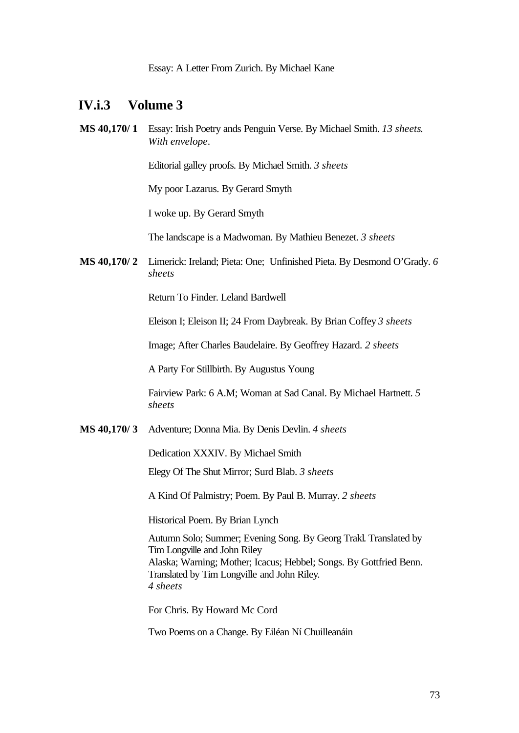Essay: A Letter From Zurich. By Michael Kane

## IV.i.3 Volume 3

**MS 40,170/ 1** Essay: Irish Poetry ands Penguin Verse. By Michael Smith. *13 sheets. With envelope.*

Editorial galley proofs. By Michael Smith. *3 sheets*

My poor Lazarus. By Gerard Smyth

I woke up. By Gerard Smyth

The landscape is a Madwoman. By Mathieu Benezet. *3 sheets*

**MS 40,170/ 2** Limerick: Ireland; Pieta: One; Unfinished Pieta. By Desmond O'Grady. *6 sheets*

Return To Finder. Leland Bardwell

Eleison I; Eleison II; 24 From Daybreak. By Brian Coffey *3 sheets*

Image; After Charles Baudelaire. By Geoffrey Hazard. *2 sheets*

A Party For Stillbirth. By Augustus Young

Fairview Park: 6 A.M; Woman at Sad Canal. By Michael Hartnett. *5 sheets*

**MS 40,170/ 3** Adventure; Donna Mia. By Denis Devlin. *4 sheets*

Dedication XXXIV. By Michael Smith

Elegy Of The Shut Mirror; Surd Blab. *3 sheets*

A Kind Of Palmistry; Poem. By Paul B. Murray. *2 sheets*

Historical Poem. By Brian Lynch

Autumn Solo; Summer; Evening Song. By Georg Trakl. Translated by Tim Longville and John Riley
Alaska; Warning; Mother; Icacus; Hebbel; Songs. By Gottfried Benn. Translated by Tim Longville and John Riley.
*4 sheets*

For Chris. By Howard Mc Cord

Two Poems on a Change. By Eiléan Ní Chuilleanáin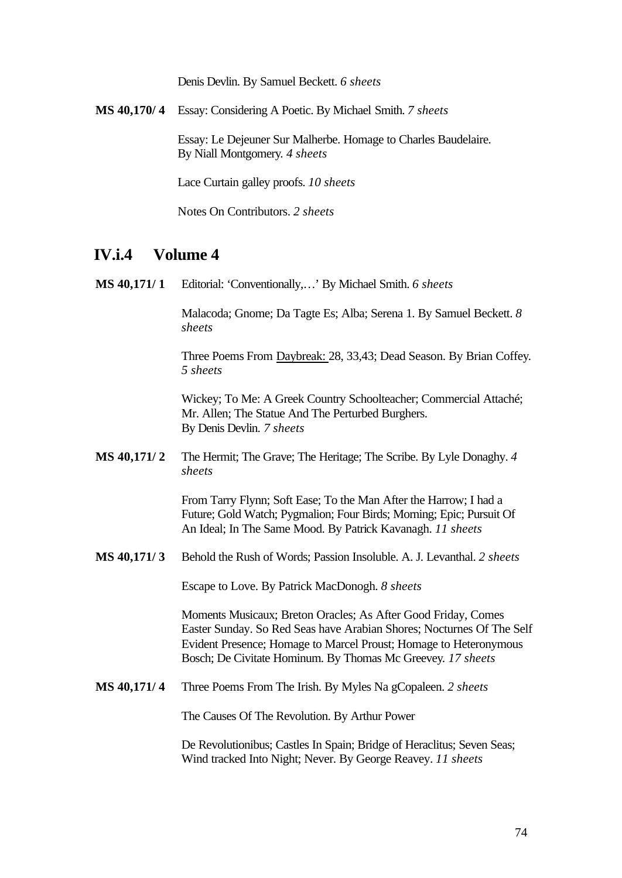Denis Devlin. By Samuel Beckett. *6 sheets*

**MS 40,170/ 4** Essay: Considering A Poetic. By Michael Smith. *7 sheets*

Essay: Le Dejeuner Sur Malherbe. Homage to Charles Baudelaire. By Niall Montgomery. *4 sheets*

Lace Curtain galley proofs. *10 sheets*

Notes On Contributors. *2 sheets*

## IV.i.4 Volume 4

**MS 40,171/ 1** Editorial: 'Conventionally,…' By Michael Smith. *6 sheets*

Malacoda; Gnome; Da Tagte Es; Alba; Serena 1. By Samuel Beckett. *8 sheets*

Three Poems From Daybreak: 28, 33,43; Dead Season. By Brian Coffey. *5 sheets*

Wickey; To Me: A Greek Country Schoolteacher; Commercial Attaché; Mr. Allen; The Statue And The Perturbed Burghers. By Denis Devlin. *7 sheets*

**MS 40,171/ 2** The Hermit; The Grave; The Heritage; The Scribe. By Lyle Donaghy. *4 sheets*

From Tarry Flynn; Soft Ease; To the Man After the Harrow; I had a Future; Gold Watch; Pygmalion; Four Birds; Morning; Epic; Pursuit Of An Ideal; In The Same Mood. By Patrick Kavanagh. *11 sheets*

**MS 40,171/ 3** Behold the Rush of Words; Passion Insoluble. A. J. Levanthal. *2 sheets*

Escape to Love. By Patrick MacDonogh. *8 sheets*

Moments Musicaux; Breton Oracles; As After Good Friday, Comes Easter Sunday. So Red Seas have Arabian Shores; Nocturnes Of The Self Evident Presence; Homage to Marcel Proust; Homage to Heteronymous Bosch; De Civitate Hominum. By Thomas Mc Greevey. *17 sheets*

**MS 40,171/ 4** Three Poems From The Irish. By Myles Na gCopaleen. *2 sheets*

The Causes Of The Revolution. By Arthur Power

De Revolutionibus; Castles In Spain; Bridge of Heraclitus; Seven Seas; Wind tracked Into Night; Never. By George Reavey. *11 sheets*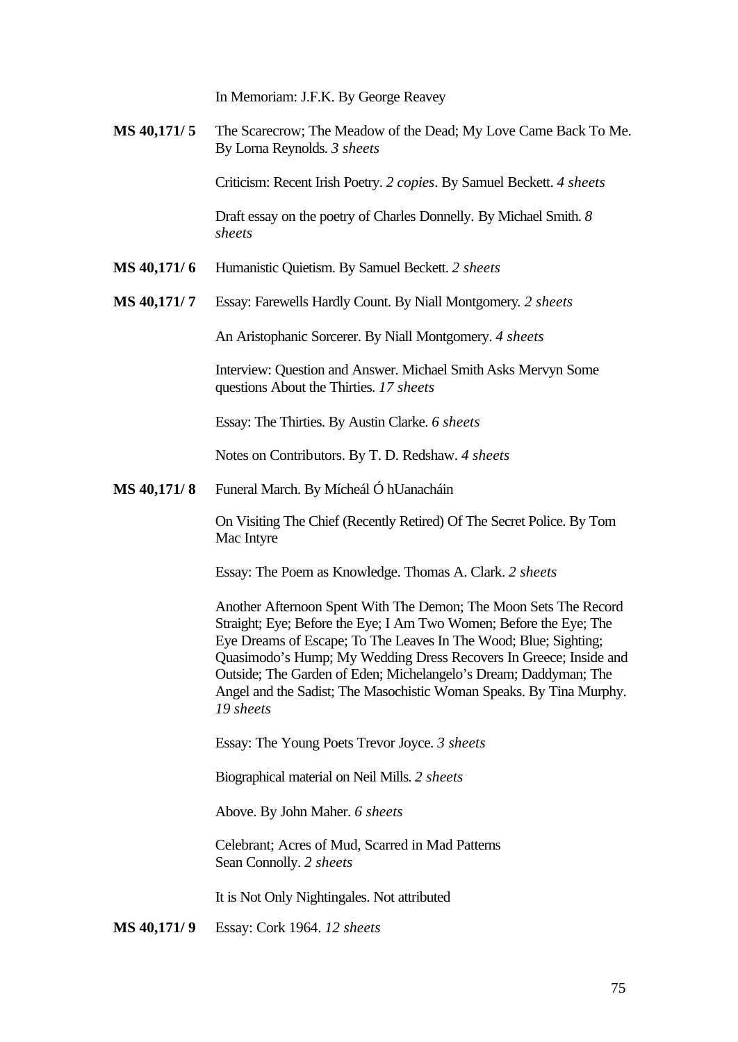In Memoriam: J.F.K. By George Reavey

**MS 40,171/ 5** The Scarecrow; The Meadow of the Dead; My Love Came Back To Me. By Lorna Reynolds. *3 sheets*

Criticism: Recent Irish Poetry. *2 copies*. By Samuel Beckett. *4 sheets*

Draft essay on the poetry of Charles Donnelly. By Michael Smith. *8 sheets*

**MS 40,171/ 6** Humanistic Quietism. By Samuel Beckett. *2 sheets*

**MS 40,171/ 7** Essay: Farewells Hardly Count. By Niall Montgomery. *2 sheets*

An Aristophanic Sorcerer. By Niall Montgomery. *4 sheets*

Interview: Question and Answer. Michael Smith Asks Mervyn Some questions About the Thirties. *17 sheets*

Essay: The Thirties. By Austin Clarke. *6 sheets*

Notes on Contributors. By T. D. Redshaw. *4 sheets*

**MS 40,171/ 8** Funeral March. By Mícheál Ó hUanacháin

On Visiting The Chief (Recently Retired) Of The Secret Police. By Tom Mac Intyre

Essay: The Poem as Knowledge. Thomas A. Clark. *2 sheets*

Another Afternoon Spent With The Demon; The Moon Sets The Record Straight; Eye; Before the Eye; I Am Two Women; Before the Eye; The Eye Dreams of Escape; To The Leaves In The Wood; Blue; Sighting; Quasimodo's Hump; My Wedding Dress Recovers In Greece; Inside and Outside; The Garden of Eden; Michelangelo's Dream; Daddyman; The Angel and the Sadist; The Masochistic Woman Speaks. By Tina Murphy. *19 sheets*

Essay: The Young Poets Trevor Joyce. *3 sheets*

Biographical material on Neil Mills. *2 sheets*

Above. By John Maher. *6 sheets*

Celebrant; Acres of Mud, Scarred in Mad Patterns
Sean Connolly. *2 sheets*

It is Not Only Nightingales. Not attributed

**MS 40,171/ 9** Essay: Cork 1964. *12 sheets*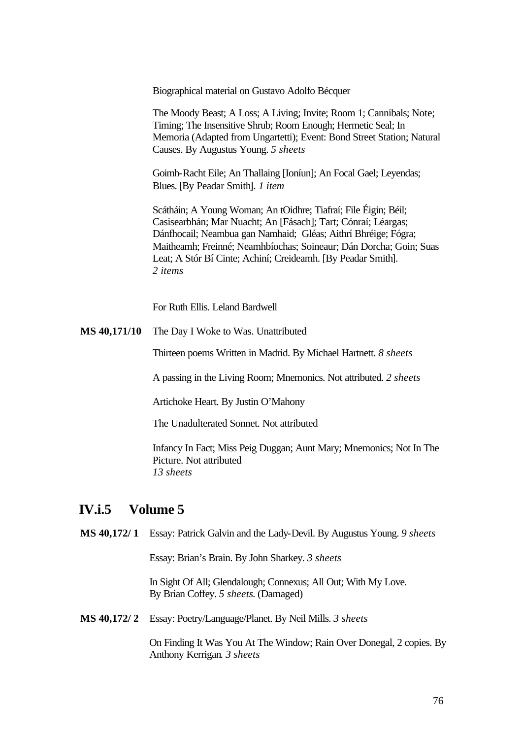Biographical material on Gustavo Adolfo Bécquer

The Moody Beast; A Loss; A Living; Invite; Room 1; Cannibals; Note; Timing; The Insensitive Shrub; Room Enough; Hermetic Seal; In Memoria (Adapted from Ungartetti); Event: Bond Street Station; Natural Causes. By Augustus Young. *5 sheets*

Goimh-Racht Eile; An Thallaing [Ioníun]; An Focal Gael; Leyendas; Blues. [By Peadar Smith]. *1 item*

Scátháin; A Young Woman; An tOidhre; Tiafraí; File Éigin; Béil; Casisearbhán; Mar Nuacht; An [Fásach]; Tart; Cónraí; Léargas; Dánfhocail; Neambua gan Namhaid; Gléas; Aithrí Bhréige; Fógra; Maitheamh; Freinné; Neamhbíochas; Soineaur; Dán Dorcha; Goin; Suas Leat; A Stór Bí Cinte; Achiní; Creideamh. [By Peadar Smith]. *2 items*

For Ruth Ellis. Leland Bardwell

**MS 40,171/10** The Day I Woke to Was. Unattributed

Thirteen poems Written in Madrid. By Michael Hartnett. *8 sheets*

A passing in the Living Room; Mnemonics. Not attributed. *2 sheets*

Artichoke Heart. By Justin O'Mahony

The Unadulterated Sonnet. Not attributed

Infancy In Fact; Miss Peig Duggan; Aunt Mary; Mnemonics; Not In The Picture. Not attributed
*13 sheets*

## IV.i.5 Volume 5

**MS 40,172/ 1** Essay: Patrick Galvin and the Lady-Devil. By Augustus Young. *9 sheets*

Essay: Brian's Brain. By John Sharkey. *3 sheets*

In Sight Of All; Glendalough; Connexus; All Out; With My Love. By Brian Coffey. *5 sheets.* (Damaged)

**MS 40,172/ 2** Essay: Poetry/Language/Planet. By Neil Mills. *3 sheets*

On Finding It Was You At The Window; Rain Over Donegal, 2 copies. By Anthony Kerrigan. *3 sheets*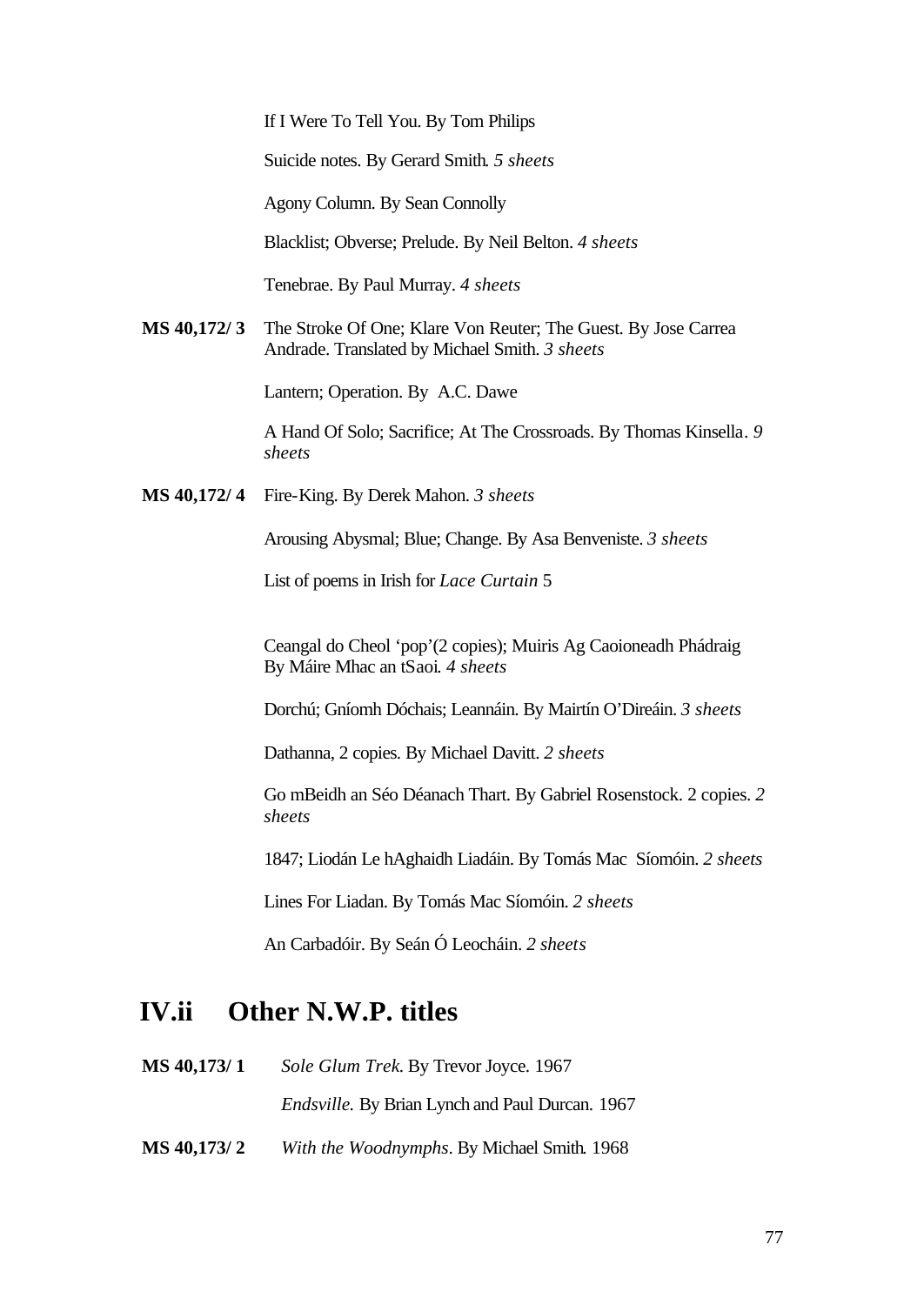If I Were To Tell You. By Tom Philips

Suicide notes. By Gerard Smith. *5 sheets*

Agony Column. By Sean Connolly

Blacklist; Obverse; Prelude. By Neil Belton. *4 sheets*

Tenebrae. By Paul Murray. *4 sheets*

**MS 40,172/ 3** The Stroke Of One; Klare Von Reuter; The Guest. By Jose Carrea Andrade. Translated by Michael Smith. *3 sheets*

Lantern; Operation. By A.C. Dawe

A Hand Of Solo; Sacrifice; At The Crossroads. By Thomas Kinsella. *9 sheets*

**MS 40,172/ 4** Fire-King. By Derek Mahon. *3 sheets*

Arousing Abysmal; Blue; Change. By Asa Benveniste. *3 sheets*

List of poems in Irish for *Lace Curtain* 5

Ceangal do Cheol 'pop'(2 copies); Muiris Ag Caoioneadh Phádraig By Máire Mhac an tSaoi. *4 sheets*

Dorchú; Gníomh Dóchais; Leannáin. By Mairtín O'Direáin. *3 sheets*

Dathanna, 2 copies. By Michael Davitt. *2 sheets*

Go mBeidh an Séo Déanach Thart. By Gabriel Rosenstock. 2 copies. *2 sheets*

1847; Liodán Le hAghaidh Liadáin. By Tomás Mac Síomóin. *2 sheets*

Lines For Liadan. By Tomás Mac Síomóin. *2 sheets*

An Carbadóir. By Seán Ó Leocháin. *2 sheets*

## IV.ii Other N.W.P. titles

**MS 40,173/ 1** *Sole Glum Trek*. By Trevor Joyce. 1967

*Endsville.* By Brian Lynch and Paul Durcan. 1967

**MS 40,173/ 2** *With the Woodnymphs*. By Michael Smith. 1968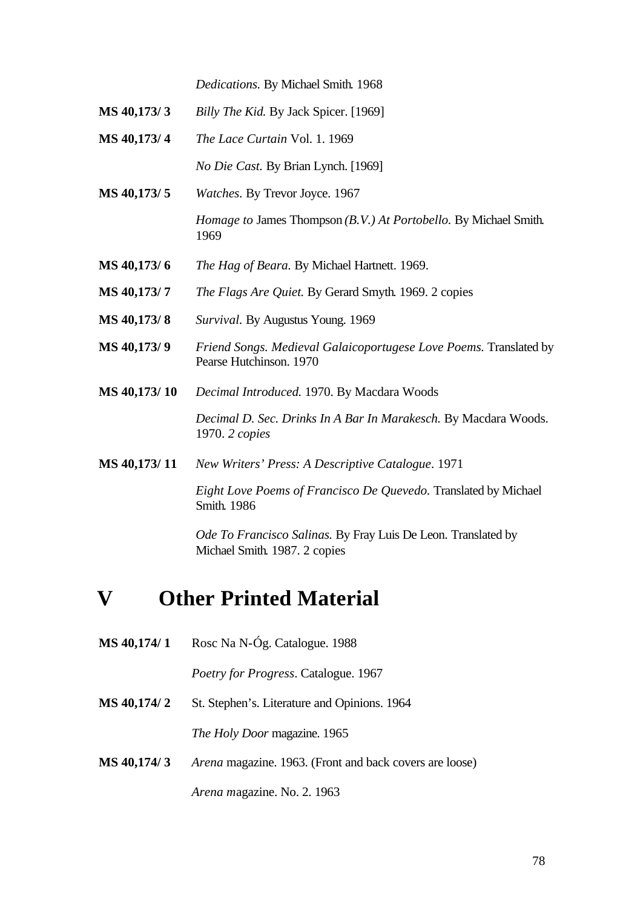| | |
|---|---|
| | *Dedications.* By Michael Smith. 1968 |
| **MS 40,173/ 3** | *Billy The Kid.* By Jack Spicer. [1969] |
| **MS 40,173/ 4** | *The Lace Curtain* Vol. 1. 1969 |
| | *No Die Cast.* By Brian Lynch. [1969] |
| **MS 40,173/ 5** | *Watches.* By Trevor Joyce. 1967 |
| | *Homage to* James Thompson *(B.V.) At Portobello.* By Michael Smith. 1969 |
| **MS 40,173/ 6** | *The Hag of Beara.* By Michael Hartnett. 1969. |
| **MS 40,173/ 7** | *The Flags Are Quiet.* By Gerard Smyth. 1969. 2 copies |
| **MS 40,173/ 8** | *Survival.* By Augustus Young. 1969 |
| **MS 40,173/ 9** | *Friend Songs. Medieval Galaicoportugese Love Poems.* Translated by Pearse Hutchinson. 1970 |
| **MS 40,173/ 10** | *Decimal Introduced.* 1970. By Macdara Woods |
| | *Decimal D. Sec. Drinks In A Bar In Marakesch.* By Macdara Woods. 1970. *2 copies* |
| **MS 40,173/ 11** | *New Writers' Press: A Descriptive Catalogue*. 1971 |
| | *Eight Love Poems of Francisco De Quevedo.* Translated by Michael Smith. 1986 |
| | *Ode To Francisco Salinas.* By Fray Luis De Leon. Translated by Michael Smith. 1987. 2 copies |

# V Other Printed Material

| | |
|---|---|
| **MS 40,174/ 1** | Rosc Na N-Óg. Catalogue. 1988 |
| | *Poetry for Progress*. Catalogue. 1967 |
| **MS 40,174/ 2** | St. Stephen's. Literature and Opinions. 1964 |
| | *The Holy Door* magazine. 1965 |
| **MS 40,174/ 3** | *Arena* magazine. 1963. (Front and back covers are loose) |
| | *Arena m*agazine. No. 2. 1963 |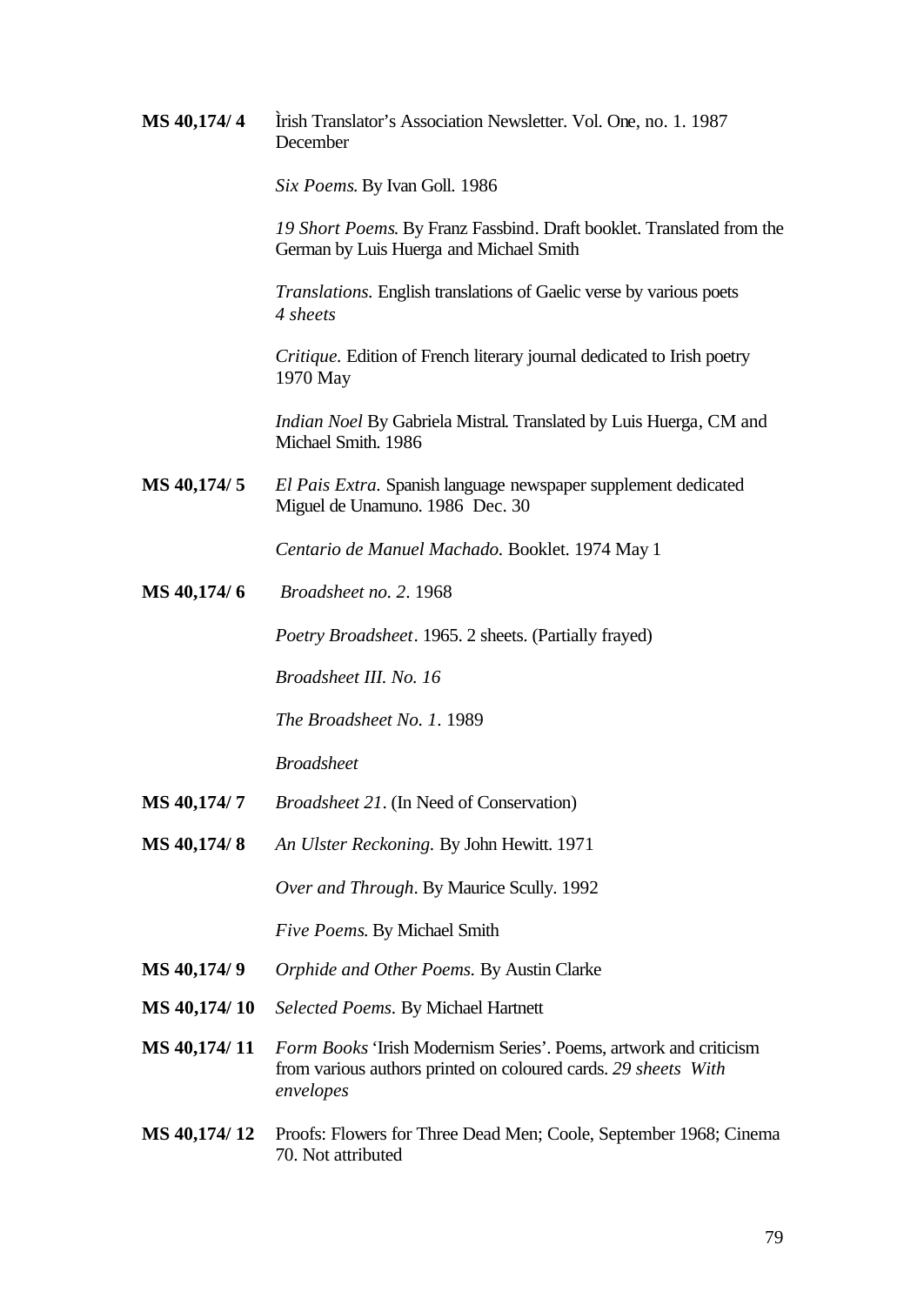**MS 40,174/ 4** Ìrish Translator's Association Newsletter. Vol. One, no. 1. 1987 December

*Six Poems*. By Ivan Goll. 1986

*19 Short Poems*. By Franz Fassbind. Draft booklet. Translated from the German by Luis Huerga and Michael Smith

*Translations.* English translations of Gaelic verse by various poets *4 sheets*

*Critique.* Edition of French literary journal dedicated to Irish poetry 1970 May

*Indian Noel* By Gabriela Mistral. Translated by Luis Huerga, CM and Michael Smith. 1986

**MS 40,174/ 5** *El Pais Extra.* Spanish language newspaper supplement dedicated Miguel de Unamuno. 1986 Dec. 30

*Centario de Manuel Machado.* Booklet. 1974 May 1

**MS 40,174/ 6** *Broadsheet no. 2*. 1968

*Poetry Broadsheet*. 1965. 2 sheets. (Partially frayed)

*Broadsheet III. No. 16*

*The Broadsheet No. 1*. 1989

*Broadsheet*

**MS 40,174/ 7** *Broadsheet 21*. (In Need of Conservation)

**MS 40,174/ 8** *An Ulster Reckoning.* By John Hewitt. 1971

*Over and Through*. By Maurice Scully. 1992

*Five Poems.* By Michael Smith

**MS 40,174/ 9** *Orphide and Other Poems.* By Austin Clarke

**MS 40,174/ 10** *Selected Poems.* By Michael Hartnett

**MS 40,174/ 11** *Form Books* 'Irish Modernism Series'. Poems, artwork and criticism from various authors printed on coloured cards. *29 sheets With envelopes*

**MS 40,174/ 12** Proofs: Flowers for Three Dead Men; Coole, September 1968; Cinema 70. Not attributed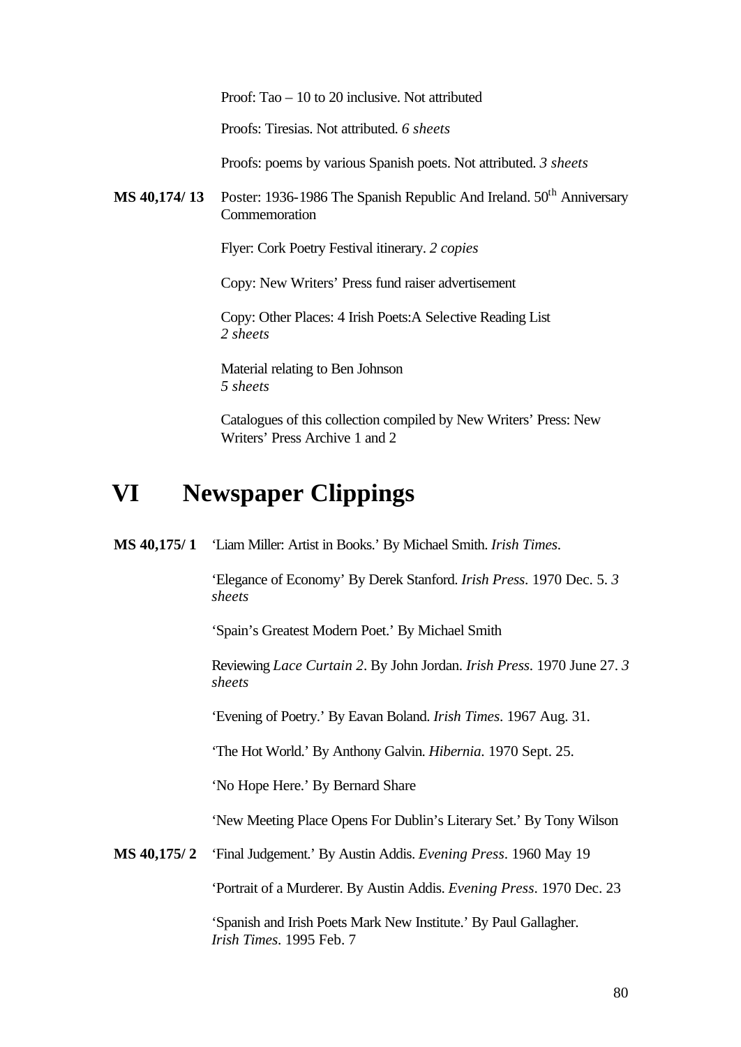Proof: Tao – 10 to 20 inclusive. Not attributed

Proofs: Tiresias. Not attributed. *6 sheets*

Proofs: poems by various Spanish poets. Not attributed. *3 sheets*

**MS 40,174/ 13** Poster: 1936-1986 The Spanish Republic And Ireland. 50th Anniversary Commemoration

Flyer: Cork Poetry Festival itinerary. *2 copies*

Copy: New Writers' Press fund raiser advertisement

Copy: Other Places: 4 Irish Poets:A Selective Reading List
*2 sheets*

Material relating to Ben Johnson
*5 sheets*

Catalogues of this collection compiled by New Writers' Press: New Writers' Press Archive 1 and 2

# VI Newspaper Clippings

**MS 40,175/ 1** 'Liam Miller: Artist in Books.' By Michael Smith. *Irish Times*.

'Elegance of Economy' By Derek Stanford. *Irish Press*. 1970 Dec. 5. *3 sheets*

'Spain's Greatest Modern Poet.' By Michael Smith

Reviewing *Lace Curtain 2*. By John Jordan. *Irish Press*. 1970 June 27. *3 sheets*

'Evening of Poetry.' By Eavan Boland. *Irish Times*. 1967 Aug. 31.

'The Hot World.' By Anthony Galvin. *Hibernia*. 1970 Sept. 25.

'No Hope Here.' By Bernard Share

'New Meeting Place Opens For Dublin's Literary Set.' By Tony Wilson

**MS 40,175/ 2** 'Final Judgement.' By Austin Addis. *Evening Press*. 1960 May 19

'Portrait of a Murderer. By Austin Addis. *Evening Press*. 1970 Dec. 23

'Spanish and Irish Poets Mark New Institute.' By Paul Gallagher. *Irish Times*. 1995 Feb. 7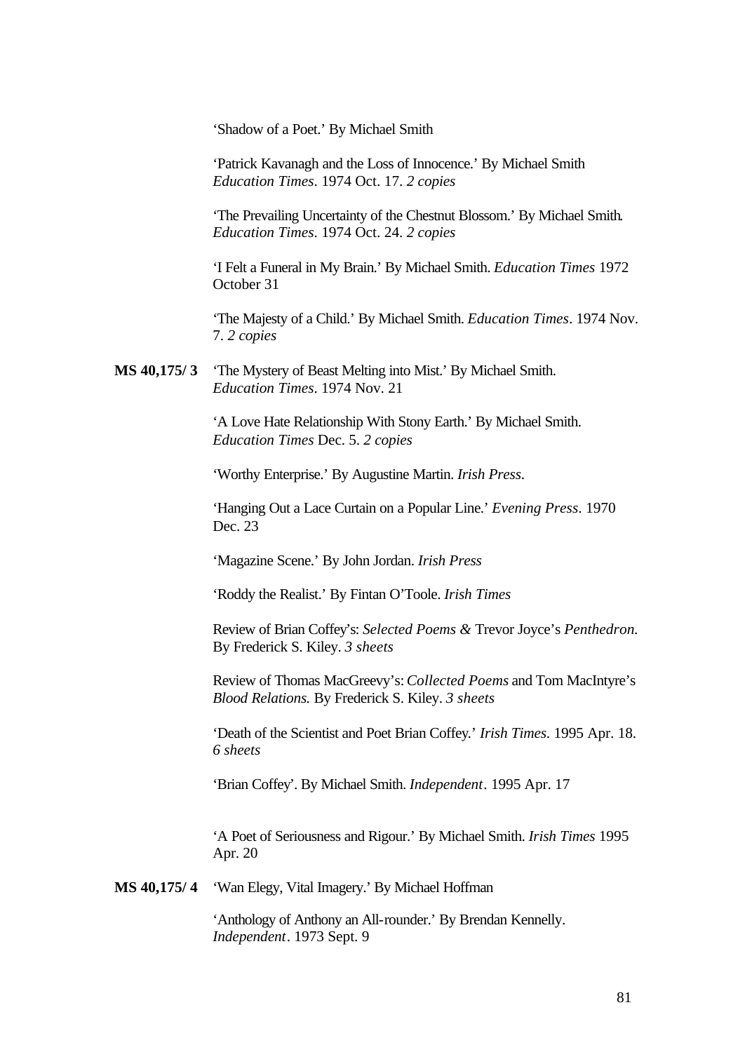'Shadow of a Poet.' By Michael Smith

'Patrick Kavanagh and the Loss of Innocence.' By Michael Smith *Education Times*. 1974 Oct. 17. *2 copies*

'The Prevailing Uncertainty of the Chestnut Blossom.' By Michael Smith. *Education Times*. 1974 Oct. 24. *2 copies*

'I Felt a Funeral in My Brain.' By Michael Smith. *Education Times* 1972 October 31

'The Majesty of a Child.' By Michael Smith. *Education Times*. 1974 Nov. 7. *2 copies*

**MS 40,175/ 3** 'The Mystery of Beast Melting into Mist.' By Michael Smith. *Education Times*. 1974 Nov. 21

'A Love Hate Relationship With Stony Earth.' By Michael Smith. *Education Times* Dec. 5. *2 copies*

'Worthy Enterprise.' By Augustine Martin. *Irish Press*.

'Hanging Out a Lace Curtain on a Popular Line.' *Evening Press*. 1970 Dec. 23

'Magazine Scene.' By John Jordan. *Irish Press*

'Roddy the Realist.' By Fintan O'Toole. *Irish Times*

Review of Brian Coffey's: *Selected Poems &* Trevor Joyce's *Penthedron*. By Frederick S. Kiley. *3 sheets*

Review of Thomas MacGreevy's: *Collected Poems* and Tom MacIntyre's *Blood Relations.* By Frederick S. Kiley. *3 sheets*

'Death of the Scientist and Poet Brian Coffey.' *Irish Times*. 1995 Apr. 18. *6 sheets*

'Brian Coffey'. By Michael Smith. *Independent*. 1995 Apr. 17

'A Poet of Seriousness and Rigour.' By Michael Smith. *Irish Times* 1995 Apr. 20

**MS 40,175/ 4** 'Wan Elegy, Vital Imagery.' By Michael Hoffman

'Anthology of Anthony an All-rounder.' By Brendan Kennelly. *Independent*. 1973 Sept. 9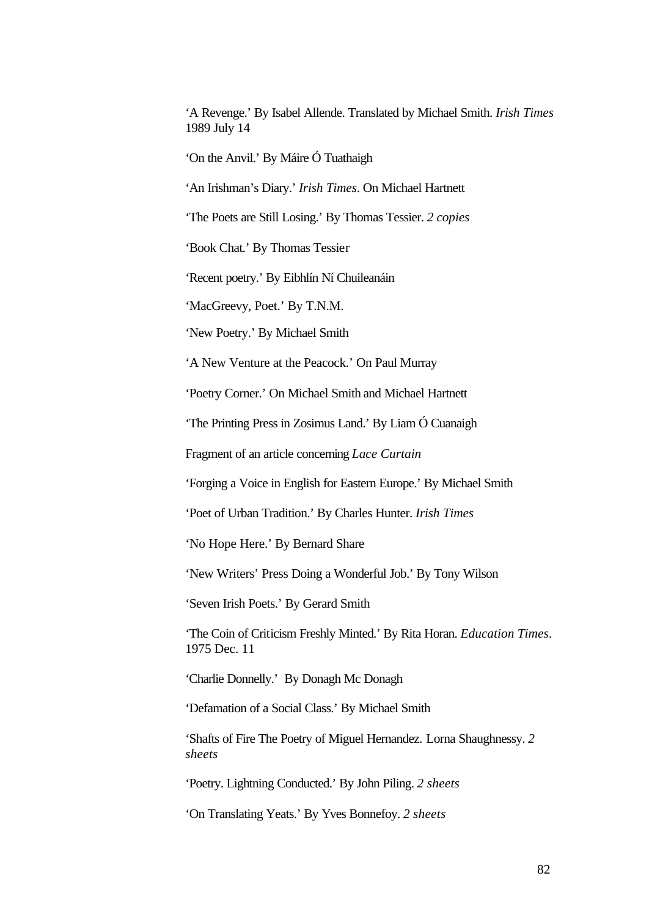'A Revenge.' By Isabel Allende. Translated by Michael Smith. *Irish Times* 1989 July 14

'On the Anvil.' By Máire Ó Tuathaigh

'An Irishman's Diary.' *Irish Times*. On Michael Hartnett

'The Poets are Still Losing.' By Thomas Tessier. *2 copies*

'Book Chat.' By Thomas Tessier

'Recent poetry.' By Eibhlín Ní Chuileanáin

'MacGreevy, Poet.' By T.N.M.

'New Poetry.' By Michael Smith

'A New Venture at the Peacock.' On Paul Murray

'Poetry Corner.' On Michael Smith and Michael Hartnett

'The Printing Press in Zosimus Land.' By Liam Ó Cuanaigh

Fragment of an article concerning *Lace Curtain*

'Forging a Voice in English for Eastern Europe.' By Michael Smith

'Poet of Urban Tradition.' By Charles Hunter. *Irish Times*

'No Hope Here.' By Bernard Share

'New Writers' Press Doing a Wonderful Job.' By Tony Wilson

'Seven Irish Poets.' By Gerard Smith

'The Coin of Criticism Freshly Minted.' By Rita Horan. *Education Times*. 1975 Dec. 11

'Charlie Donnelly.' By Donagh Mc Donagh

'Defamation of a Social Class.' By Michael Smith

'Shafts of Fire The Poetry of Miguel Hernandez. Lorna Shaughnessy. *2 sheets*

'Poetry. Lightning Conducted.' By John Piling. *2 sheets*

'On Translating Yeats.' By Yves Bonnefoy. *2 sheets*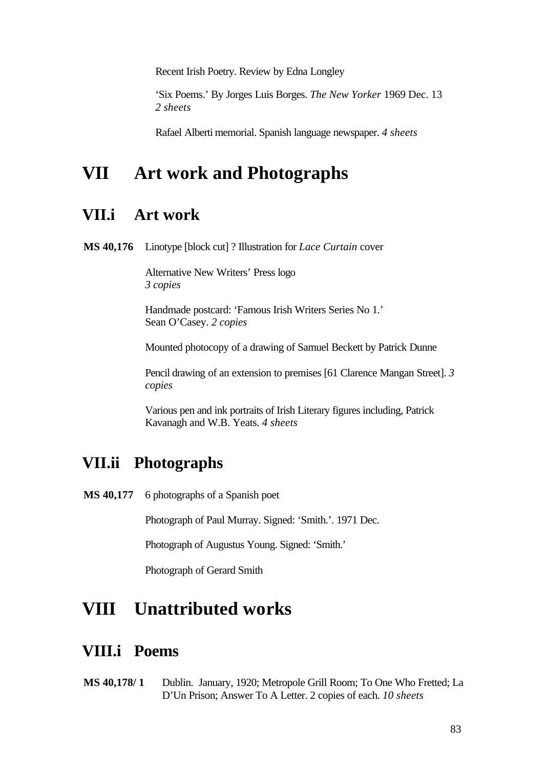Recent Irish Poetry. Review by Edna Longley

'Six Poems.' By Jorges Luis Borges. *The New Yorker* 1969 Dec. 13
*2 sheets*

Rafael Alberti memorial. Spanish language newspaper. *4 sheets*

# VII Art work and Photographs

## VII.i Art work

**MS 40,176** Linotype [block cut] ? Illustration for *Lace Curtain* cover

Alternative New Writers' Press logo
*3 copies*

Handmade postcard: 'Famous Irish Writers Series No 1.'
Sean O'Casey. *2 copies*

Mounted photocopy of a drawing of Samuel Beckett by Patrick Dunne

Pencil drawing of an extension to premises [61 Clarence Mangan Street]. *3 copies*

Various pen and ink portraits of Irish Literary figures including, Patrick Kavanagh and W.B. Yeats. *4 sheets*

## VII.ii Photographs

**MS 40,177** 6 photographs of a Spanish poet

Photograph of Paul Murray. Signed: 'Smith.'. 1971 Dec.

Photograph of Augustus Young. Signed: 'Smith.'

Photograph of Gerard Smith

# VIII Unattributed works

## VIII.i Poems

**MS 40,178/ 1** Dublin. January, 1920; Metropole Grill Room; To One Who Fretted; La D'Un Prison; Answer To A Letter. 2 copies of each. *10 sheets*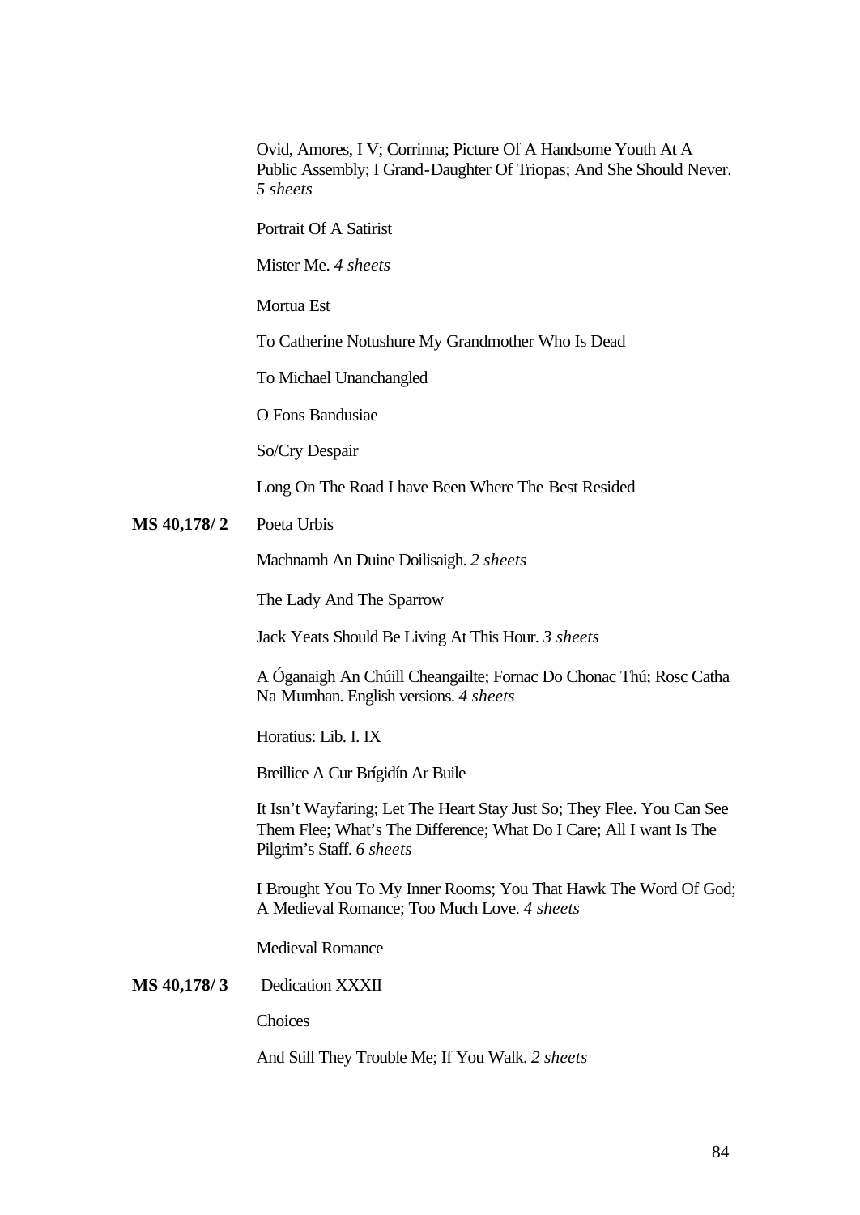Ovid, Amores, I V; Corrinna; Picture Of A Handsome Youth At A Public Assembly; I Grand-Daughter Of Triopas; And She Should Never. *5 sheets*

Portrait Of A Satirist

Mister Me. *4 sheets*

Mortua Est

To Catherine Notushure My Grandmother Who Is Dead

To Michael Unanchangled

O Fons Bandusiae

So/Cry Despair

Long On The Road I have Been Where The Best Resided

**MS 40,178/ 2** Poeta Urbis

Machnamh An Duine Doilisaigh. *2 sheets*

The Lady And The Sparrow

Jack Yeats Should Be Living At This Hour. *3 sheets*

A Óganaigh An Chúill Cheangailte; Fornac Do Chonac Thú; Rosc Catha Na Mumhan. English versions. *4 sheets*

Horatius: Lib. I. IX

Breillice A Cur Brígidín Ar Buile

It Isn't Wayfaring; Let The Heart Stay Just So; They Flee. You Can See Them Flee; What's The Difference; What Do I Care; All I want Is The Pilgrim's Staff. *6 sheets*

I Brought You To My Inner Rooms; You That Hawk The Word Of God; A Medieval Romance; Too Much Love. *4 sheets*

Medieval Romance

**MS 40,178/ 3** Dedication XXXII

Choices

And Still They Trouble Me; If You Walk. *2 sheets*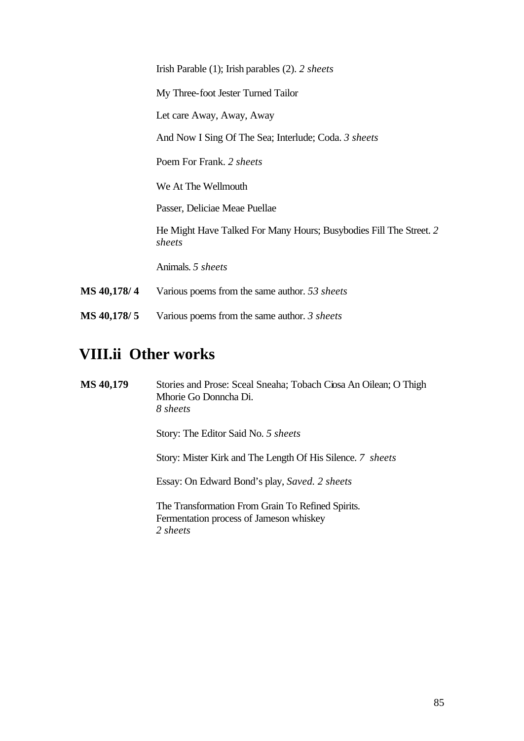Irish Parable (1); Irish parables (2). *2 sheets*

My Three-foot Jester Turned Tailor

Let care Away, Away, Away

And Now I Sing Of The Sea; Interlude; Coda. *3 sheets*

Poem For Frank. *2 sheets*

We At The Wellmouth

Passer, Deliciae Meae Puellae

He Might Have Talked For Many Hours; Busybodies Fill The Street. *2 sheets*

Animals. *5 sheets*

**MS 40,178/ 4** Various poems from the same author. *53 sheets*

**MS 40,178/ 5** Various poems from the same author. *3 sheets*

## VIII.ii Other works

**MS 40,179** Stories and Prose: Sceal Sneaha; Tobach Ciosa An Oilean; O Thigh Mhorie Go Donncha Di.
*8 sheets*

Story: The Editor Said No. *5 sheets*

Story: Mister Kirk and The Length Of His Silence. *7 sheets*

Essay: On Edward Bond's play, *Saved. 2 sheets*

The Transformation From Grain To Refined Spirits.
Fermentation process of Jameson whiskey
*2 sheets*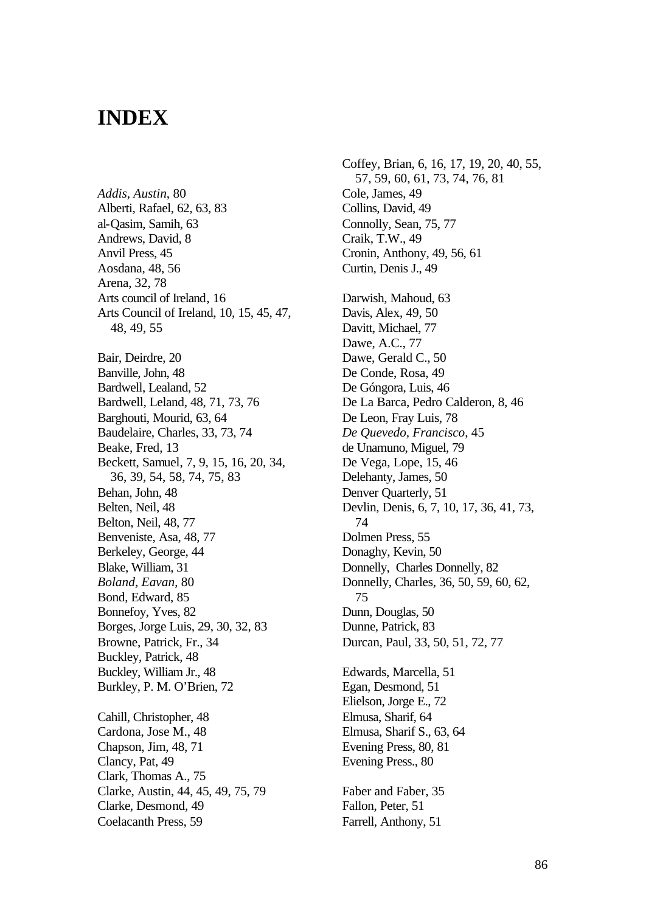# INDEX

*Addis, Austin*, 80
Alberti, Rafael, 62, 63, 83
al-Qasim, Samih, 63
Andrews, David, 8
Anvil Press, 45
Aosdana, 48, 56
Arena, 32, 78
Arts council of Ireland, 16
Arts Council of Ireland, 10, 15, 45, 47, 48, 49, 55

Bair, Deirdre, 20
Banville, John, 48
Bardwell, Lealand, 52
Bardwell, Leland, 48, 71, 73, 76
Barghouti, Mourid, 63, 64
Baudelaire, Charles, 33, 73, 74
Beake, Fred, 13
Beckett, Samuel, 7, 9, 15, 16, 20, 34, 36, 39, 54, 58, 74, 75, 83
Behan, John, 48
Belten, Neil, 48
Belton, Neil, 48, 77
Benveniste, Asa, 48, 77
Berkeley, George, 44
Blake, William, 31
*Boland, Eavan*, 80
Bond, Edward, 85
Bonnefoy, Yves, 82
Borges, Jorge Luis, 29, 30, 32, 83
Browne, Patrick, Fr., 34
Buckley, Patrick, 48
Buckley, William Jr., 48
Burkley, P. M. O'Brien, 72

Cahill, Christopher, 48
Cardona, Jose M., 48
Chapson, Jim, 48, 71
Clancy, Pat, 49
Clark, Thomas A., 75
Clarke, Austin, 44, 45, 49, 75, 79
Clarke, Desmond, 49
Coelacanth Press, 59
Coffey, Brian, 6, 16, 17, 19, 20, 40, 55, 57, 59, 60, 61, 73, 74, 76, 81
Cole, James, 49
Collins, David, 49
Connolly, Sean, 75, 77
Craik, T.W., 49
Cronin, Anthony, 49, 56, 61
Curtin, Denis J., 49

Darwish, Mahoud, 63
Davis, Alex, 49, 50
Davitt, Michael, 77
Dawe, A.C., 77
Dawe, Gerald C., 50
De Conde, Rosa, 49
De Góngora, Luis, 46
De La Barca, Pedro Calderon, 8, 46
De Leon, Fray Luis, 78
*De Quevedo, Francisco*, 45
de Unamuno, Miguel, 79
De Vega, Lope, 15, 46
Delehanty, James, 50
Denver Quarterly, 51
Devlin, Denis, 6, 7, 10, 17, 36, 41, 73, 74
Dolmen Press, 55
Donaghy, Kevin, 50
Donnelly, Charles Donnelly, 82
Donnelly, Charles, 36, 50, 59, 60, 62, 75
Dunn, Douglas, 50
Dunne, Patrick, 83
Durcan, Paul, 33, 50, 51, 72, 77

Edwards, Marcella, 51
Egan, Desmond, 51
Elielson, Jorge E., 72
Elmusa, Sharif, 64
Elmusa, Sharif S., 63, 64
Evening Press, 80, 81
Evening Press., 80

Faber and Faber, 35
Fallon, Peter, 51
Farrell, Anthony, 51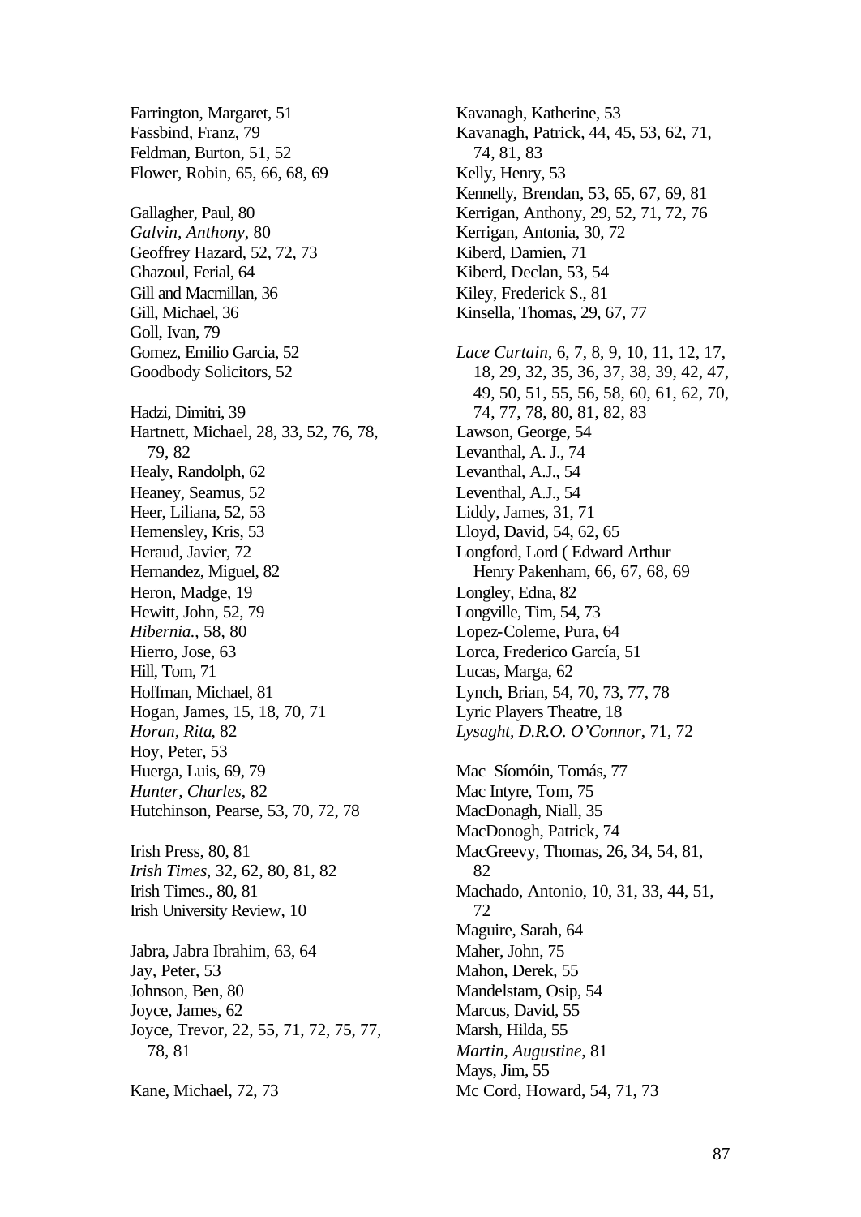Farrington, Margaret, 51
Fassbind, Franz, 79
Feldman, Burton, 51, 52
Flower, Robin, 65, 66, 68, 69

Gallagher, Paul, 80
*Galvin, Anthony*, 80
Geoffrey Hazard, 52, 72, 73
Ghazoul, Ferial, 64
Gill and Macmillan, 36
Gill, Michael, 36
Goll, Ivan, 79
Gomez, Emilio Garcia, 52
Goodbody Solicitors, 52

Hadzi, Dimitri, 39
Hartnett, Michael, 28, 33, 52, 76, 78, 79, 82
Healy, Randolph, 62
Heaney, Seamus, 52
Heer, Liliana, 52, 53
Hemensley, Kris, 53
Heraud, Javier, 72
Hernandez, Miguel, 82
Heron, Madge, 19
Hewitt, John, 52, 79
*Hibernia.*, 58, 80
Hierro, Jose, 63
Hill, Tom, 71
Hoffman, Michael, 81
Hogan, James, 15, 18, 70, 71
*Horan, Rita*, 82
Hoy, Peter, 53
Huerga, Luis, 69, 79
*Hunter, Charles*, 82
Hutchinson, Pearse, 53, 70, 72, 78

Irish Press, 80, 81
*Irish Times*, 32, 62, 80, 81, 82
Irish Times., 80, 81
Irish University Review, 10

Jabra, Jabra Ibrahim, 63, 64
Jay, Peter, 53
Johnson, Ben, 80
Joyce, James, 62
Joyce, Trevor, 22, 55, 71, 72, 75, 77, 78, 81

Kane, Michael, 72, 73

Kavanagh, Katherine, 53
Kavanagh, Patrick, 44, 45, 53, 62, 71, 74, 81, 83
Kelly, Henry, 53
Kennelly, Brendan, 53, 65, 67, 69, 81
Kerrigan, Anthony, 29, 52, 71, 72, 76
Kerrigan, Antonia, 30, 72
Kiberd, Damien, 71
Kiberd, Declan, 53, 54
Kiley, Frederick S., 81
Kinsella, Thomas, 29, 67, 77

*Lace Curtain*, 6, 7, 8, 9, 10, 11, 12, 17, 18, 29, 32, 35, 36, 37, 38, 39, 42, 47, 49, 50, 51, 55, 56, 58, 60, 61, 62, 70, 74, 77, 78, 80, 81, 82, 83
Lawson, George, 54
Levanthal, A. J., 74
Levanthal, A.J., 54
Leventhal, A.J., 54
Liddy, James, 31, 71
Lloyd, David, 54, 62, 65
Longford, Lord ( Edward Arthur Henry Pakenham, 66, 67, 68, 69
Longley, Edna, 82
Longville, Tim, 54, 73
Lopez-Coleme, Pura, 64
Lorca, Frederico García, 51
Lucas, Marga, 62
Lynch, Brian, 54, 70, 73, 77, 78
Lyric Players Theatre, 18
*Lysaght, D.R.O. O'Connor*, 71, 72

Mac Síomóin, Tomás, 77
Mac Intyre, Tom, 75
MacDonagh, Niall, 35
MacDonogh, Patrick, 74
MacGreevy, Thomas, 26, 34, 54, 81, 82
Machado, Antonio, 10, 31, 33, 44, 51, 72
Maguire, Sarah, 64
Maher, John, 75
Mahon, Derek, 55
Mandelstam, Osip, 54
Marcus, David, 55
Marsh, Hilda, 55
*Martin, Augustine*, 81
Mays, Jim, 55
Mc Cord, Howard, 54, 71, 73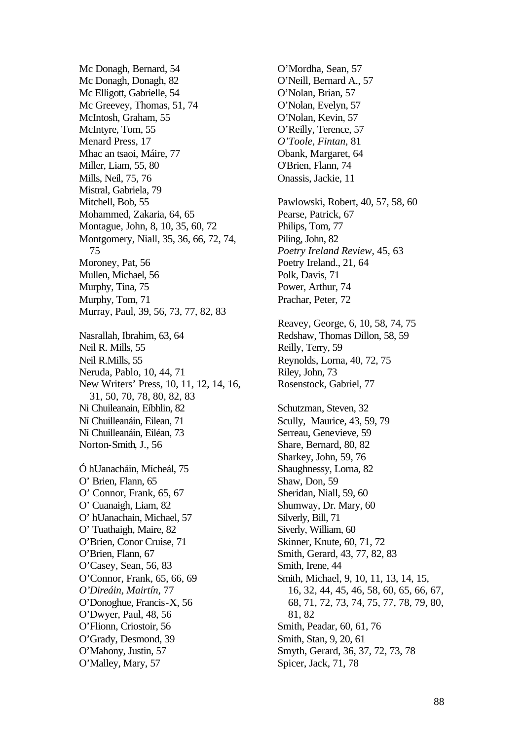Mc Donagh, Bernard, 54
Mc Donagh, Donagh, 82
Mc Elligott, Gabrielle, 54
Mc Greevey, Thomas, 51, 74
McIntosh, Graham, 55
McIntyre, Tom, 55
Menard Press, 17
Mhac an tsaoi, Máire, 77
Miller, Liam, 55, 80
Mills, Neil, 75, 76
Mistral, Gabriela, 79
Mitchell, Bob, 55
Mohammed, Zakaria, 64, 65
Montague, John, 8, 10, 35, 60, 72
Montgomery, Niall, 35, 36, 66, 72, 74, 75
Moroney, Pat, 56
Mullen, Michael, 56
Murphy, Tina, 75
Murphy, Tom, 71
Murray, Paul, 39, 56, 73, 77, 82, 83

Nasrallah, Ibrahim, 63, 64
Neil R. Mills, 55
Neil R.Mills, 55
Neruda, Pablo, 10, 44, 71
New Writers' Press, 10, 11, 12, 14, 16, 31, 50, 70, 78, 80, 82, 83
Ni Chuileanain, Eíbhlin, 82
Ní Chuilleanáin, Eilean, 71
Ní Chuilleanáin, Eiléan, 73
Norton-Smith, J., 56

Ó hUanacháin, Mícheál, 75
O' Brien, Flann, 65
O' Connor, Frank, 65, 67
O' Cuanaigh, Liam, 82
O' hUanachain, Michael, 57
O' Tuathaigh, Maire, 82
O'Brien, Conor Cruise, 71
O'Brien, Flann, 67
O'Casey, Sean, 56, 83
O'Connor, Frank, 65, 66, 69
*O'Direáin, Mairtín*, 77
O'Donoghue, Francis-X, 56
O'Dwyer, Paul, 48, 56
O'Flionn, Criostoir, 56
O'Grady, Desmond, 39
O'Mahony, Justin, 57
O'Malley, Mary, 57
O'Mordha, Sean, 57
O'Neill, Bernard A., 57
O'Nolan, Brian, 57
O'Nolan, Evelyn, 57
O'Nolan, Kevin, 57
O'Reilly, Terence, 57
*O'Toole, Fintan*, 81
Obank, Margaret, 64
O'Brien, Flann, 74
Onassis, Jackie, 11

Pawlowski, Robert, 40, 57, 58, 60
Pearse, Patrick, 67
Philips, Tom, 77
Piling, John, 82
*Poetry Ireland Review*, 45, 63
Poetry Ireland., 21, 64
Polk, Davis, 71
Power, Arthur, 74
Prachar, Peter, 72

Reavey, George, 6, 10, 58, 74, 75
Redshaw, Thomas Dillon, 58, 59
Reilly, Terry, 59
Reynolds, Lorna, 40, 72, 75
Riley, John, 73
Rosenstock, Gabriel, 77

Schutzman, Steven, 32
Scully, Maurice, 43, 59, 79
Serreau, Genevieve, 59
Share, Bernard, 80, 82
Sharkey, John, 59, 76
Shaughnessy, Lorna, 82
Shaw, Don, 59
Sheridan, Niall, 59, 60
Shumway, Dr. Mary, 60
Silverly, Bill, 71
Siverly, William, 60
Skinner, Knute, 60, 71, 72
Smith, Gerard, 43, 77, 82, 83
Smith, Irene, 44
Smith, Michael, 9, 10, 11, 13, 14, 15, 16, 32, 44, 45, 46, 58, 60, 65, 66, 67, 68, 71, 72, 73, 74, 75, 77, 78, 79, 80, 81, 82
Smith, Peadar, 60, 61, 76
Smith, Stan, 9, 20, 61
Smyth, Gerard, 36, 37, 72, 73, 78
Spicer, Jack, 71, 78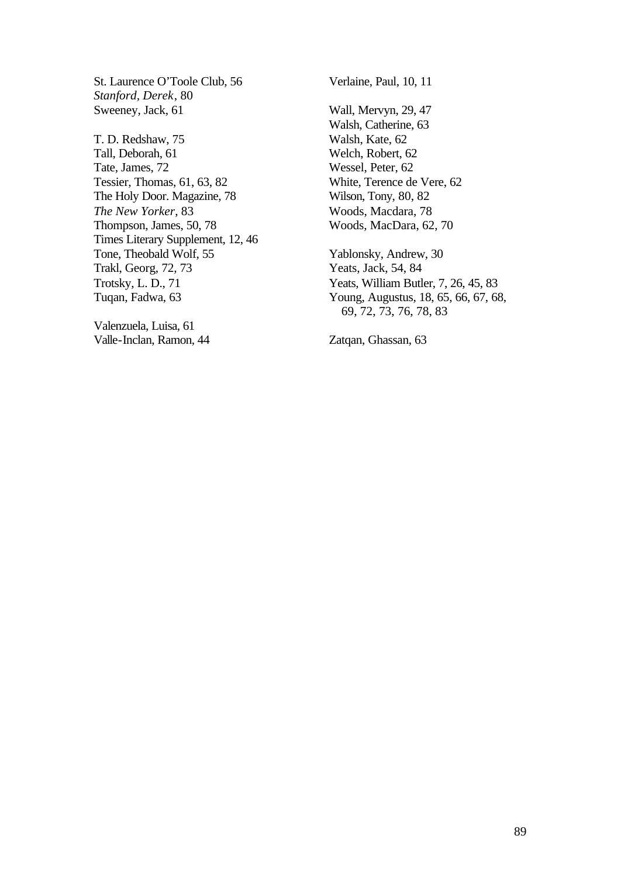St. Laurence O'Toole Club, 56
*Stanford, Derek*, 80
Sweeney, Jack, 61

T. D. Redshaw, 75
Tall, Deborah, 61
Tate, James, 72
Tessier, Thomas, 61, 63, 82
The Holy Door. Magazine, 78
*The New Yorker*, 83
Thompson, James, 50, 78
Times Literary Supplement, 12, 46
Tone, Theobald Wolf, 55
Trakl, Georg, 72, 73
Trotsky, L. D., 71
Tuqan, Fadwa, 63

Valenzuela, Luisa, 61
Valle-Inclan, Ramon, 44
Verlaine, Paul, 10, 11

Wall, Mervyn, 29, 47
Walsh, Catherine, 63
Walsh, Kate, 62
Welch, Robert, 62
Wessel, Peter, 62
White, Terence de Vere, 62
Wilson, Tony, 80, 82
Woods, Macdara, 78
Woods, MacDara, 62, 70

Yablonsky, Andrew, 30
Yeats, Jack, 54, 84
Yeats, William Butler, 7, 26, 45, 83
Young, Augustus, 18, 65, 66, 67, 68, 69, 72, 73, 76, 78, 83

Zatqan, Ghassan, 63